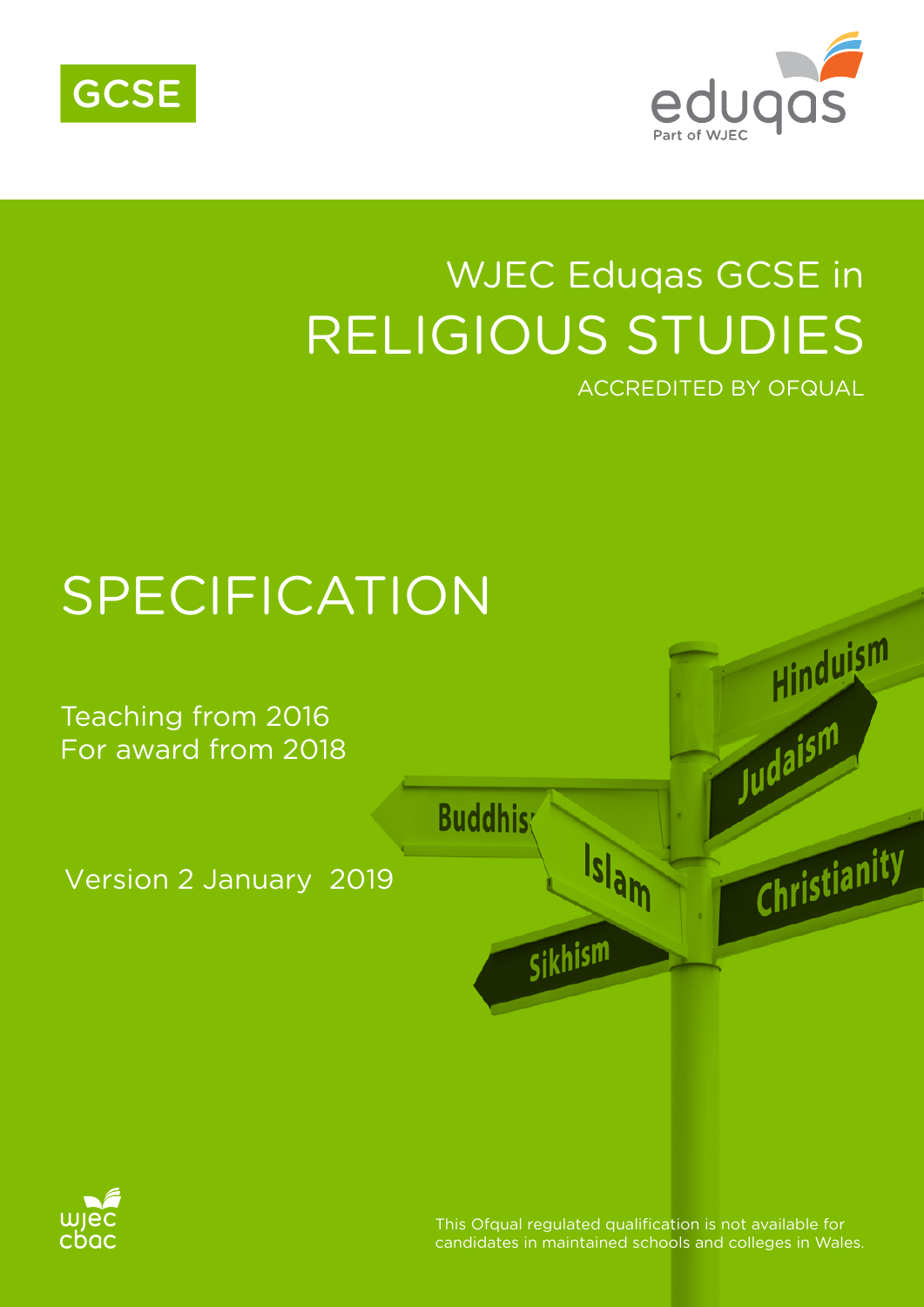GCSE

eduqas
Part of WJEC

# WJEC Eduqas GCSE in RELIGIOUS STUDIES

ACCREDITED BY OFQUAL

# SPECIFICATION

Teaching from 2016
For award from 2018

Version 2 January 2019

This Ofqual regulated qualification is not available for candidates in maintained schools and colleges in Wales.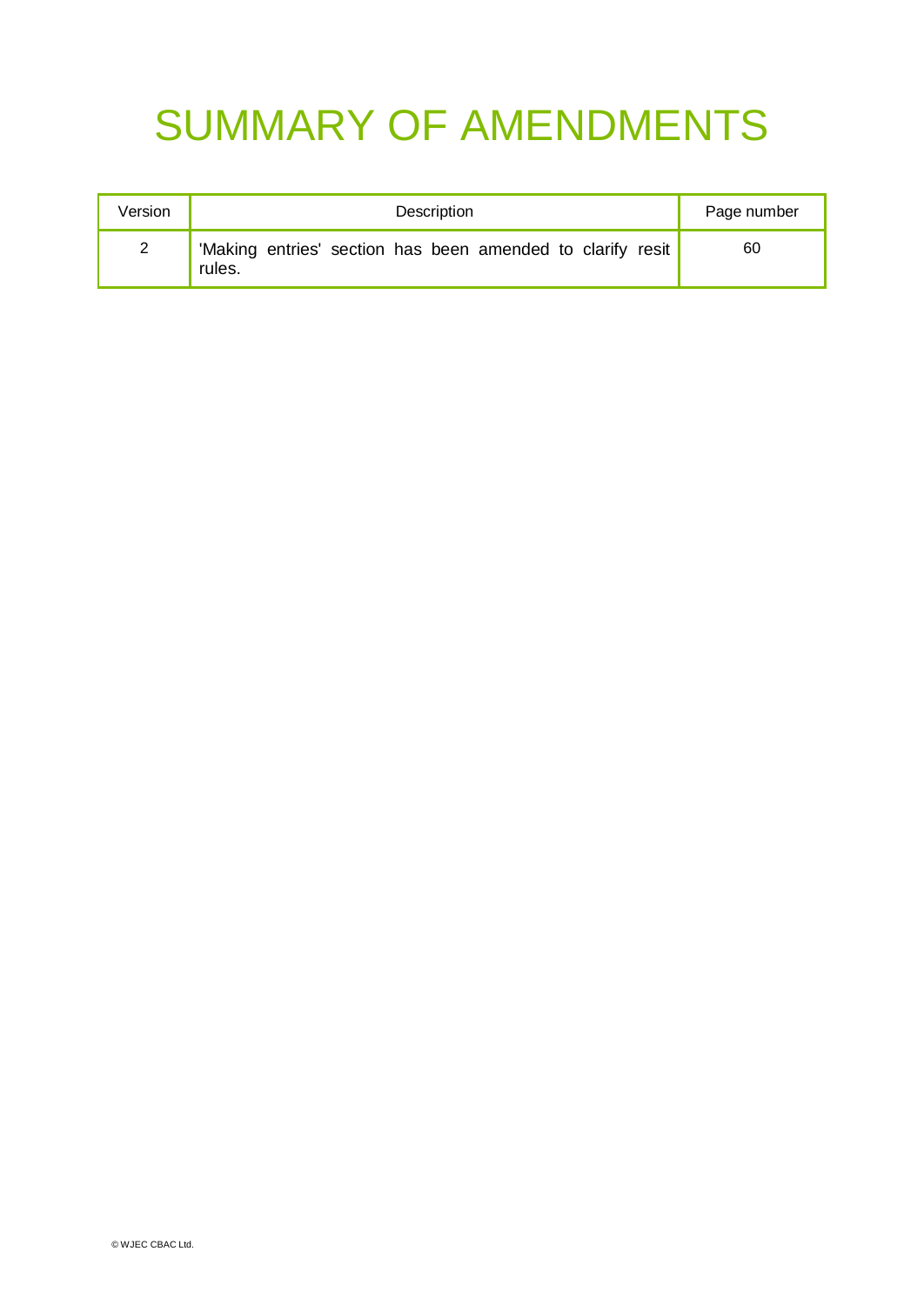# SUMMARY OF AMENDMENTS

| Version | Description | Page number |
| --- | --- | --- |
| 2 | 'Making entries' section has been amended to clarify resit rules. | 60 |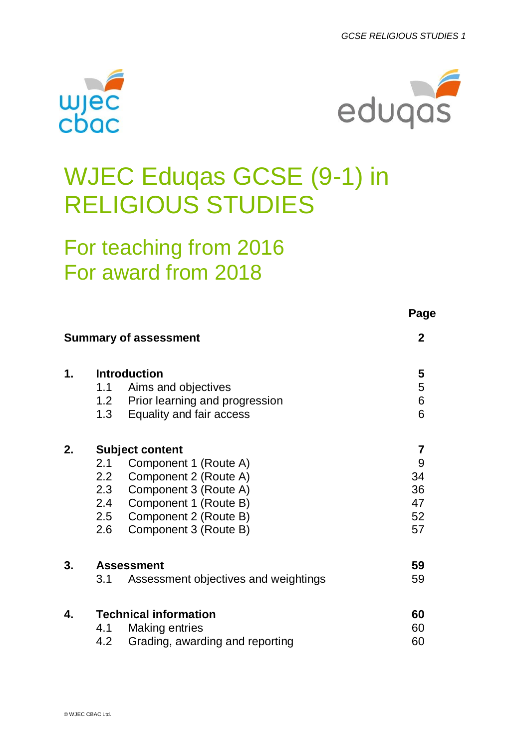# WJEC Eduqas GCSE (9-1) in RELIGIOUS STUDIES

## For teaching from 2016
## For award from 2018

| | | Page |
|---|---|---|
| **Summary of assessment** | | **2** |
| **1.** | **Introduction** | **5** |
| | 1.1 Aims and objectives | 5 |
| | 1.2 Prior learning and progression | 6 |
| | 1.3 Equality and fair access | 6 |
| **2.** | **Subject content** | **7** |
| | 2.1 Component 1 (Route A) | 9 |
| | 2.2 Component 2 (Route A) | 34 |
| | 2.3 Component 3 (Route A) | 36 |
| | 2.4 Component 1 (Route B) | 47 |
| | 2.5 Component 2 (Route B) | 52 |
| | 2.6 Component 3 (Route B) | 57 |
| **3.** | **Assessment** | **59** |
| | 3.1 Assessment objectives and weightings | 59 |
| **4.** | **Technical information** | **60** |
| | 4.1 Making entries | 60 |
| | 4.2 Grading, awarding and reporting | 60 |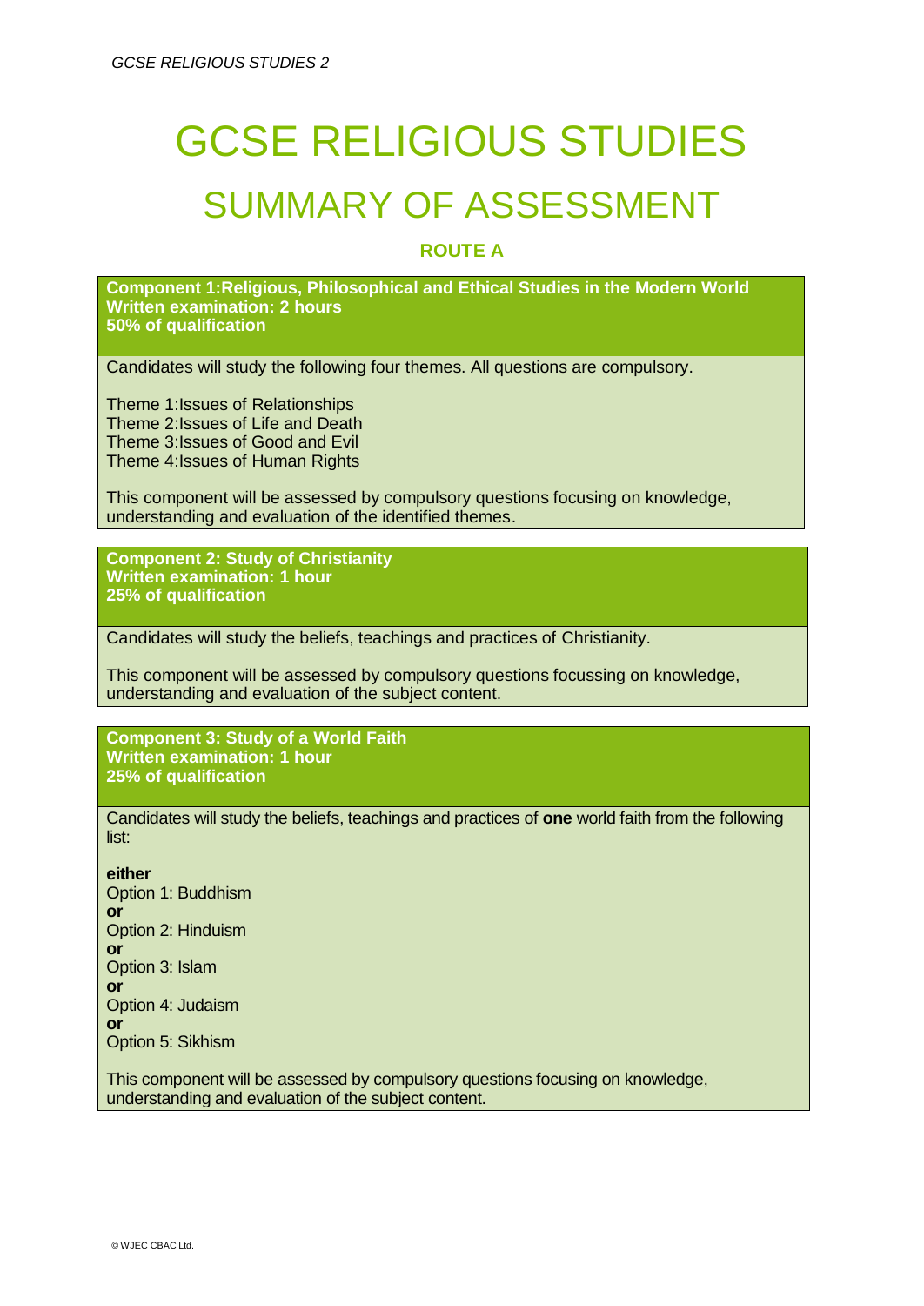# GCSE RELIGIOUS STUDIES

## SUMMARY OF ASSESSMENT

### ROUTE A

**Component 1:Religious, Philosophical and Ethical Studies in the Modern World**
**Written examination: 2 hours**
**50% of qualification**

Candidates will study the following four themes. All questions are compulsory.

Theme 1:Issues of Relationships
Theme 2:Issues of Life and Death
Theme 3:Issues of Good and Evil
Theme 4:Issues of Human Rights

This component will be assessed by compulsory questions focusing on knowledge, understanding and evaluation of the identified themes.

**Component 2: Study of Christianity**
**Written examination: 1 hour**
**25% of qualification**

Candidates will study the beliefs, teachings and practices of Christianity.

This component will be assessed by compulsory questions focussing on knowledge, understanding and evaluation of the subject content.

**Component 3: Study of a World Faith**
**Written examination: 1 hour**
**25% of qualification**

Candidates will study the beliefs, teachings and practices of **one** world faith from the following list:

**either**
Option 1: Buddhism
**or**
Option 2: Hinduism
**or**
Option 3: Islam
**or**
Option 4: Judaism
**or**
Option 5: Sikhism

This component will be assessed by compulsory questions focusing on knowledge, understanding and evaluation of the subject content.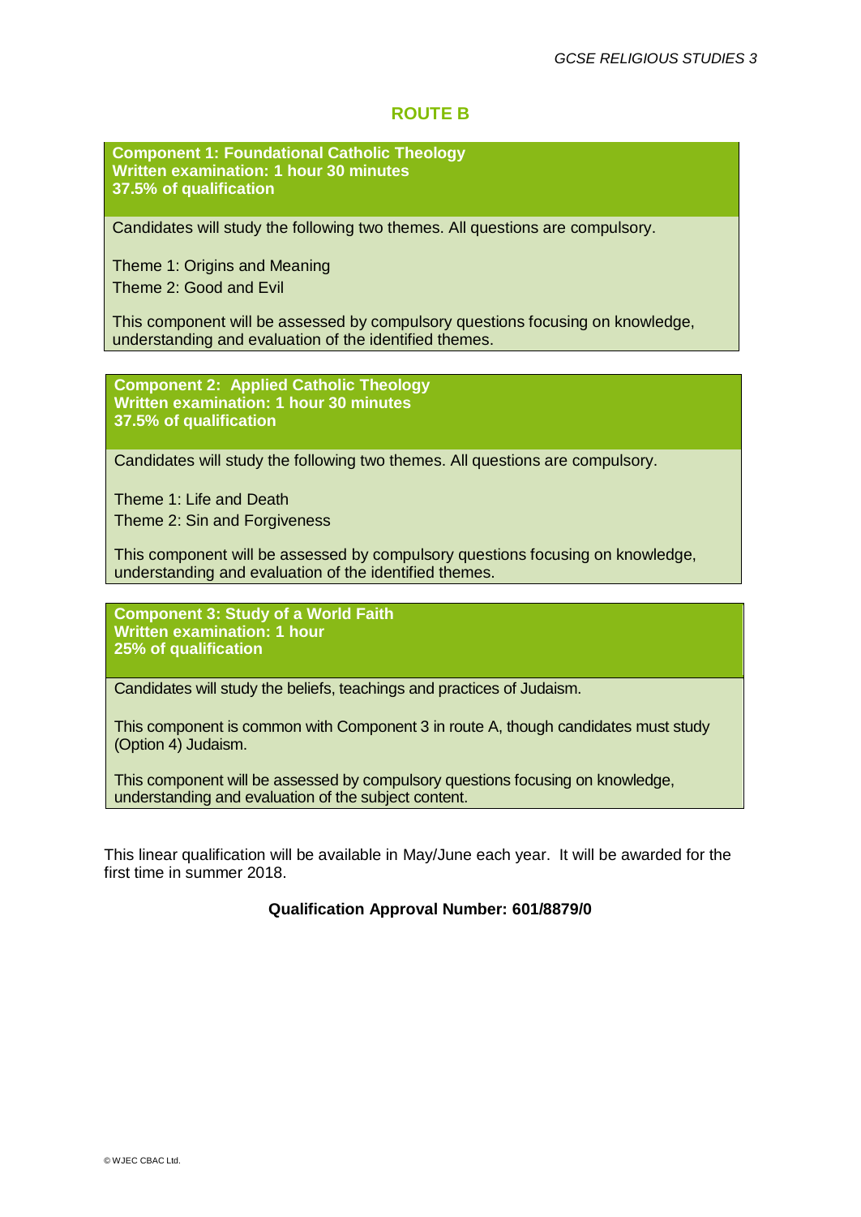## ROUTE B

**Component 1: Foundational Catholic Theology**
**Written examination: 1 hour 30 minutes**
**37.5% of qualification**

Candidates will study the following two themes. All questions are compulsory.

Theme 1: Origins and Meaning
Theme 2: Good and Evil

This component will be assessed by compulsory questions focusing on knowledge, understanding and evaluation of the identified themes.

**Component 2: Applied Catholic Theology**
**Written examination: 1 hour 30 minutes**
**37.5% of qualification**

Candidates will study the following two themes. All questions are compulsory.

Theme 1: Life and Death
Theme 2: Sin and Forgiveness

This component will be assessed by compulsory questions focusing on knowledge, understanding and evaluation of the identified themes.

**Component 3: Study of a World Faith**
**Written examination: 1 hour**
**25% of qualification**

Candidates will study the beliefs, teachings and practices of Judaism.

This component is common with Component 3 in route A, though candidates must study (Option 4) Judaism.

This component will be assessed by compulsory questions focusing on knowledge, understanding and evaluation of the subject content.

This linear qualification will be available in May/June each year. It will be awarded for the first time in summer 2018.

**Qualification Approval Number: 601/8879/0**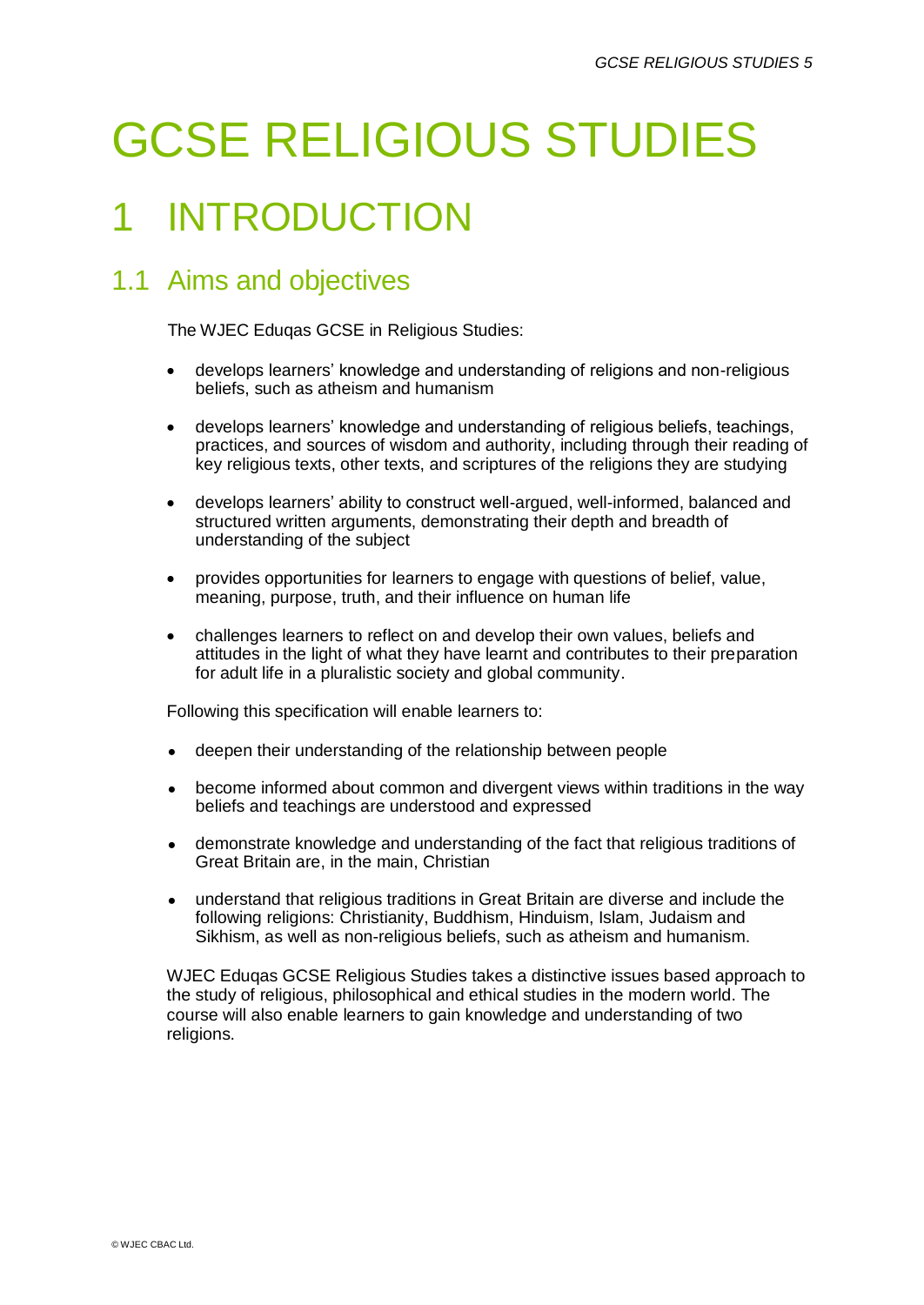# GCSE RELIGIOUS STUDIES

# 1 INTRODUCTION

## 1.1 Aims and objectives

The WJEC Eduqas GCSE in Religious Studies:

- develops learners' knowledge and understanding of religions and non-religious beliefs, such as atheism and humanism
- develops learners' knowledge and understanding of religious beliefs, teachings, practices, and sources of wisdom and authority, including through their reading of key religious texts, other texts, and scriptures of the religions they are studying
- develops learners' ability to construct well-argued, well-informed, balanced and structured written arguments, demonstrating their depth and breadth of understanding of the subject
- provides opportunities for learners to engage with questions of belief, value, meaning, purpose, truth, and their influence on human life
- challenges learners to reflect on and develop their own values, beliefs and attitudes in the light of what they have learnt and contributes to their preparation for adult life in a pluralistic society and global community.

Following this specification will enable learners to:

- deepen their understanding of the relationship between people
- become informed about common and divergent views within traditions in the way beliefs and teachings are understood and expressed
- demonstrate knowledge and understanding of the fact that religious traditions of Great Britain are, in the main, Christian
- understand that religious traditions in Great Britain are diverse and include the following religions: Christianity, Buddhism, Hinduism, Islam, Judaism and Sikhism, as well as non-religious beliefs, such as atheism and humanism.

WJEC Eduqas GCSE Religious Studies takes a distinctive issues based approach to the study of religious, philosophical and ethical studies in the modern world. The course will also enable learners to gain knowledge and understanding of two religions.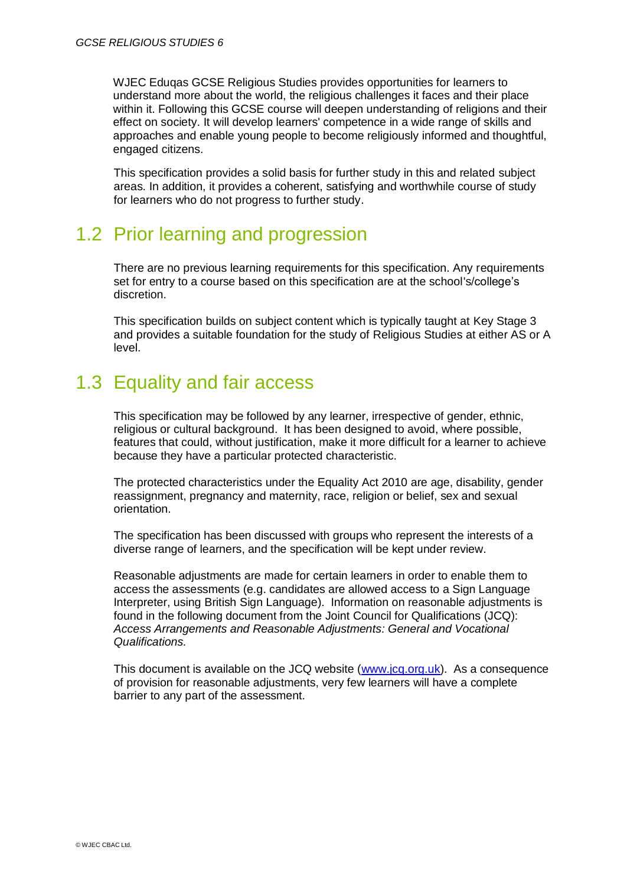WJEC Eduqas GCSE Religious Studies provides opportunities for learners to understand more about the world, the religious challenges it faces and their place within it. Following this GCSE course will deepen understanding of religions and their effect on society. It will develop learners' competence in a wide range of skills and approaches and enable young people to become religiously informed and thoughtful, engaged citizens.

This specification provides a solid basis for further study in this and related subject areas. In addition, it provides a coherent, satisfying and worthwhile course of study for learners who do not progress to further study.

## 1.2 Prior learning and progression

There are no previous learning requirements for this specification. Any requirements set for entry to a course based on this specification are at the school's/college's discretion.

This specification builds on subject content which is typically taught at Key Stage 3 and provides a suitable foundation for the study of Religious Studies at either AS or A level.

## 1.3 Equality and fair access

This specification may be followed by any learner, irrespective of gender, ethnic, religious or cultural background. It has been designed to avoid, where possible, features that could, without justification, make it more difficult for a learner to achieve because they have a particular protected characteristic.

The protected characteristics under the Equality Act 2010 are age, disability, gender reassignment, pregnancy and maternity, race, religion or belief, sex and sexual orientation.

The specification has been discussed with groups who represent the interests of a diverse range of learners, and the specification will be kept under review.

Reasonable adjustments are made for certain learners in order to enable them to access the assessments (e.g. candidates are allowed access to a Sign Language Interpreter, using British Sign Language). Information on reasonable adjustments is found in the following document from the Joint Council for Qualifications (JCQ): *Access Arrangements and Reasonable Adjustments: General and Vocational Qualifications.*

This document is available on the JCQ website (www.jcq.org.uk). As a consequence of provision for reasonable adjustments, very few learners will have a complete barrier to any part of the assessment.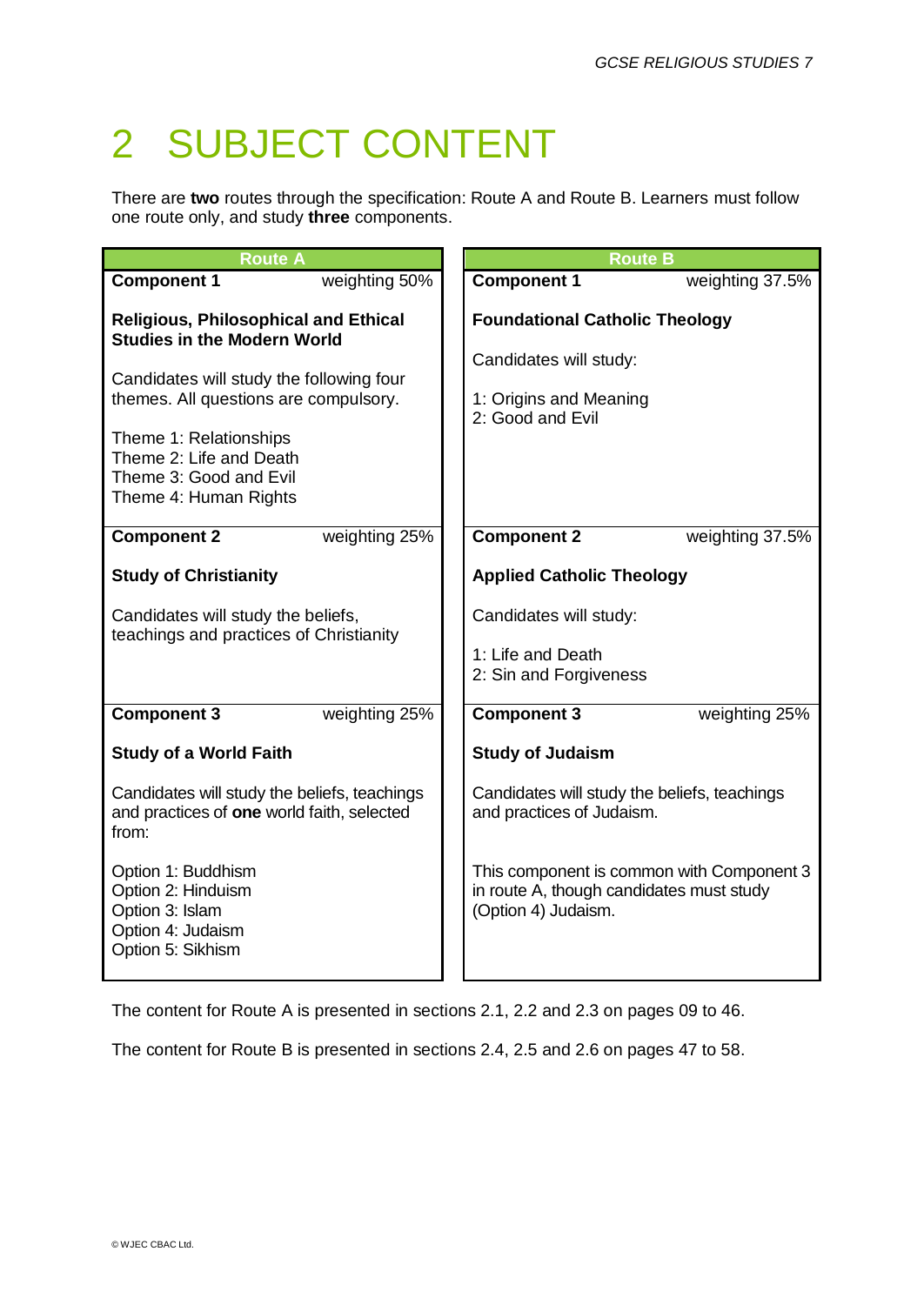# 2 SUBJECT CONTENT

There are **two** routes through the specification: Route A and Route B. Learners must follow one route only, and study **three** components.

| Route A | Route B |
|---|---|
| **Component 1** weighting 50%<br><br>**Religious, Philosophical and Ethical Studies in the Modern World**<br><br>Candidates will study the following four themes. All questions are compulsory.<br><br>Theme 1: Relationships<br>Theme 2: Life and Death<br>Theme 3: Good and Evil<br>Theme 4: Human Rights | **Component 1** weighting 37.5%<br><br>**Foundational Catholic Theology**<br><br>Candidates will study:<br><br>1: Origins and Meaning<br>2: Good and Evil |
| **Component 2** weighting 25%<br><br>**Study of Christianity**<br><br>Candidates will study the beliefs, teachings and practices of Christianity | **Component 2** weighting 37.5%<br><br>**Applied Catholic Theology**<br><br>Candidates will study:<br><br>1: Life and Death<br>2: Sin and Forgiveness |
| **Component 3** weighting 25%<br><br>**Study of a World Faith**<br><br>Candidates will study the beliefs, teachings and practices of **one** world faith, selected from:<br><br>Option 1: Buddhism<br>Option 2: Hinduism<br>Option 3: Islam<br>Option 4: Judaism<br>Option 5: Sikhism | **Component 3** weighting 25%<br><br>**Study of Judaism**<br><br>Candidates will study the beliefs, teachings and practices of Judaism.<br><br>This component is common with Component 3 in route A, though candidates must study (Option 4) Judaism. |

The content for Route A is presented in sections 2.1, 2.2 and 2.3 on pages 09 to 46.

The content for Route B is presented in sections 2.4, 2.5 and 2.6 on pages 47 to 58.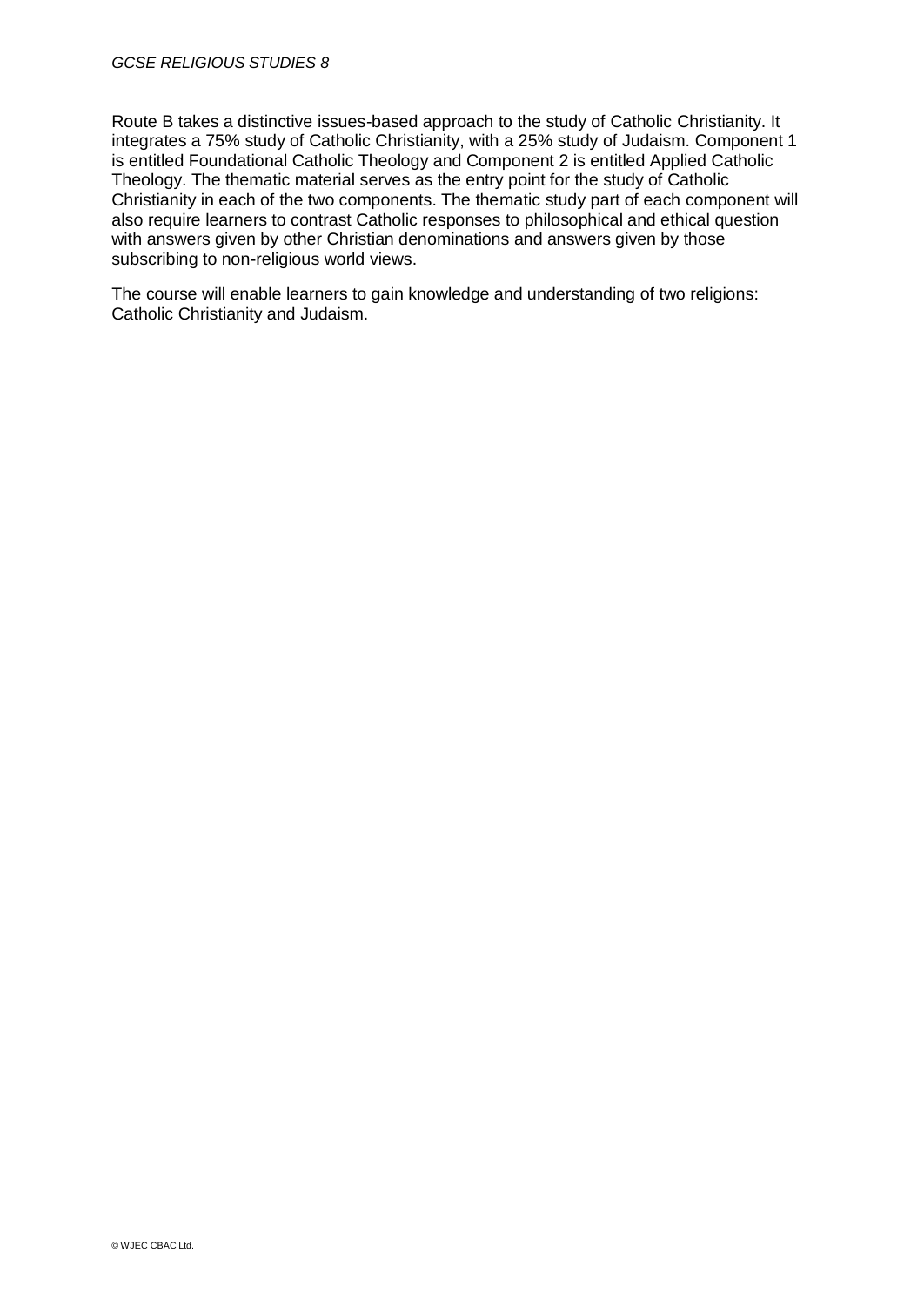Route B takes a distinctive issues-based approach to the study of Catholic Christianity. It integrates a 75% study of Catholic Christianity, with a 25% study of Judaism. Component 1 is entitled Foundational Catholic Theology and Component 2 is entitled Applied Catholic Theology. The thematic material serves as the entry point for the study of Catholic Christianity in each of the two components. The thematic study part of each component will also require learners to contrast Catholic responses to philosophical and ethical question with answers given by other Christian denominations and answers given by those subscribing to non-religious world views.

The course will enable learners to gain knowledge and understanding of two religions: Catholic Christianity and Judaism.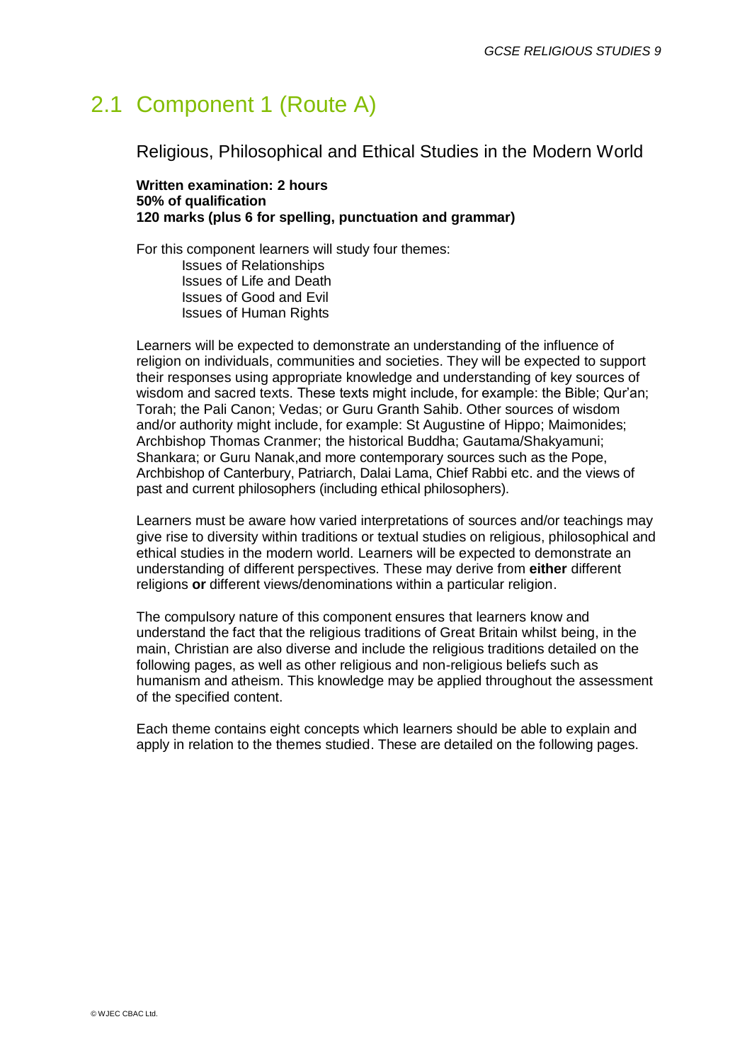## 2.1 Component 1 (Route A)

### Religious, Philosophical and Ethical Studies in the Modern World

**Written examination: 2 hours**
**50% of qualification**
**120 marks (plus 6 for spelling, punctuation and grammar)**

For this component learners will study four themes:

- Issues of Relationships
- Issues of Life and Death
- Issues of Good and Evil
- Issues of Human Rights

Learners will be expected to demonstrate an understanding of the influence of religion on individuals, communities and societies. They will be expected to support their responses using appropriate knowledge and understanding of key sources of wisdom and sacred texts. These texts might include, for example: the Bible; Qur'an; Torah; the Pali Canon; Vedas; or Guru Granth Sahib. Other sources of wisdom and/or authority might include, for example: St Augustine of Hippo; Maimonides; Archbishop Thomas Cranmer; the historical Buddha; Gautama/Shakyamuni; Shankara; or Guru Nanak,and more contemporary sources such as the Pope, Archbishop of Canterbury, Patriarch, Dalai Lama, Chief Rabbi etc. and the views of past and current philosophers (including ethical philosophers).

Learners must be aware how varied interpretations of sources and/or teachings may give rise to diversity within traditions or textual studies on religious, philosophical and ethical studies in the modern world. Learners will be expected to demonstrate an understanding of different perspectives. These may derive from **either** different religions **or** different views/denominations within a particular religion.

The compulsory nature of this component ensures that learners know and understand the fact that the religious traditions of Great Britain whilst being, in the main, Christian are also diverse and include the religious traditions detailed on the following pages, as well as other religious and non-religious beliefs such as humanism and atheism. This knowledge may be applied throughout the assessment of the specified content.

Each theme contains eight concepts which learners should be able to explain and apply in relation to the themes studied. These are detailed on the following pages.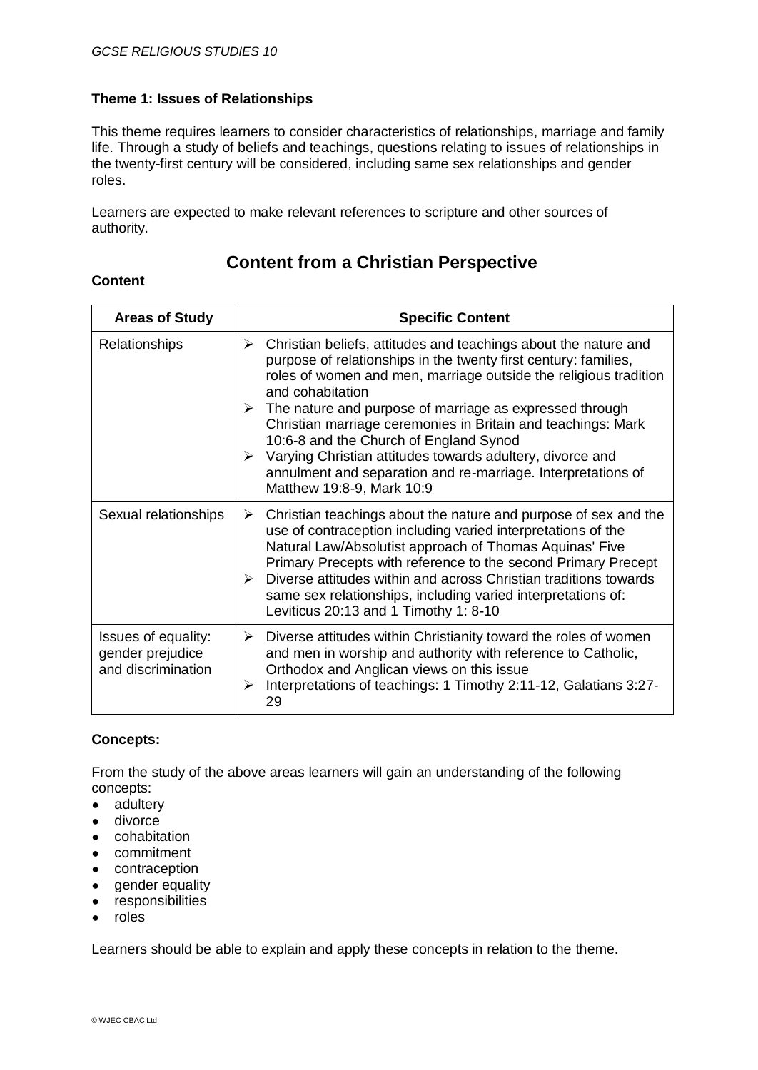### Theme 1: Issues of Relationships

This theme requires learners to consider characteristics of relationships, marriage and family life. Through a study of beliefs and teachings, questions relating to issues of relationships in the twenty-first century will be considered, including same sex relationships and gender roles.

Learners are expected to make relevant references to scripture and other sources of authority.

## Content from a Christian Perspective

**Content**

| Areas of Study | Specific Content |
|---|---|
| Relationships | ➢ Christian beliefs, attitudes and teachings about the nature and purpose of relationships in the twenty first century: families, roles of women and men, marriage outside the religious tradition and cohabitation<br>➢ The nature and purpose of marriage as expressed through Christian marriage ceremonies in Britain and teachings: Mark 10:6-8 and the Church of England Synod<br>➢ Varying Christian attitudes towards adultery, divorce and annulment and separation and re-marriage. Interpretations of Matthew 19:8-9, Mark 10:9 |
| Sexual relationships | ➢ Christian teachings about the nature and purpose of sex and the use of contraception including varied interpretations of the Natural Law/Absolutist approach of Thomas Aquinas' Five Primary Precepts with reference to the second Primary Precept<br>➢ Diverse attitudes within and across Christian traditions towards same sex relationships, including varied interpretations of: Leviticus 20:13 and 1 Timothy 1: 8-10 |
| Issues of equality: gender prejudice and discrimination | ➢ Diverse attitudes within Christianity toward the roles of women and men in worship and authority with reference to Catholic, Orthodox and Anglican views on this issue<br>➢ Interpretations of teachings: 1 Timothy 2:11-12, Galatians 3:27-29 |

**Concepts:**

From the study of the above areas learners will gain an understanding of the following concepts:

- adultery
- divorce
- cohabitation
- commitment
- contraception
- gender equality
- responsibilities
- roles

Learners should be able to explain and apply these concepts in relation to the theme.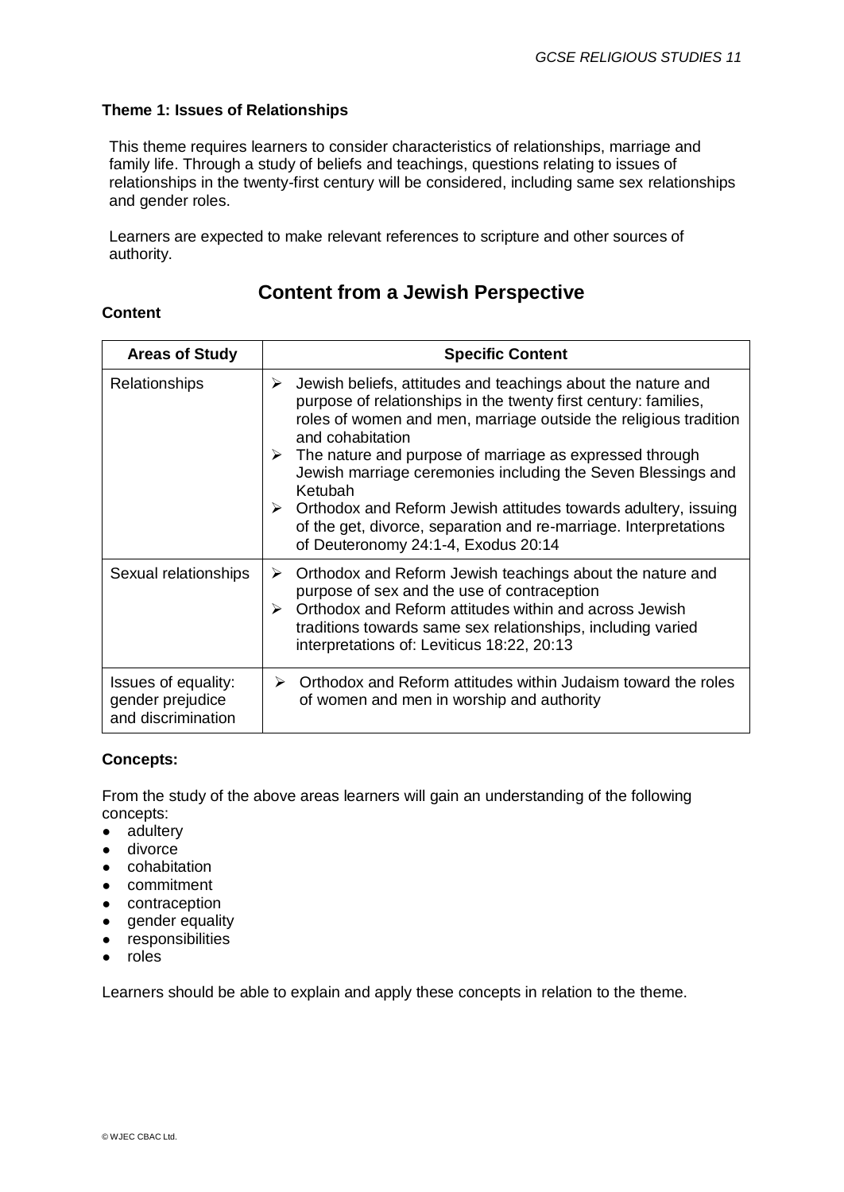**Theme 1: Issues of Relationships**

This theme requires learners to consider characteristics of relationships, marriage and family life. Through a study of beliefs and teachings, questions relating to issues of relationships in the twenty-first century will be considered, including same sex relationships and gender roles.

Learners are expected to make relevant references to scripture and other sources of authority.

## Content from a Jewish Perspective

**Content**

| Areas of Study | Specific Content |
|---|---|
| Relationships | ➢ Jewish beliefs, attitudes and teachings about the nature and purpose of relationships in the twenty first century: families, roles of women and men, marriage outside the religious tradition and cohabitation<br>➢ The nature and purpose of marriage as expressed through Jewish marriage ceremonies including the Seven Blessings and Ketubah<br>➢ Orthodox and Reform Jewish attitudes towards adultery, issuing of the get, divorce, separation and re-marriage. Interpretations of Deuteronomy 24:1-4, Exodus 20:14 |
| Sexual relationships | ➢ Orthodox and Reform Jewish teachings about the nature and purpose of sex and the use of contraception<br>➢ Orthodox and Reform attitudes within and across Jewish traditions towards same sex relationships, including varied interpretations of: Leviticus 18:22, 20:13 |
| Issues of equality: gender prejudice and discrimination | ➢ Orthodox and Reform attitudes within Judaism toward the roles of women and men in worship and authority |

**Concepts:**

From the study of the above areas learners will gain an understanding of the following concepts:

- adultery
- divorce
- cohabitation
- commitment
- contraception
- gender equality
- responsibilities
- roles

Learners should be able to explain and apply these concepts in relation to the theme.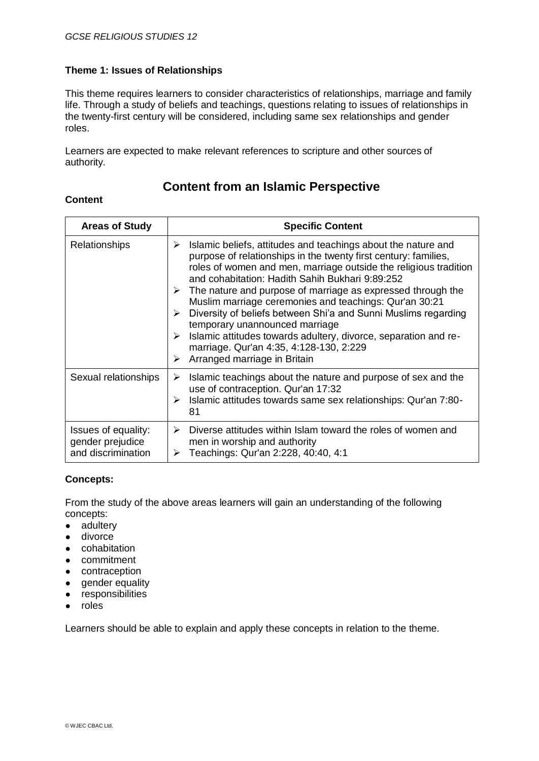## Theme 1: Issues of Relationships

This theme requires learners to consider characteristics of relationships, marriage and family life. Through a study of beliefs and teachings, questions relating to issues of relationships in the twenty-first century will be considered, including same sex relationships and gender roles.

Learners are expected to make relevant references to scripture and other sources of authority.

# Content from an Islamic Perspective

**Content**

| Areas of Study | Specific Content |
|---|---|
| Relationships | ➢ Islamic beliefs, attitudes and teachings about the nature and purpose of relationships in the twenty first century: families, roles of women and men, marriage outside the religious tradition and cohabitation: Hadith Sahih Bukhari 9:89:252<br>➢ The nature and purpose of marriage as expressed through the Muslim marriage ceremonies and teachings: Qur'an 30:21<br>➢ Diversity of beliefs between Shi'a and Sunni Muslims regarding temporary unannounced marriage<br>➢ Islamic attitudes towards adultery, divorce, separation and re-marriage. Qur'an 4:35, 4:128-130, 2:229<br>➢ Arranged marriage in Britain |
| Sexual relationships | ➢ Islamic teachings about the nature and purpose of sex and the use of contraception. Qur'an 17:32<br>➢ Islamic attitudes towards same sex relationships: Qur'an 7:80-81 |
| Issues of equality: gender prejudice and discrimination | ➢ Diverse attitudes within Islam toward the roles of women and men in worship and authority<br>➢ Teachings: Qur'an 2:228, 40:40, 4:1 |

**Concepts:**

From the study of the above areas learners will gain an understanding of the following concepts:

- adultery
- divorce
- cohabitation
- commitment
- contraception
- gender equality
- responsibilities
- roles

Learners should be able to explain and apply these concepts in relation to the theme.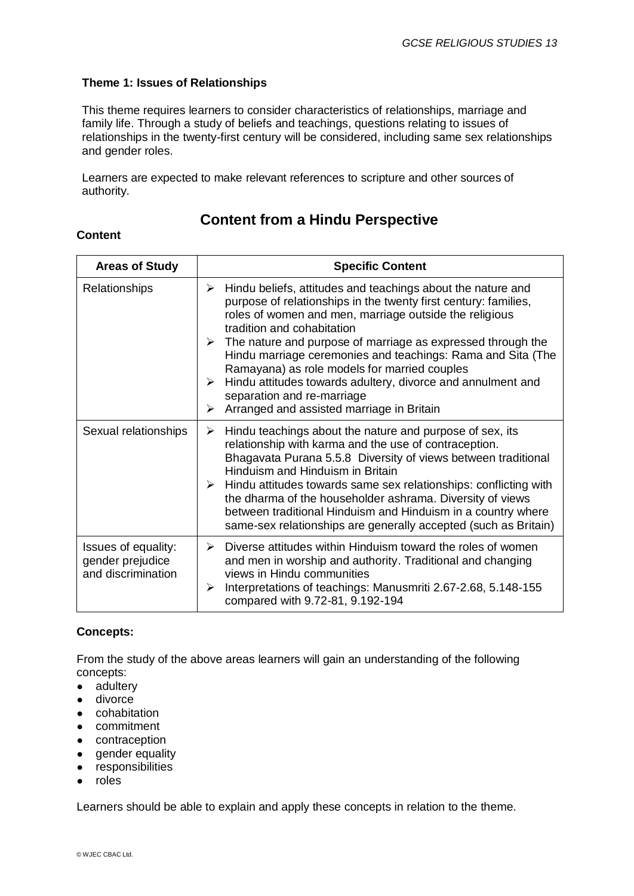**Theme 1: Issues of Relationships**

This theme requires learners to consider characteristics of relationships, marriage and family life. Through a study of beliefs and teachings, questions relating to issues of relationships in the twenty-first century will be considered, including same sex relationships and gender roles.

Learners are expected to make relevant references to scripture and other sources of authority.

## Content from a Hindu Perspective

**Content**

| Areas of Study | Specific Content |
|---|---|
| Relationships | ➢ Hindu beliefs, attitudes and teachings about the nature and purpose of relationships in the twenty first century: families, roles of women and men, marriage outside the religious tradition and cohabitation<br>➢ The nature and purpose of marriage as expressed through the Hindu marriage ceremonies and teachings: Rama and Sita (The Ramayana) as role models for married couples<br>➢ Hindu attitudes towards adultery, divorce and annulment and separation and re-marriage<br>➢ Arranged and assisted marriage in Britain |
| Sexual relationships | ➢ Hindu teachings about the nature and purpose of sex, its relationship with karma and the use of contraception. Bhagavata Purana 5.5.8 Diversity of views between traditional Hinduism and Hinduism in Britain<br>➢ Hindu attitudes towards same sex relationships: conflicting with the dharma of the householder ashrama. Diversity of views between traditional Hinduism and Hinduism in a country where same-sex relationships are generally accepted (such as Britain) |
| Issues of equality: gender prejudice and discrimination | ➢ Diverse attitudes within Hinduism toward the roles of women and men in worship and authority. Traditional and changing views in Hindu communities<br>➢ Interpretations of teachings: Manusmriti 2.67-2.68, 5.148-155 compared with 9.72-81, 9.192-194 |

**Concepts:**

From the study of the above areas learners will gain an understanding of the following concepts:

- adultery
- divorce
- cohabitation
- commitment
- contraception
- gender equality
- responsibilities
- roles

Learners should be able to explain and apply these concepts in relation to the theme.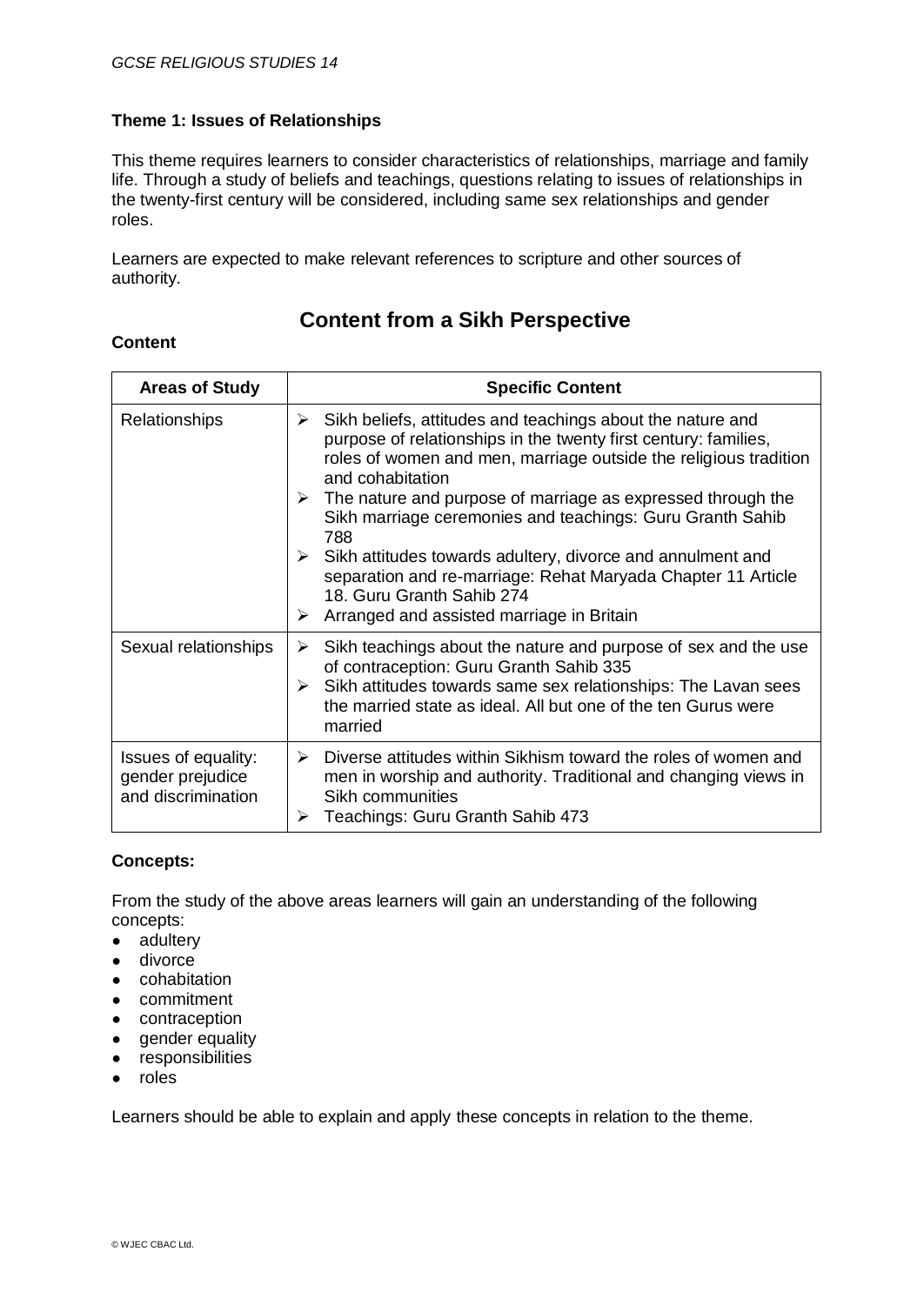### Theme 1: Issues of Relationships

This theme requires learners to consider characteristics of relationships, marriage and family life. Through a study of beliefs and teachings, questions relating to issues of relationships in the twenty-first century will be considered, including same sex relationships and gender roles.

Learners are expected to make relevant references to scripture and other sources of authority.

## Content from a Sikh Perspective

**Content**

| Areas of Study | Specific Content |
|---|---|
| Relationships | ➢ Sikh beliefs, attitudes and teachings about the nature and purpose of relationships in the twenty first century: families, roles of women and men, marriage outside the religious tradition and cohabitation<br>➢ The nature and purpose of marriage as expressed through the Sikh marriage ceremonies and teachings: Guru Granth Sahib 788<br>➢ Sikh attitudes towards adultery, divorce and annulment and separation and re-marriage: Rehat Maryada Chapter 11 Article 18. Guru Granth Sahib 274<br>➢ Arranged and assisted marriage in Britain |
| Sexual relationships | ➢ Sikh teachings about the nature and purpose of sex and the use of contraception: Guru Granth Sahib 335<br>➢ Sikh attitudes towards same sex relationships: The Lavan sees the married state as ideal. All but one of the ten Gurus were married |
| Issues of equality: gender prejudice and discrimination | ➢ Diverse attitudes within Sikhism toward the roles of women and men in worship and authority. Traditional and changing views in Sikh communities<br>➢ Teachings: Guru Granth Sahib 473 |

**Concepts:**

From the study of the above areas learners will gain an understanding of the following concepts:

- adultery
- divorce
- cohabitation
- commitment
- contraception
- gender equality
- responsibilities
- roles

Learners should be able to explain and apply these concepts in relation to the theme.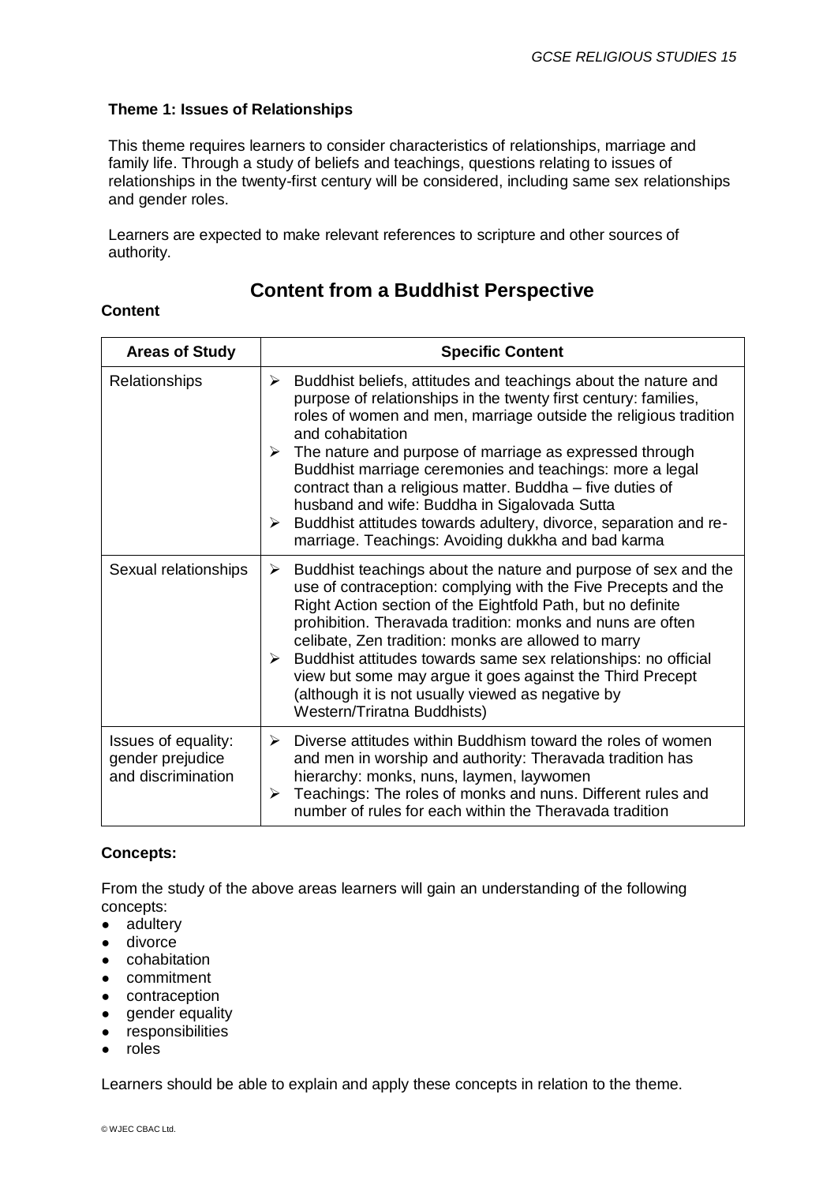### Theme 1: Issues of Relationships

This theme requires learners to consider characteristics of relationships, marriage and family life. Through a study of beliefs and teachings, questions relating to issues of relationships in the twenty-first century will be considered, including same sex relationships and gender roles.

Learners are expected to make relevant references to scripture and other sources of authority.

## Content from a Buddhist Perspective

**Content**

| Areas of Study | Specific Content |
|---|---|
| Relationships | ➢ Buddhist beliefs, attitudes and teachings about the nature and purpose of relationships in the twenty first century: families, roles of women and men, marriage outside the religious tradition and cohabitation<br>➢ The nature and purpose of marriage as expressed through Buddhist marriage ceremonies and teachings: more a legal contract than a religious matter. Buddha – five duties of husband and wife: Buddha in Sigalovada Sutta<br>➢ Buddhist attitudes towards adultery, divorce, separation and re-marriage. Teachings: Avoiding dukkha and bad karma |
| Sexual relationships | ➢ Buddhist teachings about the nature and purpose of sex and the use of contraception: complying with the Five Precepts and the Right Action section of the Eightfold Path, but no definite prohibition. Theravada tradition: monks and nuns are often celibate, Zen tradition: monks are allowed to marry<br>➢ Buddhist attitudes towards same sex relationships: no official view but some may argue it goes against the Third Precept (although it is not usually viewed as negative by Western/Triratna Buddhists) |
| Issues of equality: gender prejudice and discrimination | ➢ Diverse attitudes within Buddhism toward the roles of women and men in worship and authority: Theravada tradition has hierarchy: monks, nuns, laymen, laywomen<br>➢ Teachings: The roles of monks and nuns. Different rules and number of rules for each within the Theravada tradition |

**Concepts:**

From the study of the above areas learners will gain an understanding of the following concepts:

- adultery
- divorce
- cohabitation
- commitment
- contraception
- gender equality
- responsibilities
- roles

Learners should be able to explain and apply these concepts in relation to the theme.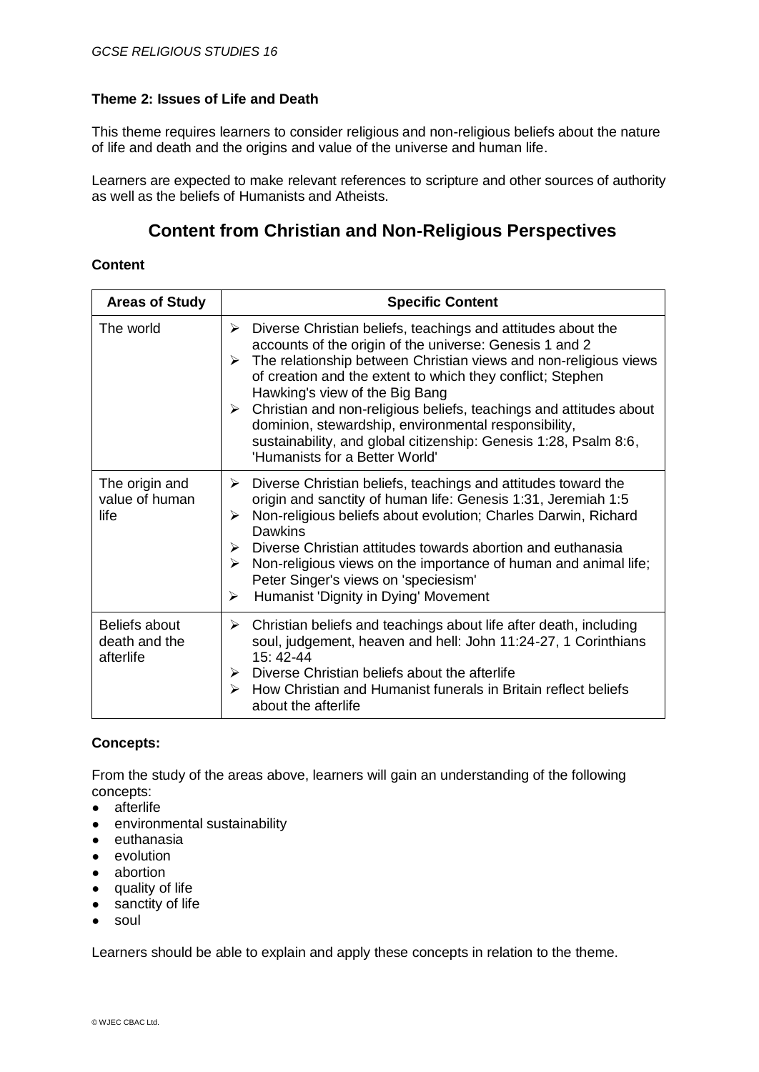### Theme 2: Issues of Life and Death

This theme requires learners to consider religious and non-religious beliefs about the nature of life and death and the origins and value of the universe and human life.

Learners are expected to make relevant references to scripture and other sources of authority as well as the beliefs of Humanists and Atheists.

## Content from Christian and Non-Religious Perspectives

**Content**

| Areas of Study | Specific Content |
|---|---|
| The world | ➢ Diverse Christian beliefs, teachings and attitudes about the accounts of the origin of the universe: Genesis 1 and 2<br>➢ The relationship between Christian views and non-religious views of creation and the extent to which they conflict; Stephen Hawking's view of the Big Bang<br>➢ Christian and non-religious beliefs, teachings and attitudes about dominion, stewardship, environmental responsibility, sustainability, and global citizenship: Genesis 1:28, Psalm 8:6, 'Humanists for a Better World' |
| The origin and value of human life | ➢ Diverse Christian beliefs, teachings and attitudes toward the origin and sanctity of human life: Genesis 1:31, Jeremiah 1:5<br>➢ Non-religious beliefs about evolution; Charles Darwin, Richard Dawkins<br>➢ Diverse Christian attitudes towards abortion and euthanasia<br>➢ Non-religious views on the importance of human and animal life; Peter Singer's views on 'speciesism'<br>➢ Humanist 'Dignity in Dying' Movement |
| Beliefs about death and the afterlife | ➢ Christian beliefs and teachings about life after death, including soul, judgement, heaven and hell: John 11:24-27, 1 Corinthians 15: 42-44<br>➢ Diverse Christian beliefs about the afterlife<br>➢ How Christian and Humanist funerals in Britain reflect beliefs about the afterlife |

**Concepts:**

From the study of the areas above, learners will gain an understanding of the following concepts:

- afterlife
- environmental sustainability
- euthanasia
- evolution
- abortion
- quality of life
- sanctity of life
- soul

Learners should be able to explain and apply these concepts in relation to the theme.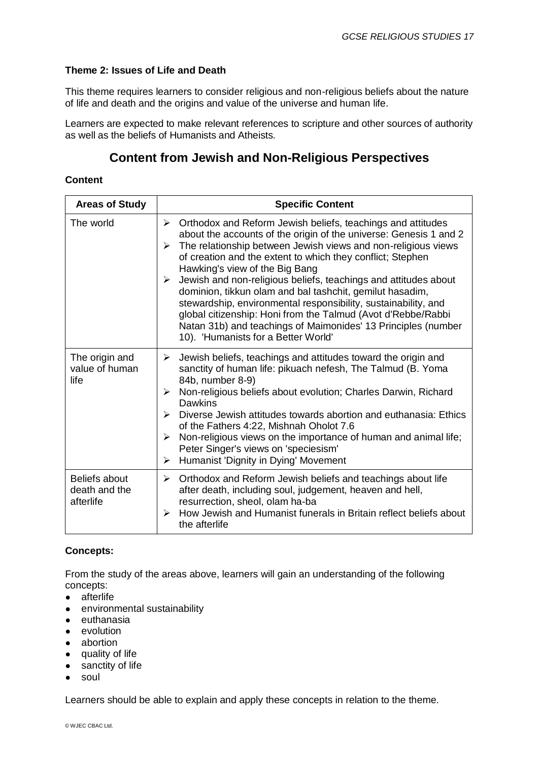### Theme 2: Issues of Life and Death

This theme requires learners to consider religious and non-religious beliefs about the nature of life and death and the origins and value of the universe and human life.

Learners are expected to make relevant references to scripture and other sources of authority as well as the beliefs of Humanists and Atheists.

## Content from Jewish and Non-Religious Perspectives

**Content**

| Areas of Study | Specific Content |
|---|---|
| The world | ➢ Orthodox and Reform Jewish beliefs, teachings and attitudes about the accounts of the origin of the universe: Genesis 1 and 2<br>➢ The relationship between Jewish views and non-religious views of creation and the extent to which they conflict; Stephen Hawking's view of the Big Bang<br>➢ Jewish and non-religious beliefs, teachings and attitudes about dominion, tikkun olam and bal tashchit, gemilut hasadim, stewardship, environmental responsibility, sustainability, and global citizenship: Honi from the Talmud (Avot d'Rebbe/Rabbi Natan 31b) and teachings of Maimonides' 13 Principles (number 10). 'Humanists for a Better World' |
| The origin and value of human life | ➢ Jewish beliefs, teachings and attitudes toward the origin and sanctity of human life: pikuach nefesh, The Talmud (B. Yoma 84b, number 8-9)<br>➢ Non-religious beliefs about evolution; Charles Darwin, Richard Dawkins<br>➢ Diverse Jewish attitudes towards abortion and euthanasia: Ethics of the Fathers 4:22, Mishnah Oholot 7.6<br>➢ Non-religious views on the importance of human and animal life; Peter Singer's views on 'speciesism'<br>➢ Humanist 'Dignity in Dying' Movement |
| Beliefs about death and the afterlife | ➢ Orthodox and Reform Jewish beliefs and teachings about life after death, including soul, judgement, heaven and hell, resurrection, sheol, olam ha-ba<br>➢ How Jewish and Humanist funerals in Britain reflect beliefs about the afterlife |

**Concepts:**

From the study of the areas above, learners will gain an understanding of the following concepts:

- afterlife
- environmental sustainability
- euthanasia
- evolution
- abortion
- quality of life
- sanctity of life
- soul

Learners should be able to explain and apply these concepts in relation to the theme.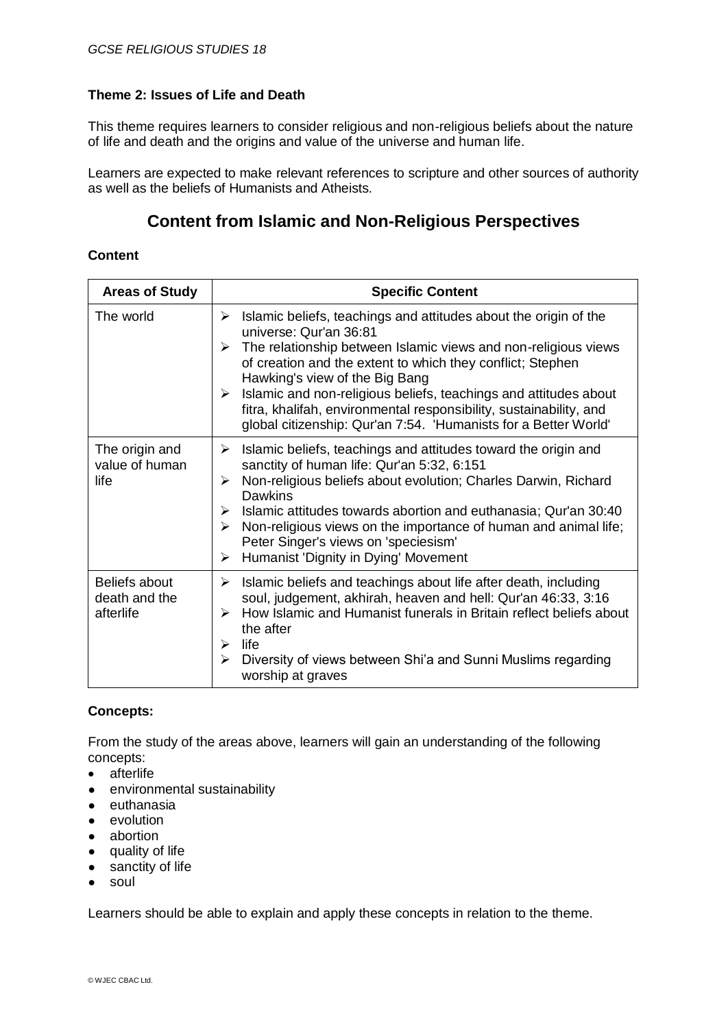### Theme 2: Issues of Life and Death

This theme requires learners to consider religious and non-religious beliefs about the nature of life and death and the origins and value of the universe and human life.

Learners are expected to make relevant references to scripture and other sources of authority as well as the beliefs of Humanists and Atheists.

## Content from Islamic and Non-Religious Perspectives

**Content**

| Areas of Study | Specific Content |
|---|---|
| The world | ➢ Islamic beliefs, teachings and attitudes about the origin of the universe: Qur'an 36:81<br>➢ The relationship between Islamic views and non-religious views of creation and the extent to which they conflict; Stephen Hawking's view of the Big Bang<br>➢ Islamic and non-religious beliefs, teachings and attitudes about fitra, khalifah, environmental responsibility, sustainability, and global citizenship: Qur'an 7:54. 'Humanists for a Better World' |
| The origin and value of human life | ➢ Islamic beliefs, teachings and attitudes toward the origin and sanctity of human life: Qur'an 5:32, 6:151<br>➢ Non-religious beliefs about evolution; Charles Darwin, Richard Dawkins<br>➢ Islamic attitudes towards abortion and euthanasia; Qur'an 30:40<br>➢ Non-religious views on the importance of human and animal life; Peter Singer's views on 'speciesism'<br>➢ Humanist 'Dignity in Dying' Movement |
| Beliefs about death and the afterlife | ➢ Islamic beliefs and teachings about life after death, including soul, judgement, akhirah, heaven and hell: Qur'an 46:33, 3:16<br>➢ How Islamic and Humanist funerals in Britain reflect beliefs about the after<br>➢ life<br>➢ Diversity of views between Shi'a and Sunni Muslims regarding worship at graves |

**Concepts:**

From the study of the areas above, learners will gain an understanding of the following concepts:

- afterlife
- environmental sustainability
- euthanasia
- evolution
- abortion
- quality of life
- sanctity of life
- soul

Learners should be able to explain and apply these concepts in relation to the theme.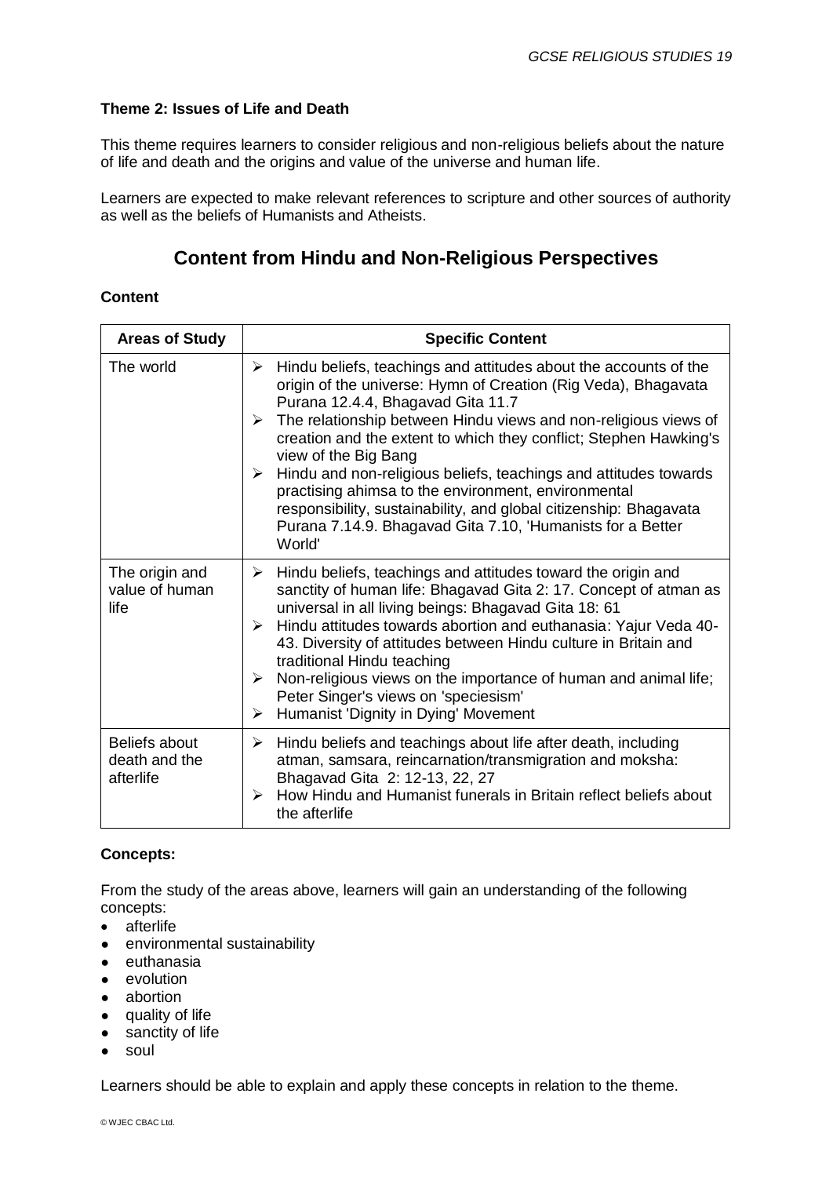**Theme 2: Issues of Life and Death**

This theme requires learners to consider religious and non-religious beliefs about the nature of life and death and the origins and value of the universe and human life.

Learners are expected to make relevant references to scripture and other sources of authority as well as the beliefs of Humanists and Atheists.

## Content from Hindu and Non-Religious Perspectives

**Content**

| Areas of Study | Specific Content |
|---|---|
| The world | ➢ Hindu beliefs, teachings and attitudes about the accounts of the origin of the universe: Hymn of Creation (Rig Veda), Bhagavata Purana 12.4.4, Bhagavad Gita 11.7<br>➢ The relationship between Hindu views and non-religious views of creation and the extent to which they conflict; Stephen Hawking's view of the Big Bang<br>➢ Hindu and non-religious beliefs, teachings and attitudes towards practising ahimsa to the environment, environmental responsibility, sustainability, and global citizenship: Bhagavata Purana 7.14.9. Bhagavad Gita 7.10, 'Humanists for a Better World' |
| The origin and value of human life | ➢ Hindu beliefs, teachings and attitudes toward the origin and sanctity of human life: Bhagavad Gita 2: 17. Concept of atman as universal in all living beings: Bhagavad Gita 18: 61<br>➢ Hindu attitudes towards abortion and euthanasia: Yajur Veda 40-43. Diversity of attitudes between Hindu culture in Britain and traditional Hindu teaching<br>➢ Non-religious views on the importance of human and animal life; Peter Singer's views on 'speciesism'<br>➢ Humanist 'Dignity in Dying' Movement |
| Beliefs about death and the afterlife | ➢ Hindu beliefs and teachings about life after death, including atman, samsara, reincarnation/transmigration and moksha: Bhagavad Gita 2: 12-13, 22, 27<br>➢ How Hindu and Humanist funerals in Britain reflect beliefs about the afterlife |

**Concepts:**

From the study of the areas above, learners will gain an understanding of the following concepts:

- afterlife
- environmental sustainability
- euthanasia
- evolution
- abortion
- quality of life
- sanctity of life
- soul

Learners should be able to explain and apply these concepts in relation to the theme.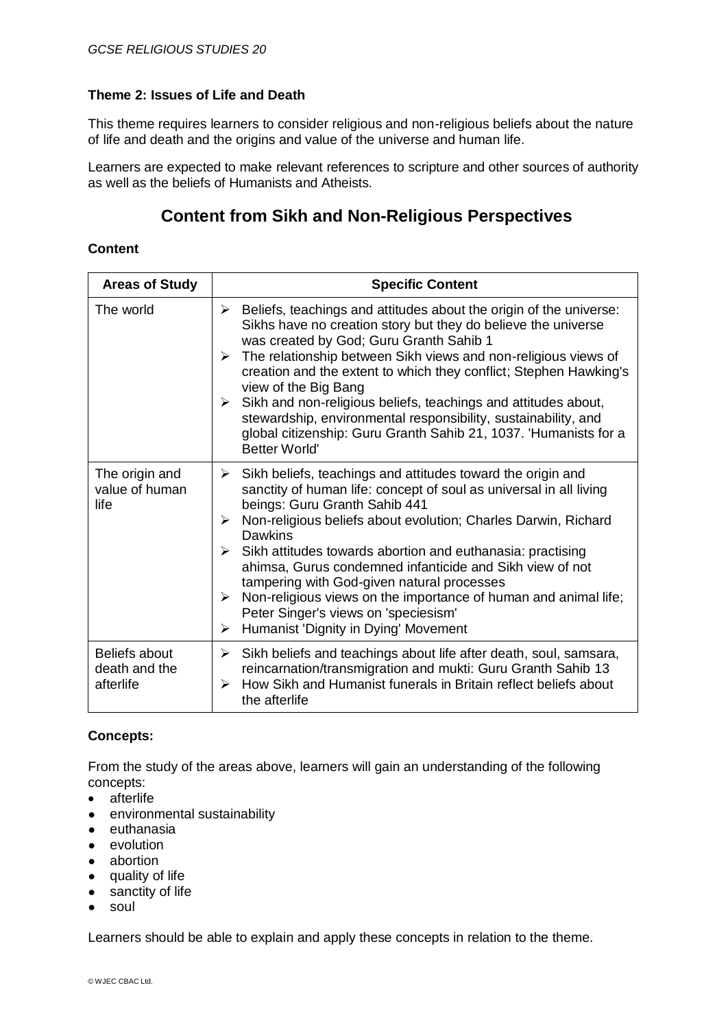### Theme 2: Issues of Life and Death

This theme requires learners to consider religious and non-religious beliefs about the nature of life and death and the origins and value of the universe and human life.

Learners are expected to make relevant references to scripture and other sources of authority as well as the beliefs of Humanists and Atheists.

## Content from Sikh and Non-Religious Perspectives

**Content**

| Areas of Study | Specific Content |
|---|---|
| The world | ➢ Beliefs, teachings and attitudes about the origin of the universe: Sikhs have no creation story but they do believe the universe was created by God; Guru Granth Sahib 1<br>➢ The relationship between Sikh views and non-religious views of creation and the extent to which they conflict; Stephen Hawking's view of the Big Bang<br>➢ Sikh and non-religious beliefs, teachings and attitudes about, stewardship, environmental responsibility, sustainability, and global citizenship: Guru Granth Sahib 21, 1037. 'Humanists for a Better World' |
| The origin and value of human life | ➢ Sikh beliefs, teachings and attitudes toward the origin and sanctity of human life: concept of soul as universal in all living beings: Guru Granth Sahib 441<br>➢ Non-religious beliefs about evolution; Charles Darwin, Richard Dawkins<br>➢ Sikh attitudes towards abortion and euthanasia: practising ahimsa, Gurus condemned infanticide and Sikh view of not tampering with God-given natural processes<br>➢ Non-religious views on the importance of human and animal life; Peter Singer's views on 'speciesism'<br>➢ Humanist 'Dignity in Dying' Movement |
| Beliefs about death and the afterlife | ➢ Sikh beliefs and teachings about life after death, soul, samsara, reincarnation/transmigration and mukti: Guru Granth Sahib 13<br>➢ How Sikh and Humanist funerals in Britain reflect beliefs about the afterlife |

**Concepts:**

From the study of the areas above, learners will gain an understanding of the following concepts:

- afterlife
- environmental sustainability
- euthanasia
- evolution
- abortion
- quality of life
- sanctity of life
- soul

Learners should be able to explain and apply these concepts in relation to the theme.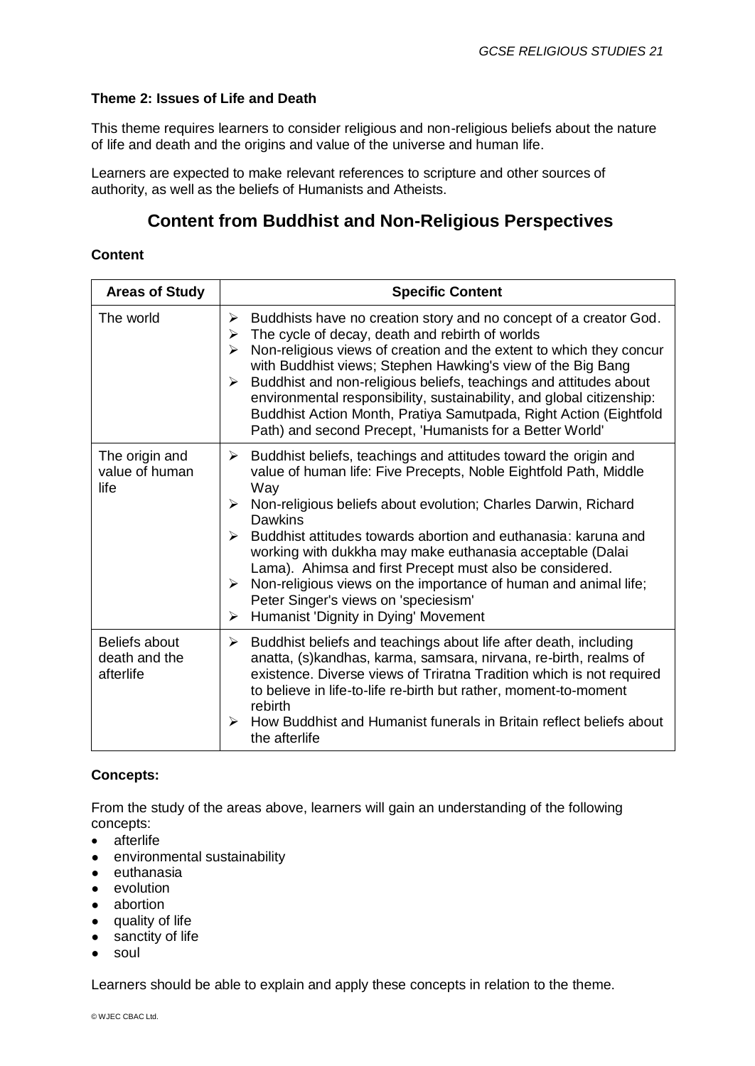**Theme 2: Issues of Life and Death**

This theme requires learners to consider religious and non-religious beliefs about the nature of life and death and the origins and value of the universe and human life.

Learners are expected to make relevant references to scripture and other sources of authority, as well as the beliefs of Humanists and Atheists.

## Content from Buddhist and Non-Religious Perspectives

**Content**

| Areas of Study | Specific Content |
|---|---|
| The world | ➢ Buddhists have no creation story and no concept of a creator God.<br>➢ The cycle of decay, death and rebirth of worlds<br>➢ Non-religious views of creation and the extent to which they concur with Buddhist views; Stephen Hawking's view of the Big Bang<br>➢ Buddhist and non-religious beliefs, teachings and attitudes about environmental responsibility, sustainability, and global citizenship: Buddhist Action Month, Pratiya Samutpada, Right Action (Eightfold Path) and second Precept, 'Humanists for a Better World' |
| The origin and value of human life | ➢ Buddhist beliefs, teachings and attitudes toward the origin and value of human life: Five Precepts, Noble Eightfold Path, Middle Way<br>➢ Non-religious beliefs about evolution; Charles Darwin, Richard Dawkins<br>➢ Buddhist attitudes towards abortion and euthanasia: karuna and working with dukkha may make euthanasia acceptable (Dalai Lama). Ahimsa and first Precept must also be considered.<br>➢ Non-religious views on the importance of human and animal life; Peter Singer's views on 'speciesism'<br>➢ Humanist 'Dignity in Dying' Movement |
| Beliefs about death and the afterlife | ➢ Buddhist beliefs and teachings about life after death, including anatta, (s)kandhas, karma, samsara, nirvana, re-birth, realms of existence. Diverse views of Triratna Tradition which is not required to believe in life-to-life re-birth but rather, moment-to-moment rebirth<br>➢ How Buddhist and Humanist funerals in Britain reflect beliefs about the afterlife |

**Concepts:**

From the study of the areas above, learners will gain an understanding of the following concepts:

- afterlife
- environmental sustainability
- euthanasia
- evolution
- abortion
- quality of life
- sanctity of life
- soul

Learners should be able to explain and apply these concepts in relation to the theme.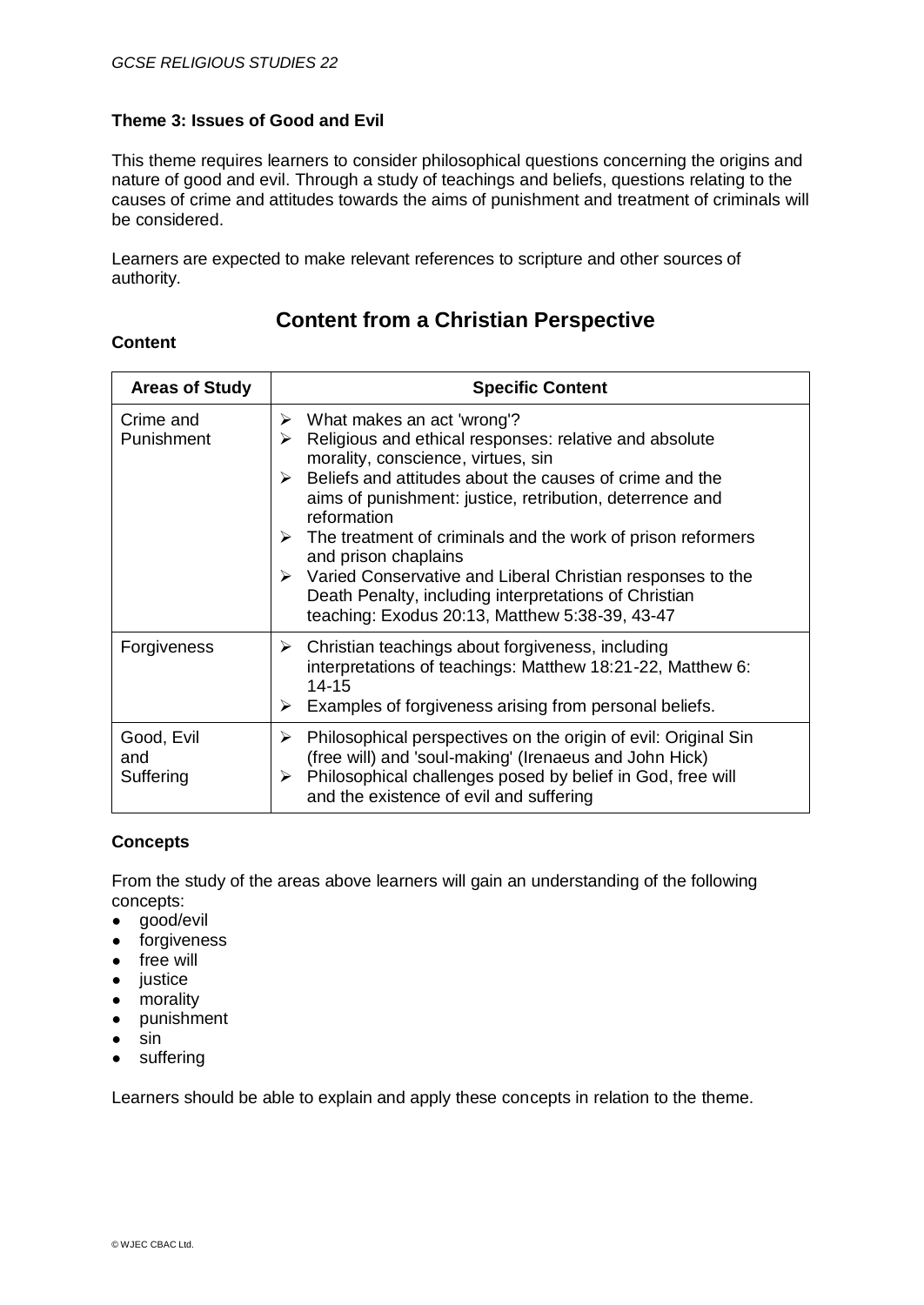### Theme 3: Issues of Good and Evil

This theme requires learners to consider philosophical questions concerning the origins and nature of good and evil. Through a study of teachings and beliefs, questions relating to the causes of crime and attitudes towards the aims of punishment and treatment of criminals will be considered.

Learners are expected to make relevant references to scripture and other sources of authority.

## Content from a Christian Perspective

**Content**

| Areas of Study | Specific Content |
|---|---|
| Crime and Punishment | ➢ What makes an act 'wrong'?<br>➢ Religious and ethical responses: relative and absolute morality, conscience, virtues, sin<br>➢ Beliefs and attitudes about the causes of crime and the aims of punishment: justice, retribution, deterrence and reformation<br>➢ The treatment of criminals and the work of prison reformers and prison chaplains<br>➢ Varied Conservative and Liberal Christian responses to the Death Penalty, including interpretations of Christian teaching: Exodus 20:13, Matthew 5:38-39, 43-47 |
| Forgiveness | ➢ Christian teachings about forgiveness, including interpretations of teachings: Matthew 18:21-22, Matthew 6: 14-15<br>➢ Examples of forgiveness arising from personal beliefs. |
| Good, Evil and Suffering | ➢ Philosophical perspectives on the origin of evil: Original Sin (free will) and 'soul-making' (Irenaeus and John Hick)<br>➢ Philosophical challenges posed by belief in God, free will and the existence of evil and suffering |

**Concepts**

From the study of the areas above learners will gain an understanding of the following concepts:

- good/evil
- forgiveness
- free will
- justice
- morality
- punishment
- sin
- suffering

Learners should be able to explain and apply these concepts in relation to the theme.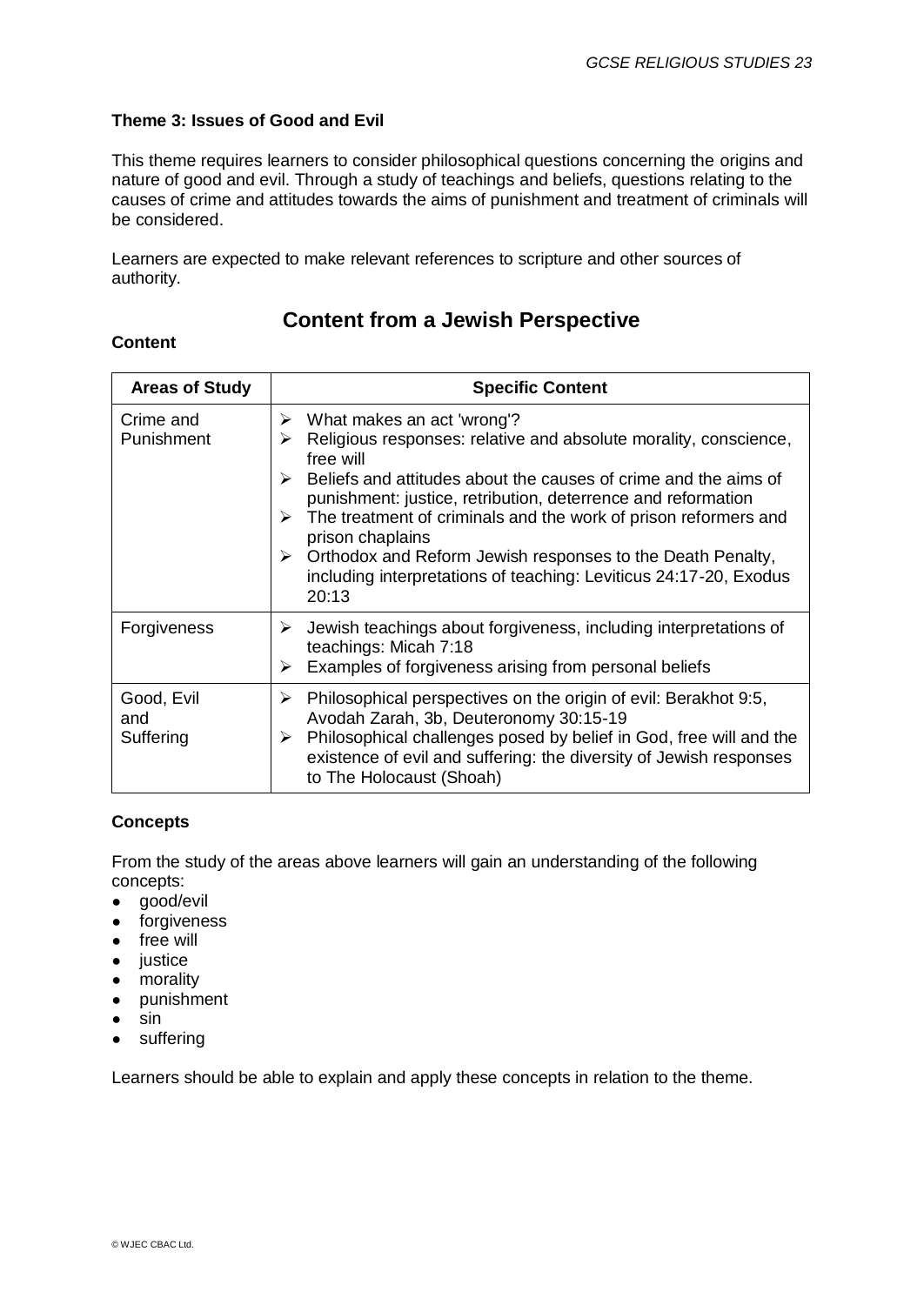### Theme 3: Issues of Good and Evil

This theme requires learners to consider philosophical questions concerning the origins and nature of good and evil. Through a study of teachings and beliefs, questions relating to the causes of crime and attitudes towards the aims of punishment and treatment of criminals will be considered.

Learners are expected to make relevant references to scripture and other sources of authority.

## Content from a Jewish Perspective

**Content**

| Areas of Study | Specific Content |
| --- | --- |
| Crime and Punishment | ➢ What makes an act 'wrong'?<br>➢ Religious responses: relative and absolute morality, conscience, free will<br>➢ Beliefs and attitudes about the causes of crime and the aims of punishment: justice, retribution, deterrence and reformation<br>➢ The treatment of criminals and the work of prison reformers and prison chaplains<br>➢ Orthodox and Reform Jewish responses to the Death Penalty, including interpretations of teaching: Leviticus 24:17-20, Exodus 20:13 |
| Forgiveness | ➢ Jewish teachings about forgiveness, including interpretations of teachings: Micah 7:18<br>➢ Examples of forgiveness arising from personal beliefs |
| Good, Evil and Suffering | ➢ Philosophical perspectives on the origin of evil: Berakhot 9:5, Avodah Zarah, 3b, Deuteronomy 30:15-19<br>➢ Philosophical challenges posed by belief in God, free will and the existence of evil and suffering: the diversity of Jewish responses to The Holocaust (Shoah) |

**Concepts**

From the study of the areas above learners will gain an understanding of the following concepts:

- good/evil
- forgiveness
- free will
- justice
- morality
- punishment
- sin
- suffering

Learners should be able to explain and apply these concepts in relation to the theme.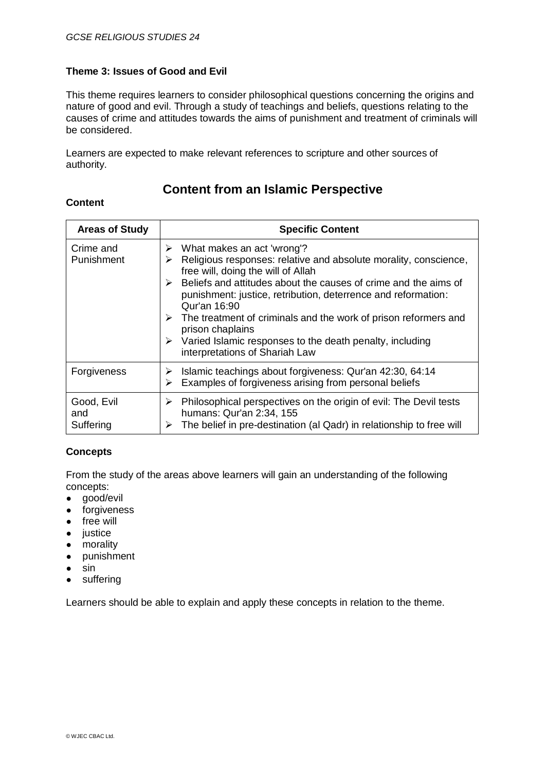### Theme 3: Issues of Good and Evil

This theme requires learners to consider philosophical questions concerning the origins and nature of good and evil. Through a study of teachings and beliefs, questions relating to the causes of crime and attitudes towards the aims of punishment and treatment of criminals will be considered.

Learners are expected to make relevant references to scripture and other sources of authority.

## Content from an Islamic Perspective

**Content**

| Areas of Study | Specific Content |
|---|---|
| Crime and Punishment | ➢ What makes an act 'wrong'?<br>➢ Religious responses: relative and absolute morality, conscience, free will, doing the will of Allah<br>➢ Beliefs and attitudes about the causes of crime and the aims of punishment: justice, retribution, deterrence and reformation: Qur'an 16:90<br>➢ The treatment of criminals and the work of prison reformers and prison chaplains<br>➢ Varied Islamic responses to the death penalty, including interpretations of Shariah Law |
| Forgiveness | ➢ Islamic teachings about forgiveness: Qur'an 42:30, 64:14<br>➢ Examples of forgiveness arising from personal beliefs |
| Good, Evil and Suffering | ➢ Philosophical perspectives on the origin of evil: The Devil tests humans: Qur'an 2:34, 155<br>➢ The belief in pre-destination (al Qadr) in relationship to free will |

**Concepts**

From the study of the areas above learners will gain an understanding of the following concepts:

- good/evil
- forgiveness
- free will
- justice
- morality
- punishment
- sin
- suffering

Learners should be able to explain and apply these concepts in relation to the theme.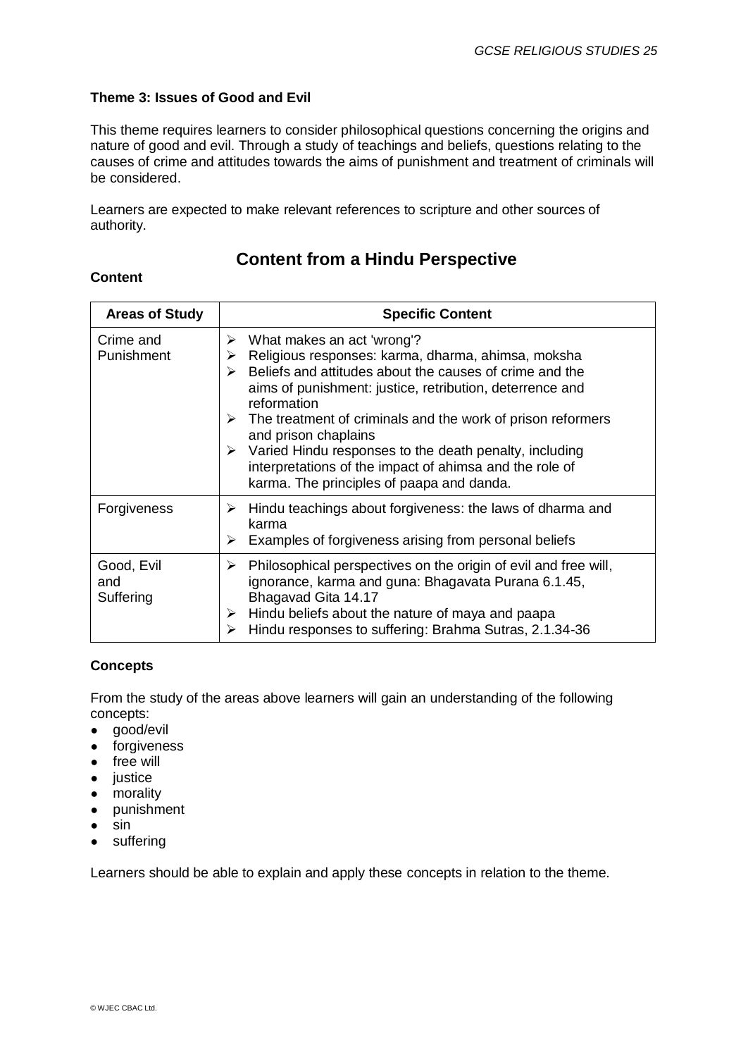### Theme 3: Issues of Good and Evil

This theme requires learners to consider philosophical questions concerning the origins and nature of good and evil. Through a study of teachings and beliefs, questions relating to the causes of crime and attitudes towards the aims of punishment and treatment of criminals will be considered.

Learners are expected to make relevant references to scripture and other sources of authority.

## Content from a Hindu Perspective

**Content**

| Areas of Study | Specific Content |
|---|---|
| Crime and Punishment | ➢ What makes an act 'wrong'?<br>➢ Religious responses: karma, dharma, ahimsa, moksha<br>➢ Beliefs and attitudes about the causes of crime and the aims of punishment: justice, retribution, deterrence and reformation<br>➢ The treatment of criminals and the work of prison reformers and prison chaplains<br>➢ Varied Hindu responses to the death penalty, including interpretations of the impact of ahimsa and the role of karma. The principles of paapa and danda. |
| Forgiveness | ➢ Hindu teachings about forgiveness: the laws of dharma and karma<br>➢ Examples of forgiveness arising from personal beliefs |
| Good, Evil and Suffering | ➢ Philosophical perspectives on the origin of evil and free will, ignorance, karma and guna: Bhagavata Purana 6.1.45, Bhagavad Gita 14.17<br>➢ Hindu beliefs about the nature of maya and paapa<br>➢ Hindu responses to suffering: Brahma Sutras, 2.1.34-36 |

**Concepts**

From the study of the areas above learners will gain an understanding of the following concepts:

- good/evil
- forgiveness
- free will
- justice
- morality
- punishment
- sin
- suffering

Learners should be able to explain and apply these concepts in relation to the theme.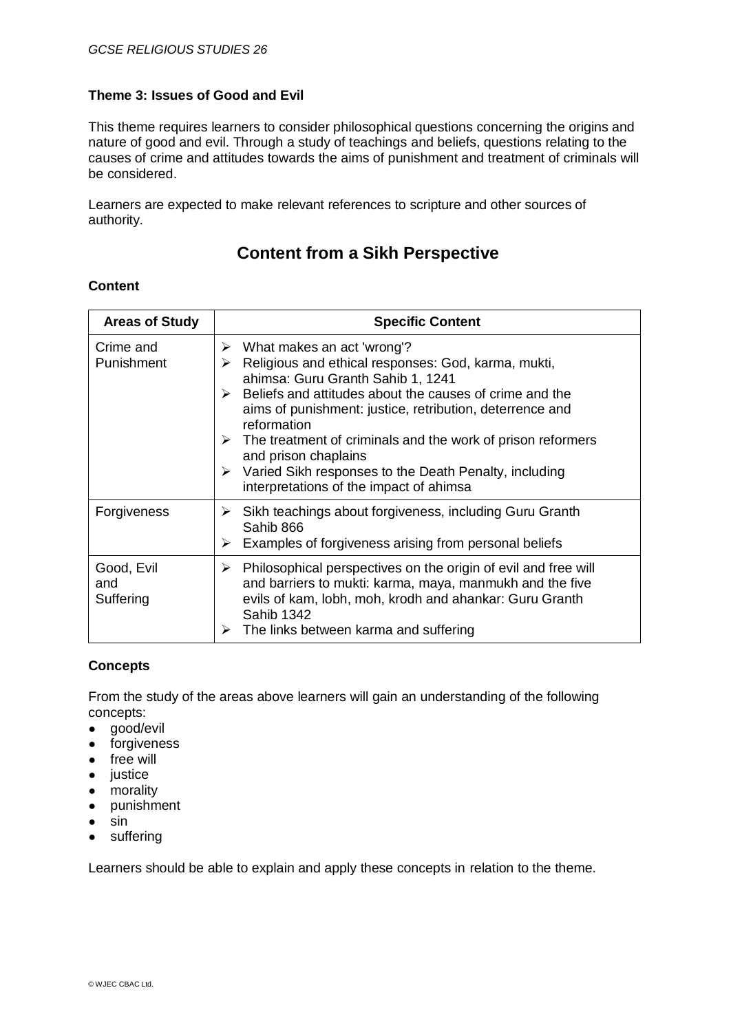### Theme 3: Issues of Good and Evil

This theme requires learners to consider philosophical questions concerning the origins and nature of good and evil. Through a study of teachings and beliefs, questions relating to the causes of crime and attitudes towards the aims of punishment and treatment of criminals will be considered.

Learners are expected to make relevant references to scripture and other sources of authority.

## Content from a Sikh Perspective

### Content

| Areas of Study | Specific Content |
|---|---|
| Crime and Punishment | ➢ What makes an act 'wrong'?<br>➢ Religious and ethical responses: God, karma, mukti, ahimsa: Guru Granth Sahib 1, 1241<br>➢ Beliefs and attitudes about the causes of crime and the aims of punishment: justice, retribution, deterrence and reformation<br>➢ The treatment of criminals and the work of prison reformers and prison chaplains<br>➢ Varied Sikh responses to the Death Penalty, including interpretations of the impact of ahimsa |
| Forgiveness | ➢ Sikh teachings about forgiveness, including Guru Granth Sahib 866<br>➢ Examples of forgiveness arising from personal beliefs |
| Good, Evil and Suffering | ➢ Philosophical perspectives on the origin of evil and free will and barriers to mukti: karma, maya, manmukh and the five evils of kam, lobh, moh, krodh and ahankar: Guru Granth Sahib 1342<br>➢ The links between karma and suffering |

### Concepts

From the study of the areas above learners will gain an understanding of the following concepts:

- good/evil
- forgiveness
- free will
- justice
- morality
- punishment
- sin
- suffering

Learners should be able to explain and apply these concepts in relation to the theme.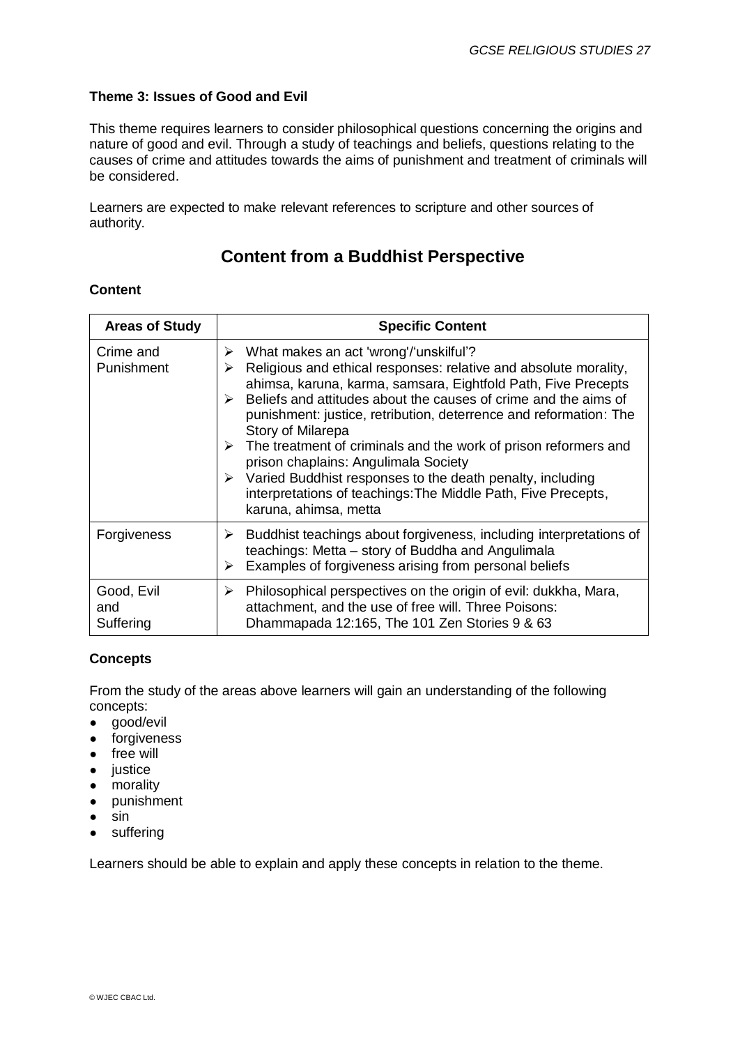**Theme 3: Issues of Good and Evil**

This theme requires learners to consider philosophical questions concerning the origins and nature of good and evil. Through a study of teachings and beliefs, questions relating to the causes of crime and attitudes towards the aims of punishment and treatment of criminals will be considered.

Learners are expected to make relevant references to scripture and other sources of authority.

## Content from a Buddhist Perspective

**Content**

| Areas of Study | Specific Content |
|---|---|
| Crime and Punishment | ➢ What makes an act 'wrong'/'unskilful'?<br>➢ Religious and ethical responses: relative and absolute morality, ahimsa, karuna, karma, samsara, Eightfold Path, Five Precepts<br>➢ Beliefs and attitudes about the causes of crime and the aims of punishment: justice, retribution, deterrence and reformation: The Story of Milarepa<br>➢ The treatment of criminals and the work of prison reformers and prison chaplains: Angulimala Society<br>➢ Varied Buddhist responses to the death penalty, including interpretations of teachings:The Middle Path, Five Precepts, karuna, ahimsa, metta |
| Forgiveness | ➢ Buddhist teachings about forgiveness, including interpretations of teachings: Metta – story of Buddha and Angulimala<br>➢ Examples of forgiveness arising from personal beliefs |
| Good, Evil and Suffering | ➢ Philosophical perspectives on the origin of evil: dukkha, Mara, attachment, and the use of free will. Three Poisons: Dhammapada 12:165, The 101 Zen Stories 9 & 63 |

**Concepts**

From the study of the areas above learners will gain an understanding of the following concepts:

- good/evil
- forgiveness
- free will
- justice
- morality
- punishment
- sin
- suffering

Learners should be able to explain and apply these concepts in relation to the theme.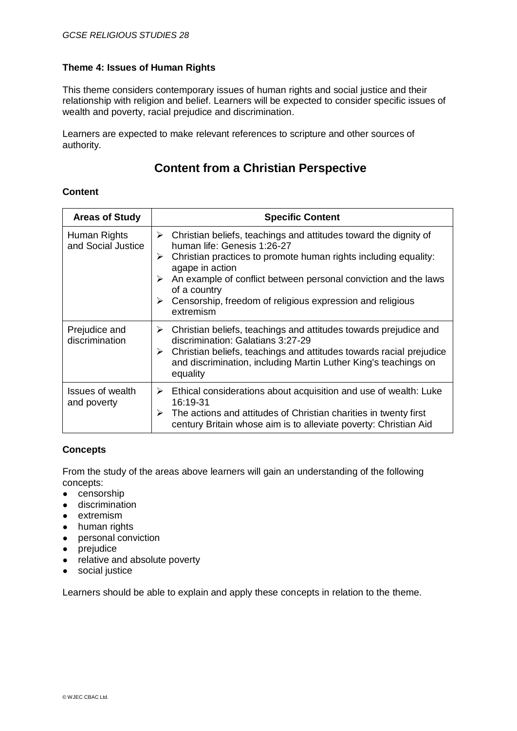### Theme 4: Issues of Human Rights

This theme considers contemporary issues of human rights and social justice and their relationship with religion and belief. Learners will be expected to consider specific issues of wealth and poverty, racial prejudice and discrimination.

Learners are expected to make relevant references to scripture and other sources of authority.

## Content from a Christian Perspective

**Content**

| Areas of Study | Specific Content |
|---|---|
| Human Rights and Social Justice | ➢ Christian beliefs, teachings and attitudes toward the dignity of human life: Genesis 1:26-27<br>➢ Christian practices to promote human rights including equality: agape in action<br>➢ An example of conflict between personal conviction and the laws of a country<br>➢ Censorship, freedom of religious expression and religious extremism |
| Prejudice and discrimination | ➢ Christian beliefs, teachings and attitudes towards prejudice and discrimination: Galatians 3:27-29<br>➢ Christian beliefs, teachings and attitudes towards racial prejudice and discrimination, including Martin Luther King's teachings on equality |
| Issues of wealth and poverty | ➢ Ethical considerations about acquisition and use of wealth: Luke 16:19-31<br>➢ The actions and attitudes of Christian charities in twenty first century Britain whose aim is to alleviate poverty: Christian Aid |

**Concepts**

From the study of the areas above learners will gain an understanding of the following concepts:

- censorship
- discrimination
- extremism
- human rights
- personal conviction
- prejudice
- relative and absolute poverty
- social justice

Learners should be able to explain and apply these concepts in relation to the theme.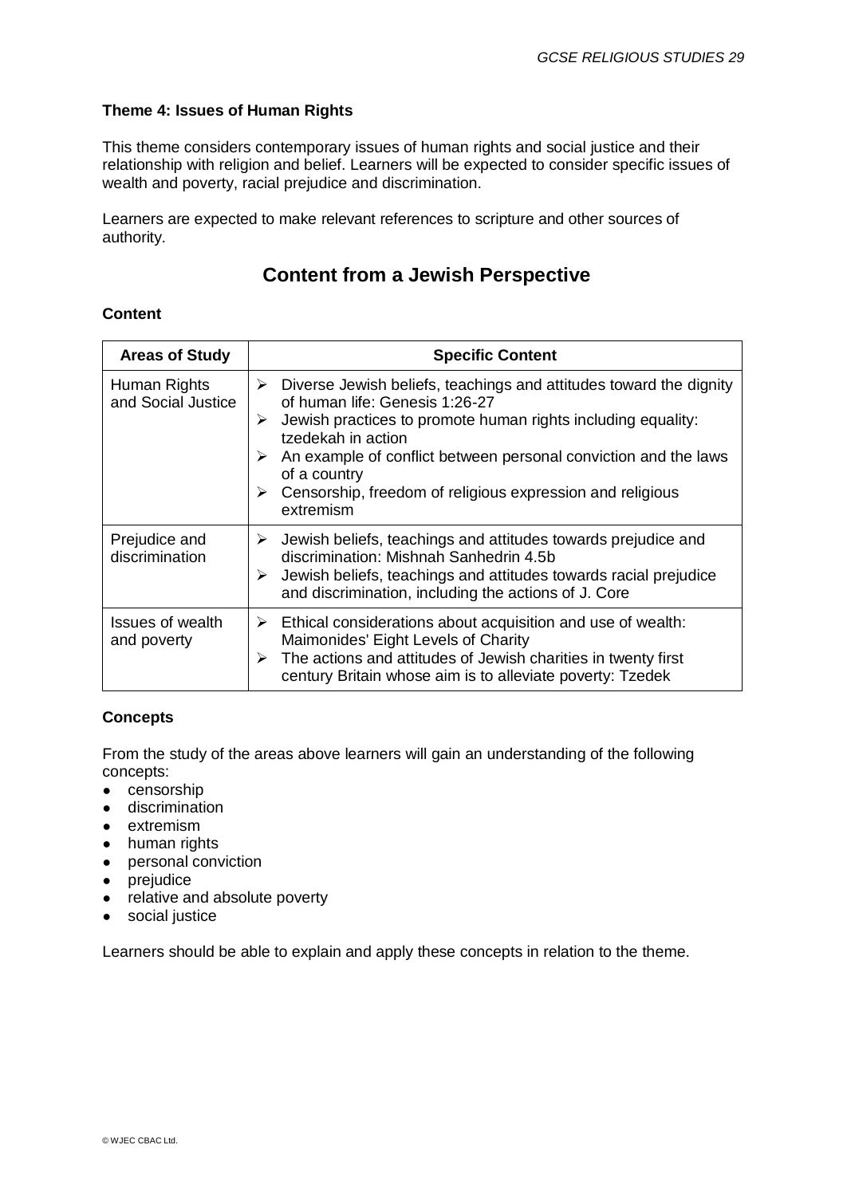### Theme 4: Issues of Human Rights

This theme considers contemporary issues of human rights and social justice and their relationship with religion and belief. Learners will be expected to consider specific issues of wealth and poverty, racial prejudice and discrimination.

Learners are expected to make relevant references to scripture and other sources of authority.

## Content from a Jewish Perspective

### Content

| Areas of Study | Specific Content |
| --- | --- |
| Human Rights and Social Justice | ➢ Diverse Jewish beliefs, teachings and attitudes toward the dignity of human life: Genesis 1:26-27<br>➢ Jewish practices to promote human rights including equality: tzedekah in action<br>➢ An example of conflict between personal conviction and the laws of a country<br>➢ Censorship, freedom of religious expression and religious extremism |
| Prejudice and discrimination | ➢ Jewish beliefs, teachings and attitudes towards prejudice and discrimination: Mishnah Sanhedrin 4.5b<br>➢ Jewish beliefs, teachings and attitudes towards racial prejudice and discrimination, including the actions of J. Core |
| Issues of wealth and poverty | ➢ Ethical considerations about acquisition and use of wealth: Maimonides' Eight Levels of Charity<br>➢ The actions and attitudes of Jewish charities in twenty first century Britain whose aim is to alleviate poverty: Tzedek |

### Concepts

From the study of the areas above learners will gain an understanding of the following concepts:

- censorship
- discrimination
- extremism
- human rights
- personal conviction
- prejudice
- relative and absolute poverty
- social justice

Learners should be able to explain and apply these concepts in relation to the theme.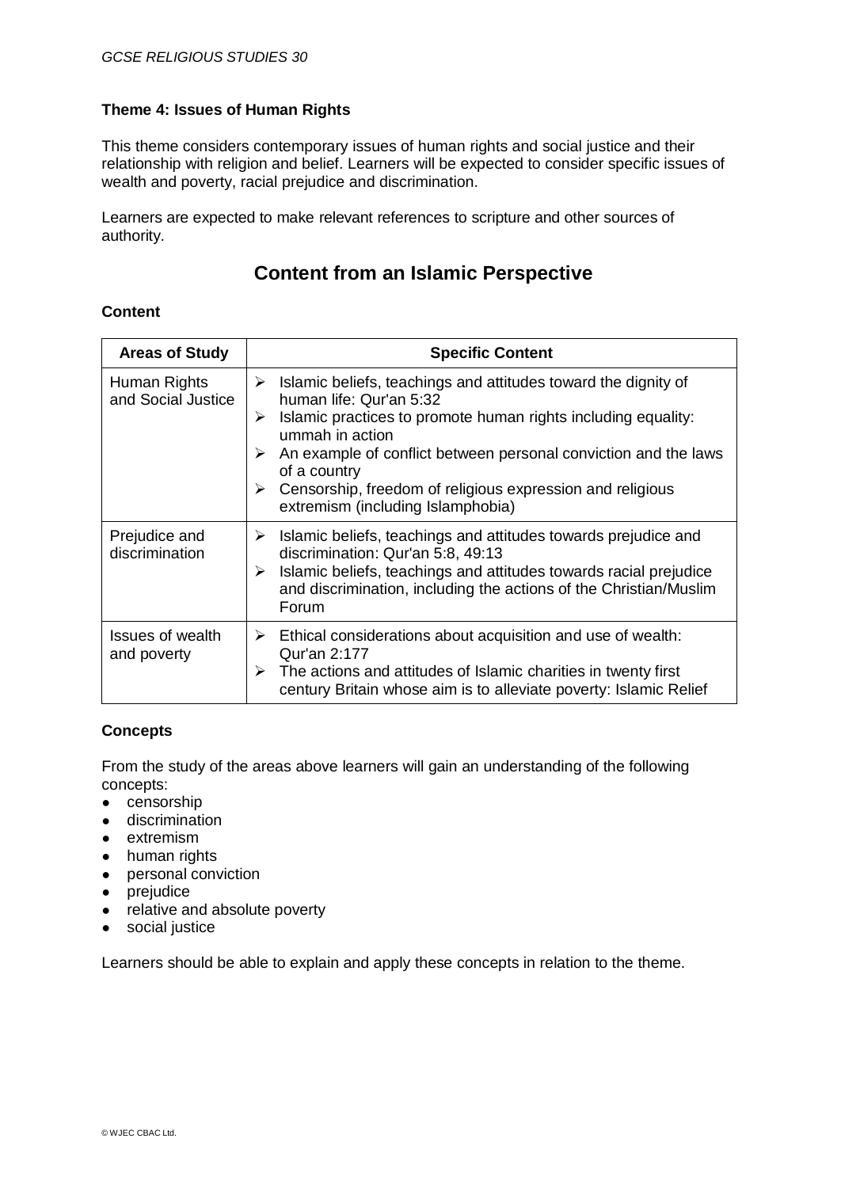### Theme 4: Issues of Human Rights

This theme considers contemporary issues of human rights and social justice and their relationship with religion and belief. Learners will be expected to consider specific issues of wealth and poverty, racial prejudice and discrimination.

Learners are expected to make relevant references to scripture and other sources of authority.

## Content from an Islamic Perspective

**Content**

| Areas of Study | Specific Content |
|---|---|
| Human Rights and Social Justice | ➢ Islamic beliefs, teachings and attitudes toward the dignity of human life: Qur'an 5:32<br>➢ Islamic practices to promote human rights including equality: ummah in action<br>➢ An example of conflict between personal conviction and the laws of a country<br>➢ Censorship, freedom of religious expression and religious extremism (including Islamphobia) |
| Prejudice and discrimination | ➢ Islamic beliefs, teachings and attitudes towards prejudice and discrimination: Qur'an 5:8, 49:13<br>➢ Islamic beliefs, teachings and attitudes towards racial prejudice and discrimination, including the actions of the Christian/Muslim Forum |
| Issues of wealth and poverty | ➢ Ethical considerations about acquisition and use of wealth: Qur'an 2:177<br>➢ The actions and attitudes of Islamic charities in twenty first century Britain whose aim is to alleviate poverty: Islamic Relief |

**Concepts**

From the study of the areas above learners will gain an understanding of the following concepts:

- censorship
- discrimination
- extremism
- human rights
- personal conviction
- prejudice
- relative and absolute poverty
- social justice

Learners should be able to explain and apply these concepts in relation to the theme.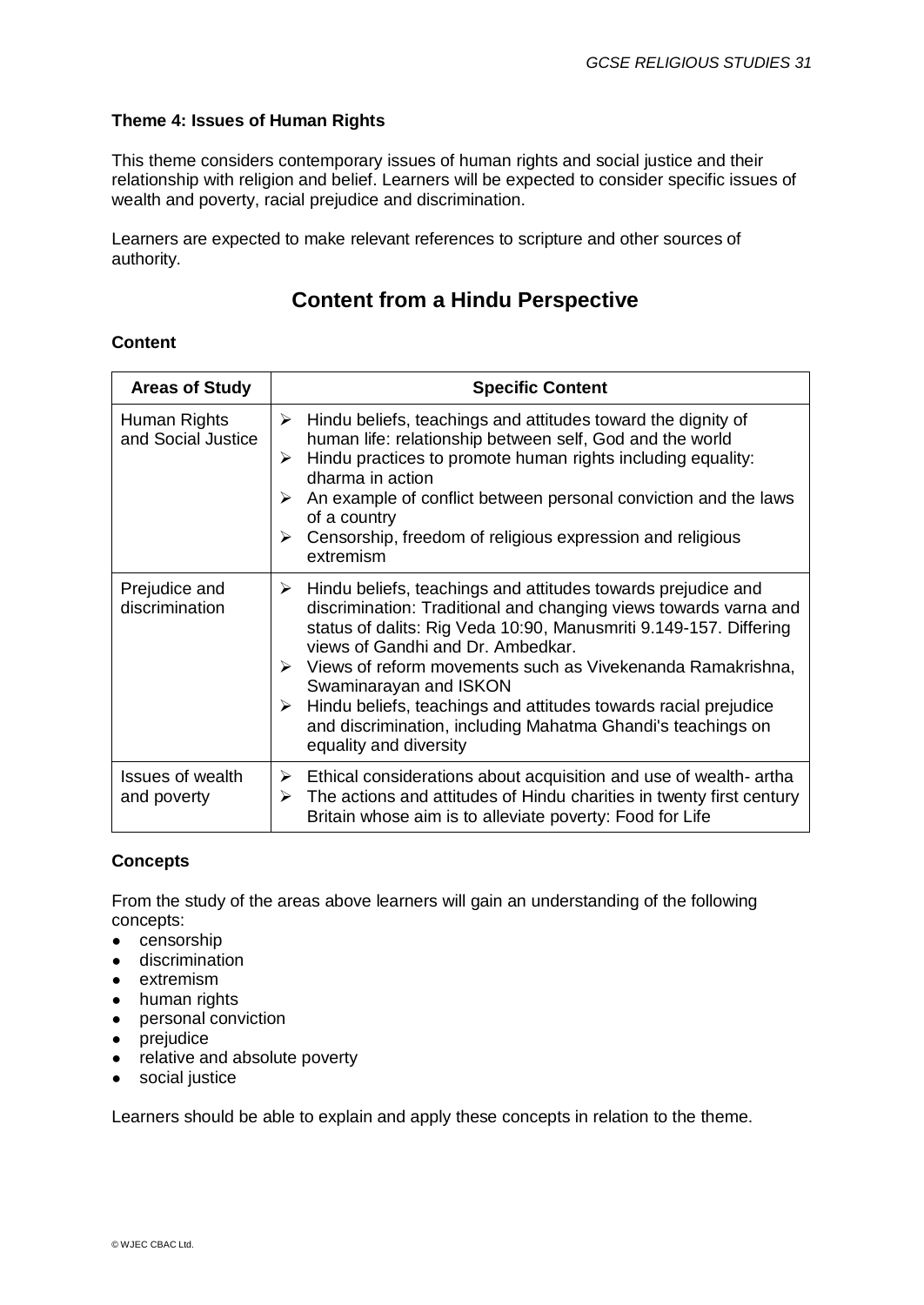### Theme 4: Issues of Human Rights

This theme considers contemporary issues of human rights and social justice and their relationship with religion and belief. Learners will be expected to consider specific issues of wealth and poverty, racial prejudice and discrimination.

Learners are expected to make relevant references to scripture and other sources of authority.

## Content from a Hindu Perspective

**Content**

| Areas of Study | Specific Content |
|---|---|
| Human Rights and Social Justice | ➢ Hindu beliefs, teachings and attitudes toward the dignity of human life: relationship between self, God and the world<br>➢ Hindu practices to promote human rights including equality: dharma in action<br>➢ An example of conflict between personal conviction and the laws of a country<br>➢ Censorship, freedom of religious expression and religious extremism |
| Prejudice and discrimination | ➢ Hindu beliefs, teachings and attitudes towards prejudice and discrimination: Traditional and changing views towards varna and status of dalits: Rig Veda 10:90, Manusmriti 9.149-157. Differing views of Gandhi and Dr. Ambedkar.<br>➢ Views of reform movements such as Vivekenanda Ramakrishna, Swaminarayan and ISKON<br>➢ Hindu beliefs, teachings and attitudes towards racial prejudice and discrimination, including Mahatma Ghandi's teachings on equality and diversity |
| Issues of wealth and poverty | ➢ Ethical considerations about acquisition and use of wealth- artha<br>➢ The actions and attitudes of Hindu charities in twenty first century Britain whose aim is to alleviate poverty: Food for Life |

**Concepts**

From the study of the areas above learners will gain an understanding of the following concepts:

- censorship
- discrimination
- extremism
- human rights
- personal conviction
- prejudice
- relative and absolute poverty
- social justice

Learners should be able to explain and apply these concepts in relation to the theme.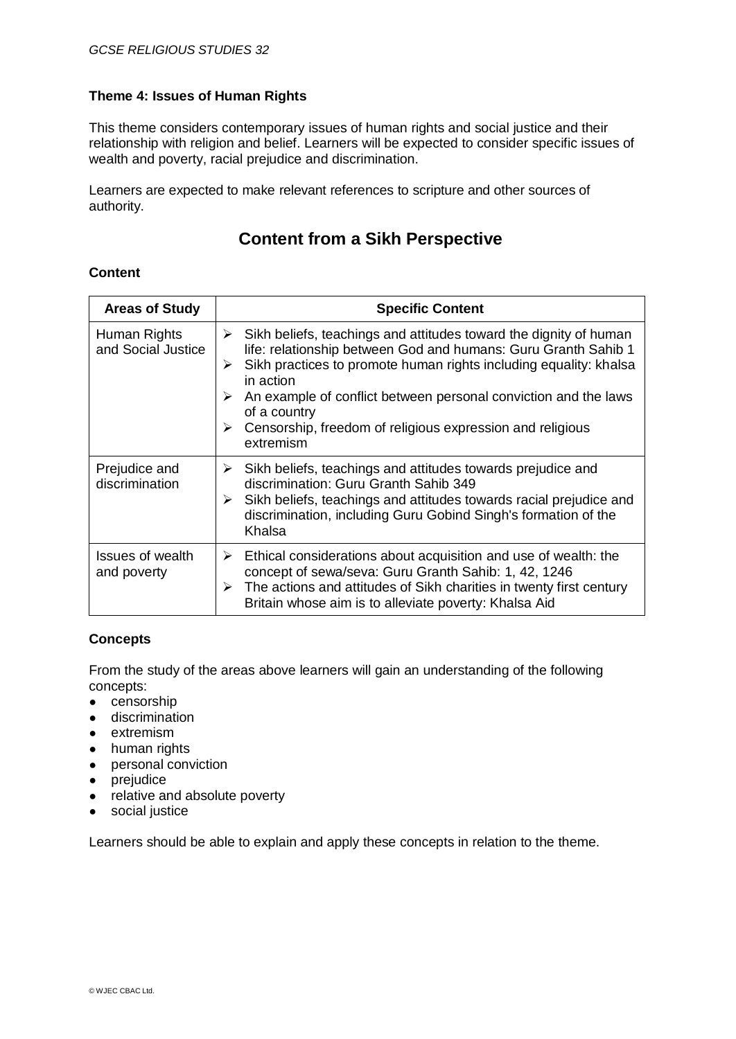### Theme 4: Issues of Human Rights

This theme considers contemporary issues of human rights and social justice and their relationship with religion and belief. Learners will be expected to consider specific issues of wealth and poverty, racial prejudice and discrimination.

Learners are expected to make relevant references to scripture and other sources of authority.

## Content from a Sikh Perspective

### Content

| Areas of Study | Specific Content |
| --- | --- |
| Human Rights and Social Justice | ➢ Sikh beliefs, teachings and attitudes toward the dignity of human life: relationship between God and humans: Guru Granth Sahib 1<br>➢ Sikh practices to promote human rights including equality: khalsa in action<br>➢ An example of conflict between personal conviction and the laws of a country<br>➢ Censorship, freedom of religious expression and religious extremism |
| Prejudice and discrimination | ➢ Sikh beliefs, teachings and attitudes towards prejudice and discrimination: Guru Granth Sahib 349<br>➢ Sikh beliefs, teachings and attitudes towards racial prejudice and discrimination, including Guru Gobind Singh's formation of the Khalsa |
| Issues of wealth and poverty | ➢ Ethical considerations about acquisition and use of wealth: the concept of sewa/seva: Guru Granth Sahib: 1, 42, 1246<br>➢ The actions and attitudes of Sikh charities in twenty first century Britain whose aim is to alleviate poverty: Khalsa Aid |

### Concepts

From the study of the areas above learners will gain an understanding of the following concepts:

- censorship
- discrimination
- extremism
- human rights
- personal conviction
- prejudice
- relative and absolute poverty
- social justice

Learners should be able to explain and apply these concepts in relation to the theme.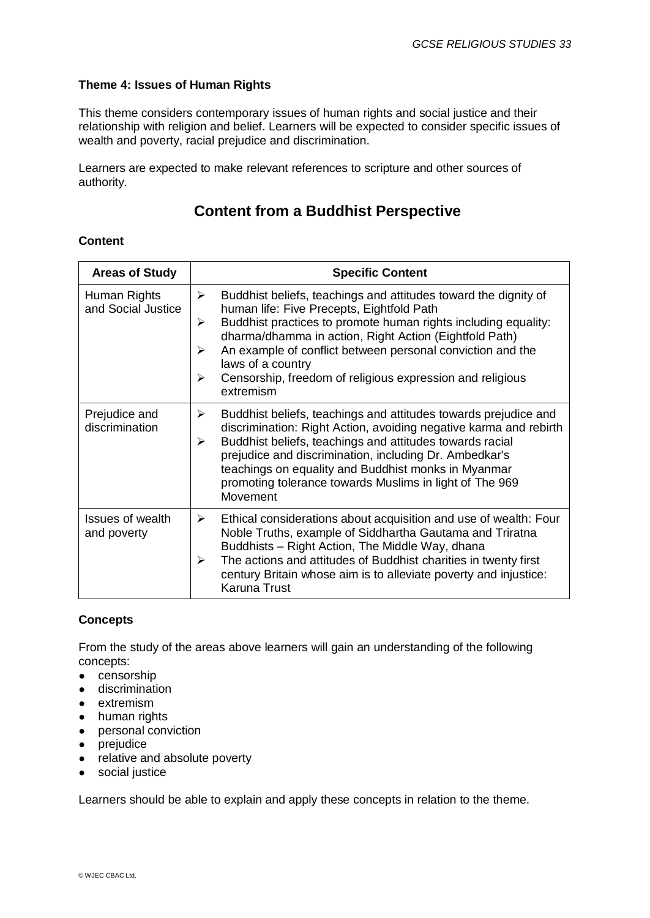**Theme 4: Issues of Human Rights**

This theme considers contemporary issues of human rights and social justice and their relationship with religion and belief. Learners will be expected to consider specific issues of wealth and poverty, racial prejudice and discrimination.

Learners are expected to make relevant references to scripture and other sources of authority.

## Content from a Buddhist Perspective

**Content**

| Areas of Study | Specific Content |
|---|---|
| Human Rights and Social Justice | ➢ Buddhist beliefs, teachings and attitudes toward the dignity of human life: Five Precepts, Eightfold Path<br>➢ Buddhist practices to promote human rights including equality: dharma/dhamma in action, Right Action (Eightfold Path)<br>➢ An example of conflict between personal conviction and the laws of a country<br>➢ Censorship, freedom of religious expression and religious extremism |
| Prejudice and discrimination | ➢ Buddhist beliefs, teachings and attitudes towards prejudice and discrimination: Right Action, avoiding negative karma and rebirth<br>➢ Buddhist beliefs, teachings and attitudes towards racial prejudice and discrimination, including Dr. Ambedkar's teachings on equality and Buddhist monks in Myanmar promoting tolerance towards Muslims in light of The 969 Movement |
| Issues of wealth and poverty | ➢ Ethical considerations about acquisition and use of wealth: Four Noble Truths, example of Siddhartha Gautama and Triratna Buddhists – Right Action, The Middle Way, dhana<br>➢ The actions and attitudes of Buddhist charities in twenty first century Britain whose aim is to alleviate poverty and injustice: Karuna Trust |

**Concepts**

From the study of the areas above learners will gain an understanding of the following concepts:

- censorship
- discrimination
- extremism
- human rights
- personal conviction
- prejudice
- relative and absolute poverty
- social justice

Learners should be able to explain and apply these concepts in relation to the theme.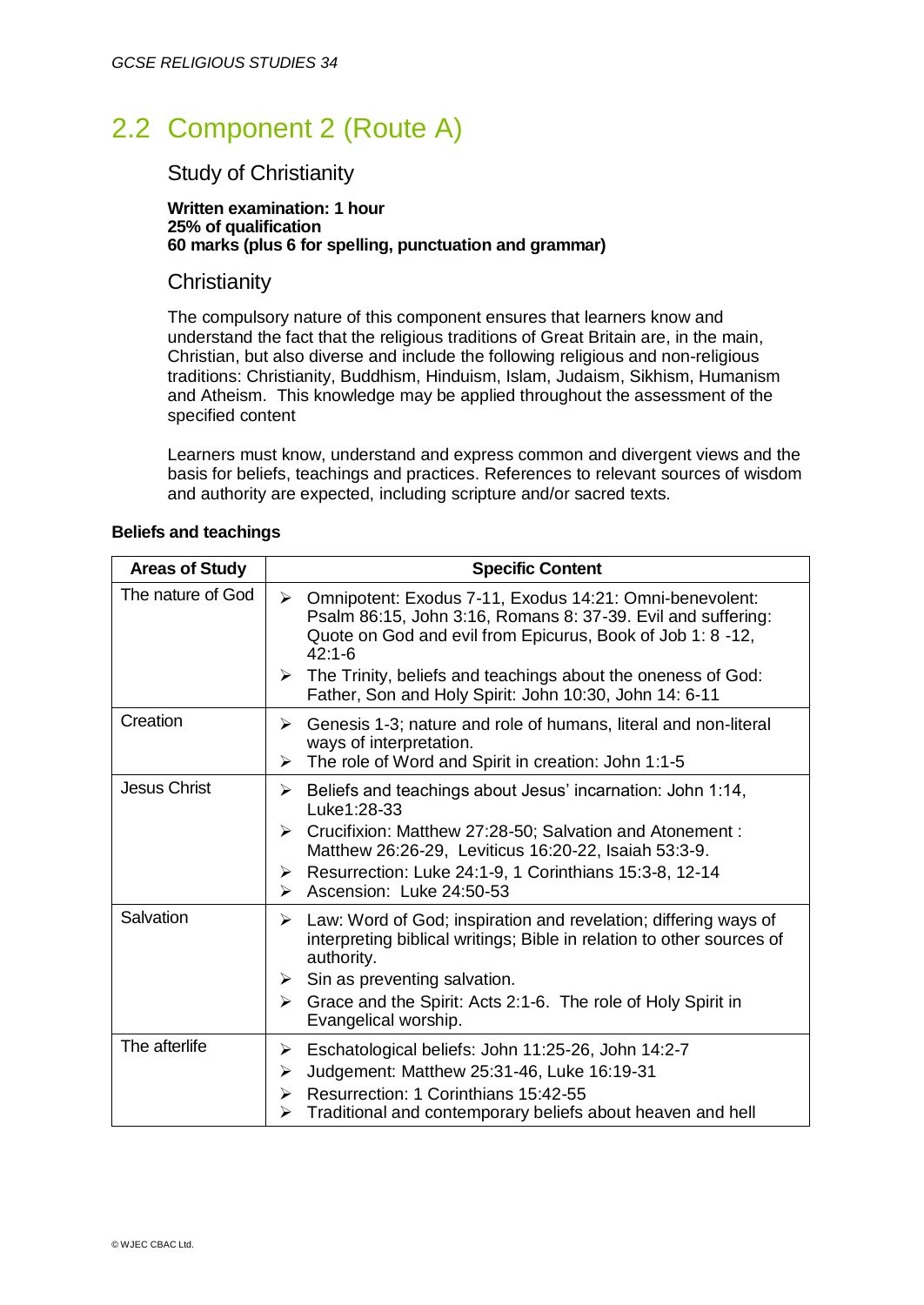## 2.2 Component 2 (Route A)

### Study of Christianity

**Written examination: 1 hour**
**25% of qualification**
**60 marks (plus 6 for spelling, punctuation and grammar)**

### Christianity

The compulsory nature of this component ensures that learners know and understand the fact that the religious traditions of Great Britain are, in the main, Christian, but also diverse and include the following religious and non-religious traditions: Christianity, Buddhism, Hinduism, Islam, Judaism, Sikhism, Humanism and Atheism. This knowledge may be applied throughout the assessment of the specified content

Learners must know, understand and express common and divergent views and the basis for beliefs, teachings and practices. References to relevant sources of wisdom and authority are expected, including scripture and/or sacred texts.

**Beliefs and teachings**

| Areas of Study | Specific Content |
| --- | --- |
| The nature of God | ➢ Omnipotent: Exodus 7-11, Exodus 14:21: Omni-benevolent: Psalm 86:15, John 3:16, Romans 8: 37-39. Evil and suffering: Quote on God and evil from Epicurus, Book of Job 1: 8 -12, 42:1-6<br>➢ The Trinity, beliefs and teachings about the oneness of God: Father, Son and Holy Spirit: John 10:30, John 14: 6-11 |
| Creation | ➢ Genesis 1-3; nature and role of humans, literal and non-literal ways of interpretation.<br>➢ The role of Word and Spirit in creation: John 1:1-5 |
| Jesus Christ | ➢ Beliefs and teachings about Jesus' incarnation: John 1:14, Luke1:28-33<br>➢ Crucifixion: Matthew 27:28-50; Salvation and Atonement : Matthew 26:26-29, Leviticus 16:20-22, Isaiah 53:3-9.<br>➢ Resurrection: Luke 24:1-9, 1 Corinthians 15:3-8, 12-14<br>➢ Ascension: Luke 24:50-53 |
| Salvation | ➢ Law: Word of God; inspiration and revelation; differing ways of interpreting biblical writings; Bible in relation to other sources of authority.<br>➢ Sin as preventing salvation.<br>➢ Grace and the Spirit: Acts 2:1-6. The role of Holy Spirit in Evangelical worship. |
| The afterlife | ➢ Eschatological beliefs: John 11:25-26, John 14:2-7<br>➢ Judgement: Matthew 25:31-46, Luke 16:19-31<br>➢ Resurrection: 1 Corinthians 15:42-55<br>➢ Traditional and contemporary beliefs about heaven and hell |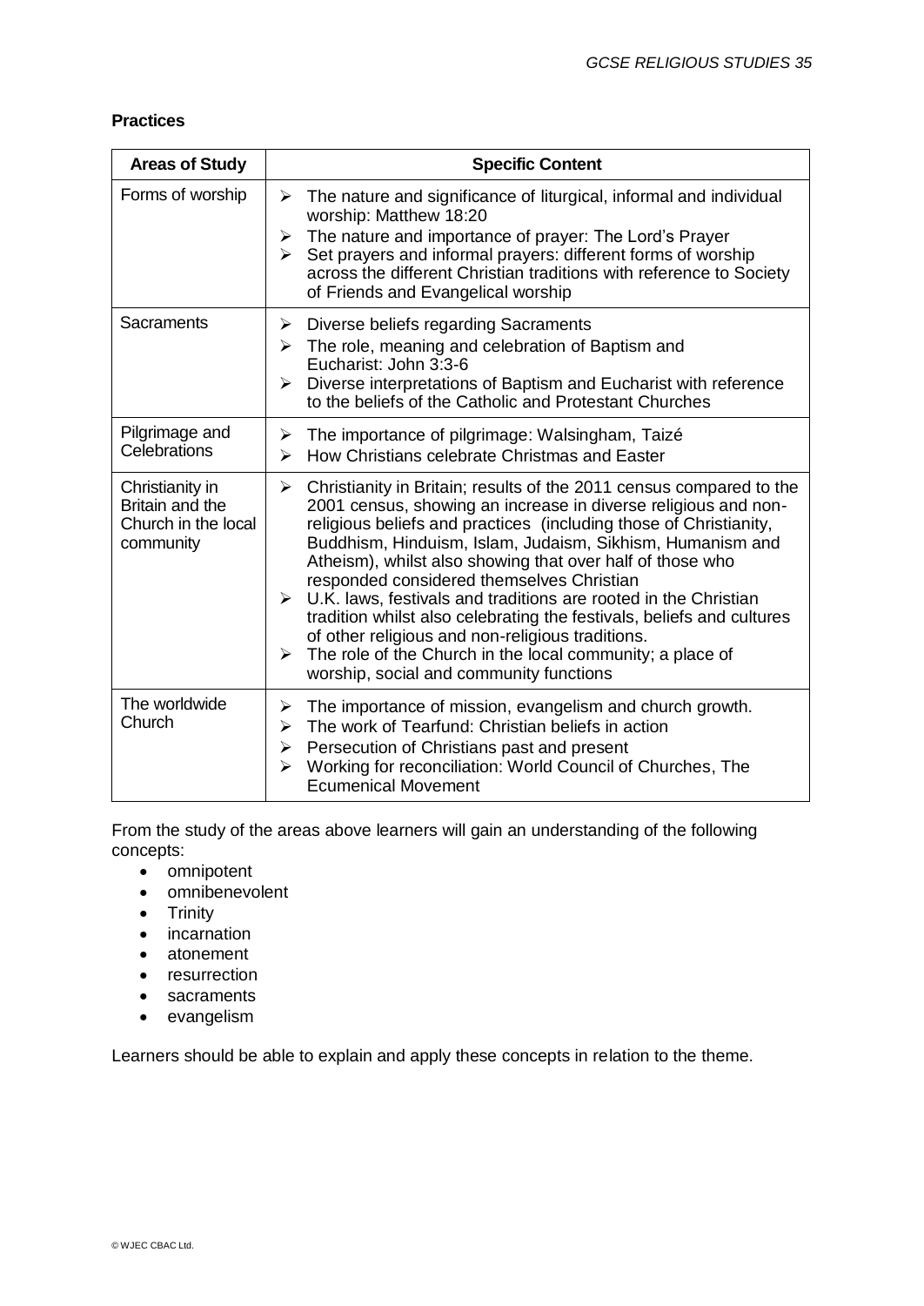**Practices**

| Areas of Study | Specific Content |
|---|---|
| Forms of worship | ➢ The nature and significance of liturgical, informal and individual worship: Matthew 18:20<br>➢ The nature and importance of prayer: The Lord's Prayer<br>➢ Set prayers and informal prayers: different forms of worship across the different Christian traditions with reference to Society of Friends and Evangelical worship |
| Sacraments | ➢ Diverse beliefs regarding Sacraments<br>➢ The role, meaning and celebration of Baptism and Eucharist: John 3:3-6<br>➢ Diverse interpretations of Baptism and Eucharist with reference to the beliefs of the Catholic and Protestant Churches |
| Pilgrimage and Celebrations | ➢ The importance of pilgrimage: Walsingham, Taizé<br>➢ How Christians celebrate Christmas and Easter |
| Christianity in Britain and the Church in the local community | ➢ Christianity in Britain; results of the 2011 census compared to the 2001 census, showing an increase in diverse religious and non-religious beliefs and practices (including those of Christianity, Buddhism, Hinduism, Islam, Judaism, Sikhism, Humanism and Atheism), whilst also showing that over half of those who responded considered themselves Christian<br>➢ U.K. laws, festivals and traditions are rooted in the Christian tradition whilst also celebrating the festivals, beliefs and cultures of other religious and non-religious traditions.<br>➢ The role of the Church in the local community; a place of worship, social and community functions |
| The worldwide Church | ➢ The importance of mission, evangelism and church growth.<br>➢ The work of Tearfund: Christian beliefs in action<br>➢ Persecution of Christians past and present<br>➢ Working for reconciliation: World Council of Churches, The Ecumenical Movement |

From the study of the areas above learners will gain an understanding of the following concepts:

- omnipotent
- omnibenevolent
- Trinity
- incarnation
- atonement
- resurrection
- sacraments
- evangelism

Learners should be able to explain and apply these concepts in relation to the theme.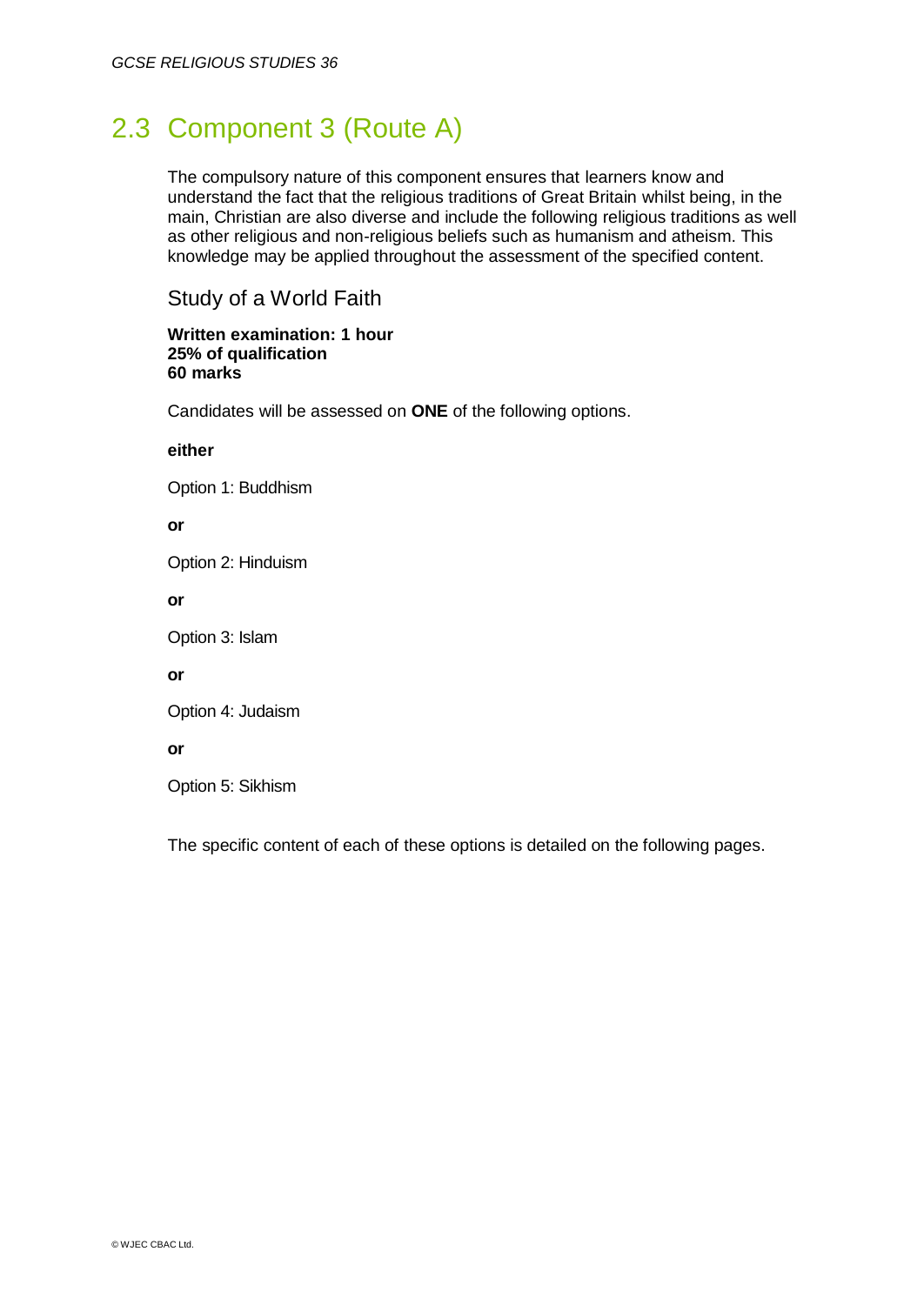## 2.3 Component 3 (Route A)

The compulsory nature of this component ensures that learners know and understand the fact that the religious traditions of Great Britain whilst being, in the main, Christian are also diverse and include the following religious traditions as well as other religious and non-religious beliefs such as humanism and atheism. This knowledge may be applied throughout the assessment of the specified content.

### Study of a World Faith

**Written examination: 1 hour**
**25% of qualification**
**60 marks**

Candidates will be assessed on **ONE** of the following options.

**either**

Option 1: Buddhism

**or**

Option 2: Hinduism

**or**

Option 3: Islam

**or**

Option 4: Judaism

**or**

Option 5: Sikhism

The specific content of each of these options is detailed on the following pages.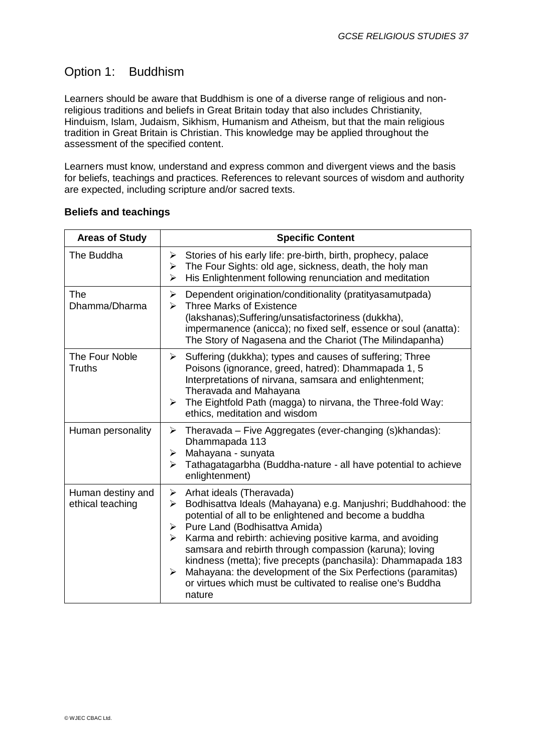## Option 1: Buddhism

Learners should be aware that Buddhism is one of a diverse range of religious and non-religious traditions and beliefs in Great Britain today that also includes Christianity, Hinduism, Islam, Judaism, Sikhism, Humanism and Atheism, but that the main religious tradition in Great Britain is Christian. This knowledge may be applied throughout the assessment of the specified content.

Learners must know, understand and express common and divergent views and the basis for beliefs, teachings and practices. References to relevant sources of wisdom and authority are expected, including scripture and/or sacred texts.

### Beliefs and teachings

| Areas of Study | Specific Content |
|---|---|
| The Buddha | ➢ Stories of his early life: pre-birth, birth, prophecy, palace<br>➢ The Four Sights: old age, sickness, death, the holy man<br>➢ His Enlightenment following renunciation and meditation |
| The Dhamma/Dharma | ➢ Dependent origination/conditionality (pratityasamutpada)<br>➢ Three Marks of Existence (lakshanas);Suffering/unsatisfactoriness (dukkha), impermanence (anicca); no fixed self, essence or soul (anatta): The Story of Nagasena and the Chariot (The Milindapanha) |
| The Four Noble Truths | ➢ Suffering (dukkha); types and causes of suffering; Three Poisons (ignorance, greed, hatred): Dhammapada 1, 5 Interpretations of nirvana, samsara and enlightenment; Theravada and Mahayana<br>➢ The Eightfold Path (magga) to nirvana, the Three-fold Way: ethics, meditation and wisdom |
| Human personality | ➢ Theravada – Five Aggregates (ever-changing (s)khandas): Dhammapada 113<br>➢ Mahayana - sunyata<br>➢ Tathagatagarbha (Buddha-nature - all have potential to achieve enlightenment) |
| Human destiny and ethical teaching | ➢ Arhat ideals (Theravada)<br>➢ Bodhisattva Ideals (Mahayana) e.g. Manjushri; Buddhahood: the potential of all to be enlightened and become a buddha<br>➢ Pure Land (Bodhisattva Amida)<br>➢ Karma and rebirth: achieving positive karma, and avoiding samsara and rebirth through compassion (karuna); loving kindness (metta); five precepts (panchasila): Dhammapada 183<br>➢ Mahayana: the development of the Six Perfections (paramitas) or virtues which must be cultivated to realise one's Buddha nature |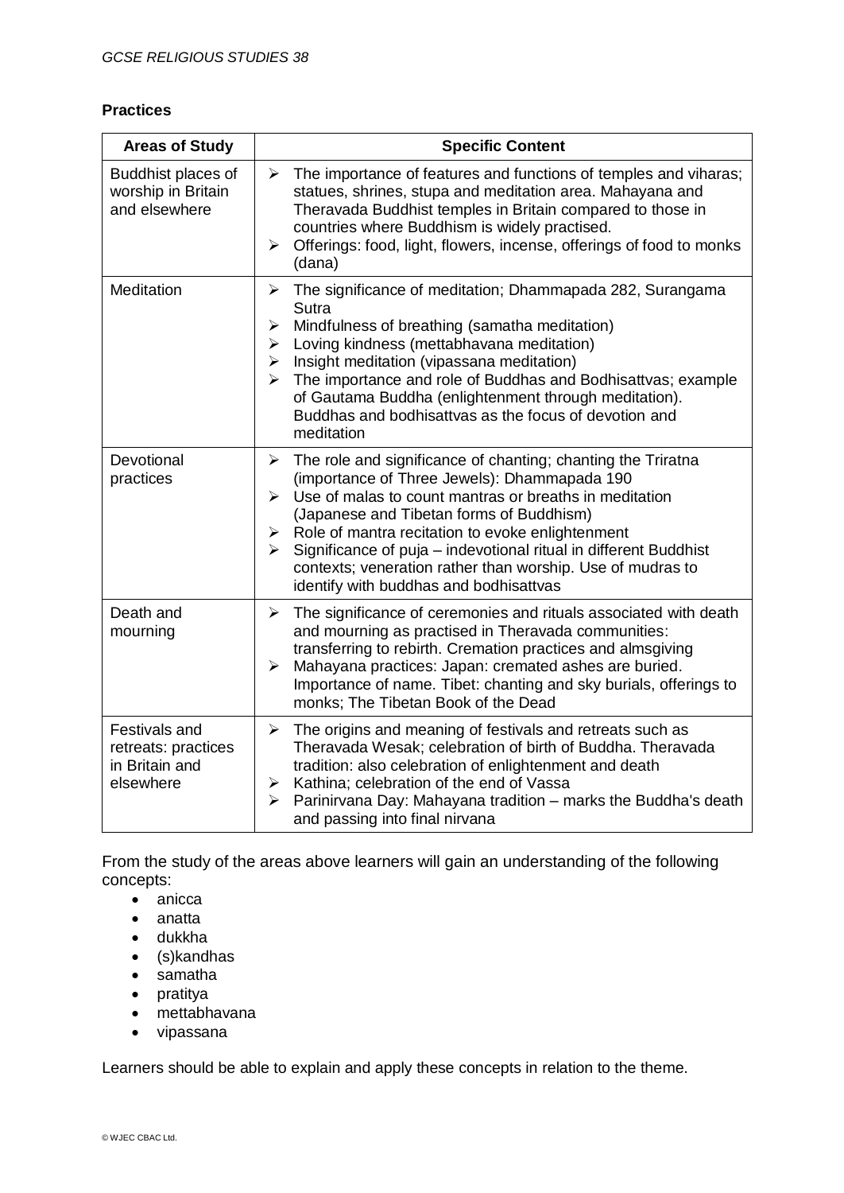**Practices**

| Areas of Study | Specific Content |
| --- | --- |
| Buddhist places of worship in Britain and elsewhere | ➢ The importance of features and functions of temples and viharas; statues, shrines, stupa and meditation area. Mahayana and Theravada Buddhist temples in Britain compared to those in countries where Buddhism is widely practised.<br>➢ Offerings: food, light, flowers, incense, offerings of food to monks (dana) |
| Meditation | ➢ The significance of meditation; Dhammapada 282, Surangama Sutra<br>➢ Mindfulness of breathing (samatha meditation)<br>➢ Loving kindness (mettabhavana meditation)<br>➢ Insight meditation (vipassana meditation)<br>➢ The importance and role of Buddhas and Bodhisattvas; example of Gautama Buddha (enlightenment through meditation). Buddhas and bodhisattvas as the focus of devotion and meditation |
| Devotional practices | ➢ The role and significance of chanting; chanting the Triratna (importance of Three Jewels): Dhammapada 190<br>➢ Use of malas to count mantras or breaths in meditation (Japanese and Tibetan forms of Buddhism)<br>➢ Role of mantra recitation to evoke enlightenment<br>➢ Significance of puja – indevotional ritual in different Buddhist contexts; veneration rather than worship. Use of mudras to identify with buddhas and bodhisattvas |
| Death and mourning | ➢ The significance of ceremonies and rituals associated with death and mourning as practised in Theravada communities: transferring to rebirth. Cremation practices and almsgiving<br>➢ Mahayana practices: Japan: cremated ashes are buried. Importance of name. Tibet: chanting and sky burials, offerings to monks; The Tibetan Book of the Dead |
| Festivals and retreats: practices in Britain and elsewhere | ➢ The origins and meaning of festivals and retreats such as Theravada Wesak; celebration of birth of Buddha. Theravada tradition: also celebration of enlightenment and death<br>➢ Kathina; celebration of the end of Vassa<br>➢ Parinirvana Day: Mahayana tradition – marks the Buddha's death and passing into final nirvana |

From the study of the areas above learners will gain an understanding of the following concepts:

- anicca
- anatta
- dukkha
- (s)kandhas
- samatha
- pratitya
- mettabhavana
- vipassana

Learners should be able to explain and apply these concepts in relation to the theme.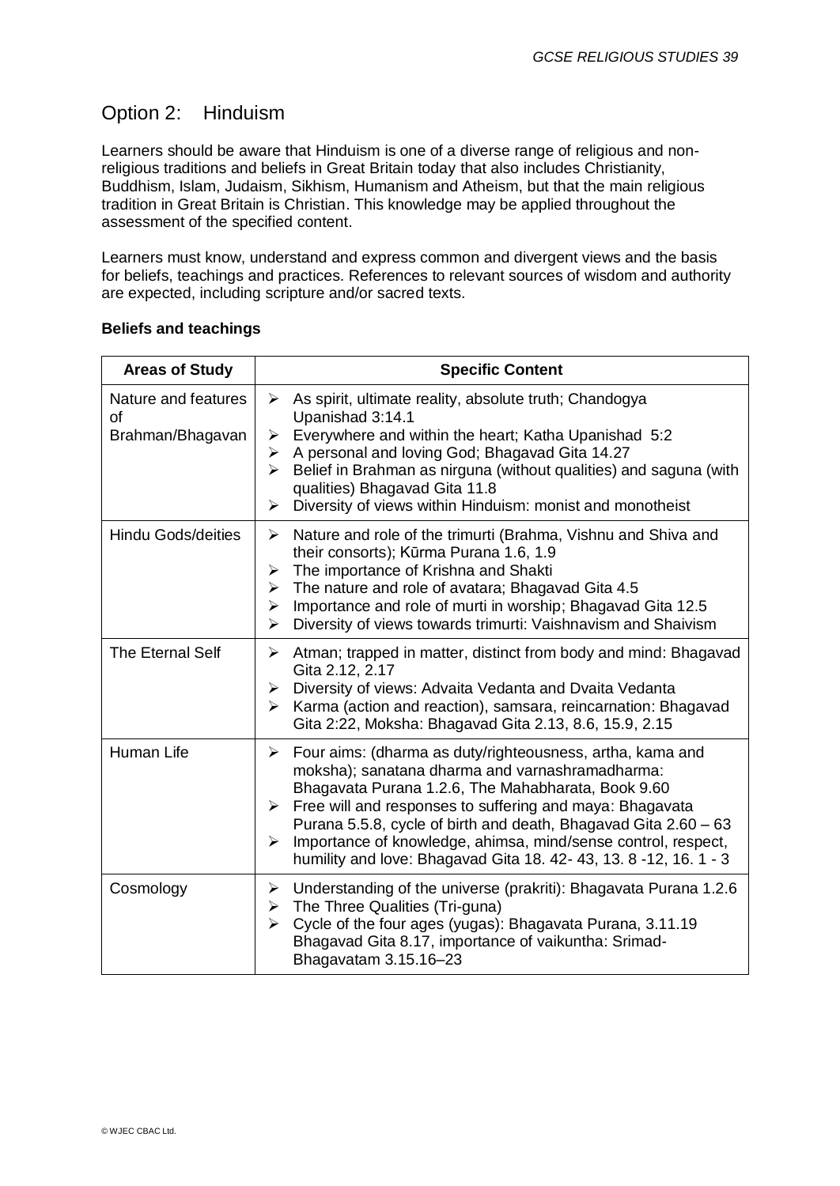## Option 2: Hinduism

Learners should be aware that Hinduism is one of a diverse range of religious and non-religious traditions and beliefs in Great Britain today that also includes Christianity, Buddhism, Islam, Judaism, Sikhism, Humanism and Atheism, but that the main religious tradition in Great Britain is Christian. This knowledge may be applied throughout the assessment of the specified content.

Learners must know, understand and express common and divergent views and the basis for beliefs, teachings and practices. References to relevant sources of wisdom and authority are expected, including scripture and/or sacred texts.

### Beliefs and teachings

| Areas of Study | Specific Content |
|---|---|
| Nature and features of Brahman/Bhagavan | ➢ As spirit, ultimate reality, absolute truth; Chandogya Upanishad 3:14.1<br>➢ Everywhere and within the heart; Katha Upanishad 5:2<br>➢ A personal and loving God; Bhagavad Gita 14.27<br>➢ Belief in Brahman as nirguna (without qualities) and saguna (with qualities) Bhagavad Gita 11.8<br>➢ Diversity of views within Hinduism: monist and monotheist |
| Hindu Gods/deities | ➢ Nature and role of the trimurti (Brahma, Vishnu and Shiva and their consorts); Kūrma Purana 1.6, 1.9<br>➢ The importance of Krishna and Shakti<br>➢ The nature and role of avatara; Bhagavad Gita 4.5<br>➢ Importance and role of murti in worship; Bhagavad Gita 12.5<br>➢ Diversity of views towards trimurti: Vaishnavism and Shaivism |
| The Eternal Self | ➢ Atman; trapped in matter, distinct from body and mind: Bhagavad Gita 2.12, 2.17<br>➢ Diversity of views: Advaita Vedanta and Dvaita Vedanta<br>➢ Karma (action and reaction), samsara, reincarnation: Bhagavad Gita 2:22, Moksha: Bhagavad Gita 2.13, 8.6, 15.9, 2.15 |
| Human Life | ➢ Four aims: (dharma as duty/righteousness, artha, kama and moksha); sanatana dharma and varnashramadharma: Bhagavata Purana 1.2.6, The Mahabharata, Book 9.60<br>➢ Free will and responses to suffering and maya: Bhagavata Purana 5.5.8, cycle of birth and death, Bhagavad Gita 2.60 – 63<br>➢ Importance of knowledge, ahimsa, mind/sense control, respect, humility and love: Bhagavad Gita 18. 42- 43, 13. 8 -12, 16. 1 - 3 |
| Cosmology | ➢ Understanding of the universe (prakriti): Bhagavata Purana 1.2.6<br>➢ The Three Qualities (Tri-guna)<br>➢ Cycle of the four ages (yugas): Bhagavata Purana, 3.11.19 Bhagavad Gita 8.17, importance of vaikuntha: Srimad-Bhagavatam 3.15.16–23 |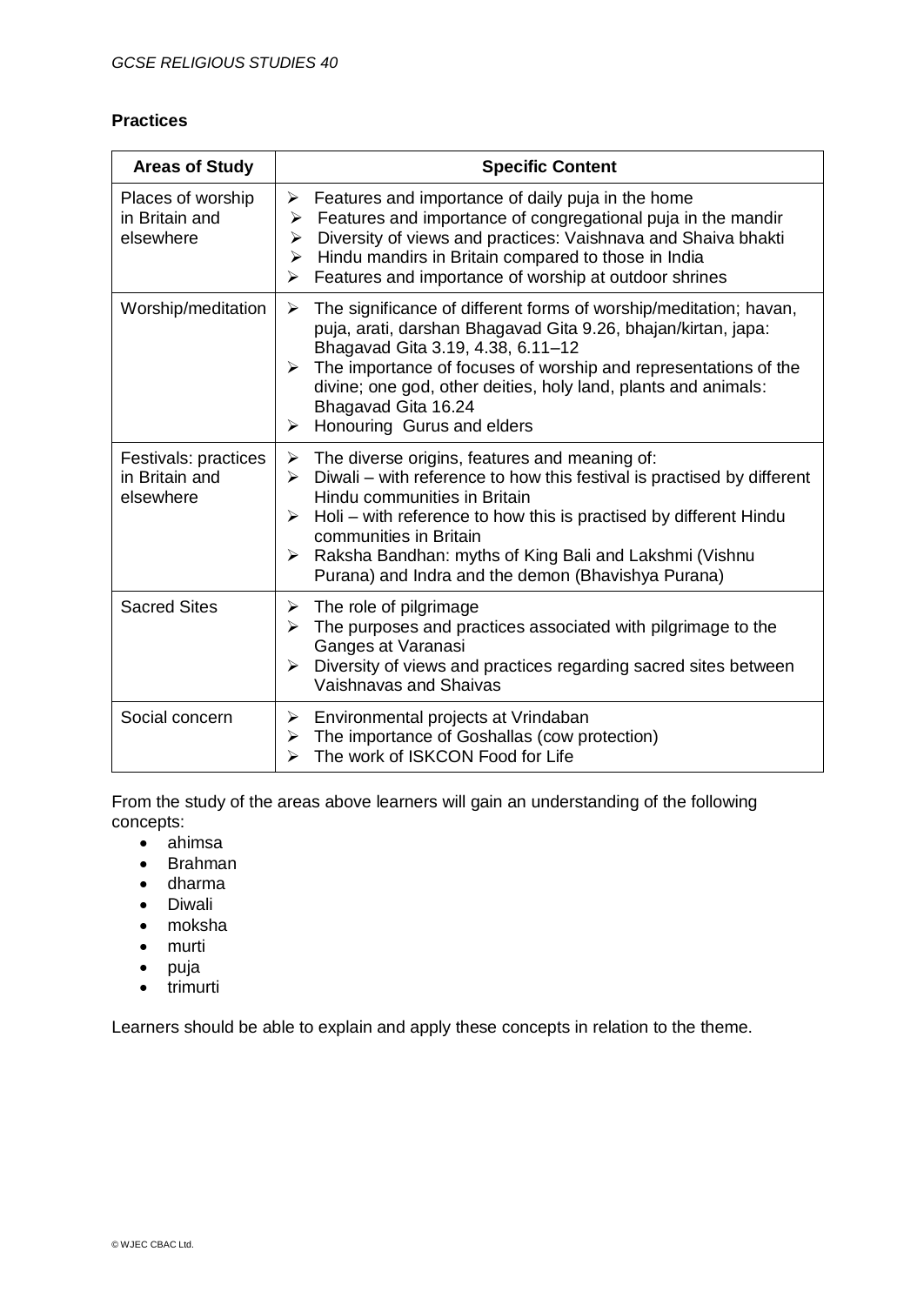**Practices**

| Areas of Study | Specific Content |
| --- | --- |
| Places of worship in Britain and elsewhere | ➢ Features and importance of daily puja in the home<br>➢ Features and importance of congregational puja in the mandir<br>➢ Diversity of views and practices: Vaishnava and Shaiva bhakti<br>➢ Hindu mandirs in Britain compared to those in India<br>➢ Features and importance of worship at outdoor shrines |
| Worship/meditation | ➢ The significance of different forms of worship/meditation; havan, puja, arati, darshan Bhagavad Gita 9.26, bhajan/kirtan, japa: Bhagavad Gita 3.19, 4.38, 6.11–12<br>➢ The importance of focuses of worship and representations of the divine; one god, other deities, holy land, plants and animals: Bhagavad Gita 16.24<br>➢ Honouring Gurus and elders |
| Festivals: practices in Britain and elsewhere | ➢ The diverse origins, features and meaning of:<br>➢ Diwali – with reference to how this festival is practised by different Hindu communities in Britain<br>➢ Holi – with reference to how this is practised by different Hindu communities in Britain<br>➢ Raksha Bandhan: myths of King Bali and Lakshmi (Vishnu Purana) and Indra and the demon (Bhavishya Purana) |
| Sacred Sites | ➢ The role of pilgrimage<br>➢ The purposes and practices associated with pilgrimage to the Ganges at Varanasi<br>➢ Diversity of views and practices regarding sacred sites between Vaishnavas and Shaivas |
| Social concern | ➢ Environmental projects at Vrindaban<br>➢ The importance of Goshallas (cow protection)<br>➢ The work of ISKCON Food for Life |

From the study of the areas above learners will gain an understanding of the following concepts:

- ahimsa
- Brahman
- dharma
- Diwali
- moksha
- murti
- puja
- trimurti

Learners should be able to explain and apply these concepts in relation to the theme.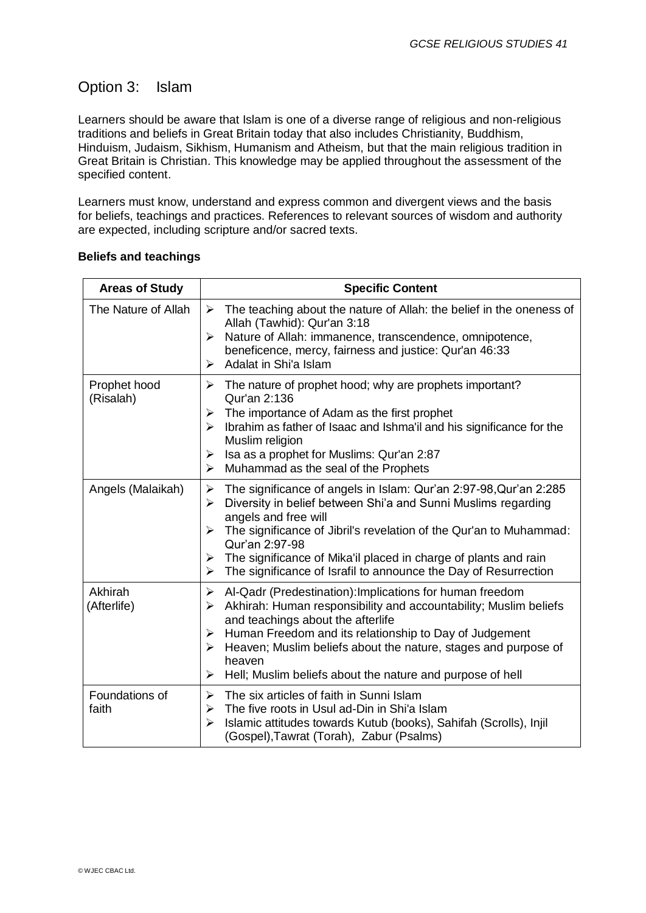## Option 3: Islam

Learners should be aware that Islam is one of a diverse range of religious and non-religious traditions and beliefs in Great Britain today that also includes Christianity, Buddhism, Hinduism, Judaism, Sikhism, Humanism and Atheism, but that the main religious tradition in Great Britain is Christian. This knowledge may be applied throughout the assessment of the specified content.

Learners must know, understand and express common and divergent views and the basis for beliefs, teachings and practices. References to relevant sources of wisdom and authority are expected, including scripture and/or sacred texts.

**Beliefs and teachings**

| Areas of Study | Specific Content |
|---|---|
| The Nature of Allah | ➢ The teaching about the nature of Allah: the belief in the oneness of Allah (Tawhid): Qur'an 3:18<br>➢ Nature of Allah: immanence, transcendence, omnipotence, beneficence, mercy, fairness and justice: Qur'an 46:33<br>➢ Adalat in Shi'a Islam |
| Prophet hood (Risalah) | ➢ The nature of prophet hood; why are prophets important? Qur'an 2:136<br>➢ The importance of Adam as the first prophet<br>➢ Ibrahim as father of Isaac and Ishma'il and his significance for the Muslim religion<br>➢ Isa as a prophet for Muslims: Qur'an 2:87<br>➢ Muhammad as the seal of the Prophets |
| Angels (Malaikah) | ➢ The significance of angels in Islam: Qur'an 2:97-98,Qur'an 2:285<br>➢ Diversity in belief between Shi'a and Sunni Muslims regarding angels and free will<br>➢ The significance of Jibril's revelation of the Qur'an to Muhammad: Qur'an 2:97-98<br>➢ The significance of Mika'il placed in charge of plants and rain<br>➢ The significance of Israfil to announce the Day of Resurrection |
| Akhirah (Afterlife) | ➢ Al-Qadr (Predestination):Implications for human freedom<br>➢ Akhirah: Human responsibility and accountability; Muslim beliefs and teachings about the afterlife<br>➢ Human Freedom and its relationship to Day of Judgement<br>➢ Heaven; Muslim beliefs about the nature, stages and purpose of heaven<br>➢ Hell; Muslim beliefs about the nature and purpose of hell |
| Foundations of faith | ➢ The six articles of faith in Sunni Islam<br>➢ The five roots in Usul ad-Din in Shi'a Islam<br>➢ Islamic attitudes towards Kutub (books), Sahifah (Scrolls), Injil (Gospel),Tawrat (Torah), Zabur (Psalms) |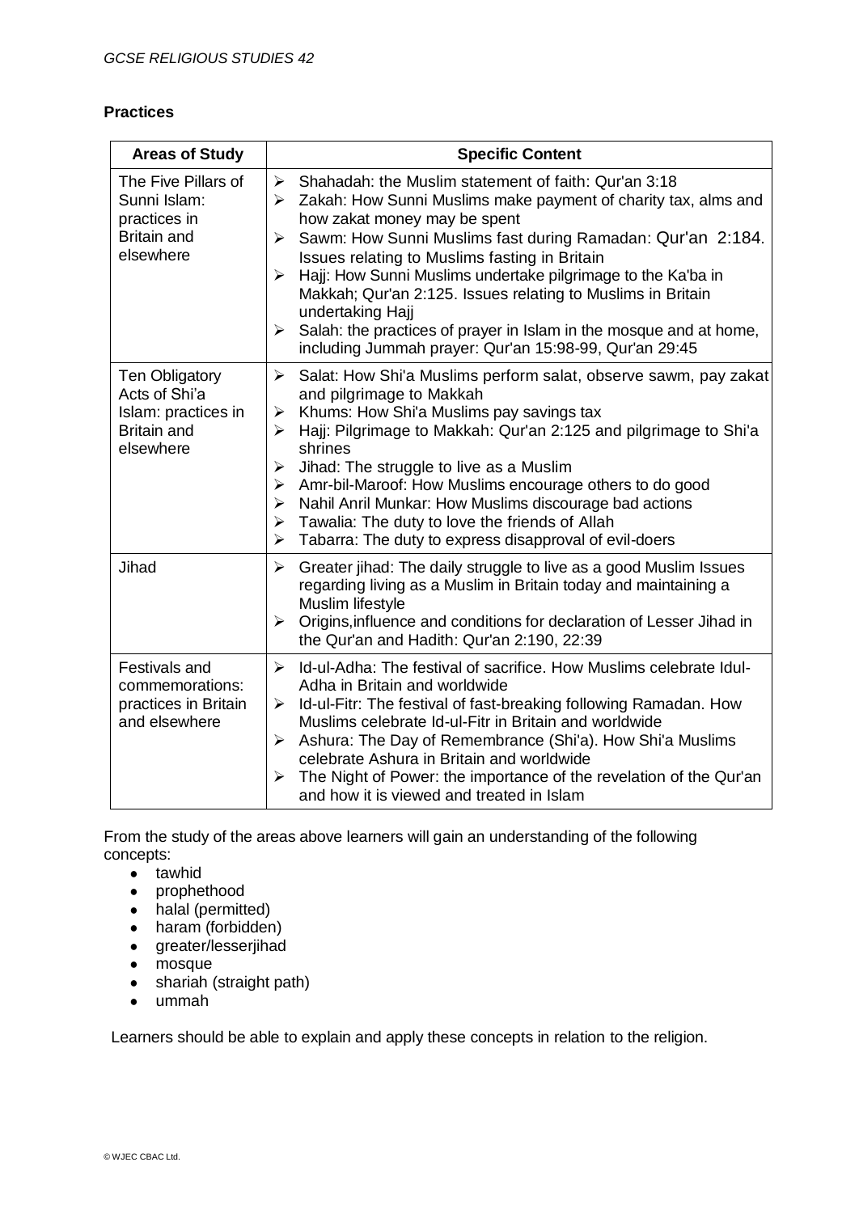## Practices

| Areas of Study | Specific Content |
|---|---|
| The Five Pillars of Sunni Islam: practices in Britain and elsewhere | ➢ Shahadah: the Muslim statement of faith: Qur'an 3:18<br>➢ Zakah: How Sunni Muslims make payment of charity tax, alms and how zakat money may be spent<br>➢ Sawm: How Sunni Muslims fast during Ramadan: Qur'an 2:184. Issues relating to Muslims fasting in Britain<br>➢ Hajj: How Sunni Muslims undertake pilgrimage to the Ka'ba in Makkah; Qur'an 2:125. Issues relating to Muslims in Britain undertaking Hajj<br>➢ Salah: the practices of prayer in Islam in the mosque and at home, including Jummah prayer: Qur'an 15:98-99, Qur'an 29:45 |
| Ten Obligatory Acts of Shi'a Islam: practices in Britain and elsewhere | ➢ Salat: How Shi'a Muslims perform salat, observe sawm, pay zakat and pilgrimage to Makkah<br>➢ Khums: How Shi'a Muslims pay savings tax<br>➢ Hajj: Pilgrimage to Makkah: Qur'an 2:125 and pilgrimage to Shi'a shrines<br>➢ Jihad: The struggle to live as a Muslim<br>➢ Amr-bil-Maroof: How Muslims encourage others to do good<br>➢ Nahil Anril Munkar: How Muslims discourage bad actions<br>➢ Tawalia: The duty to love the friends of Allah<br>➢ Tabarra: The duty to express disapproval of evil-doers |
| Jihad | ➢ Greater jihad: The daily struggle to live as a good Muslim Issues regarding living as a Muslim in Britain today and maintaining a Muslim lifestyle<br>➢ Origins,influence and conditions for declaration of Lesser Jihad in the Qur'an and Hadith: Qur'an 2:190, 22:39 |
| Festivals and commemorations: practices in Britain and elsewhere | ➢ Id-ul-Adha: The festival of sacrifice. How Muslims celebrate Idul-Adha in Britain and worldwide<br>➢ Id-ul-Fitr: The festival of fast-breaking following Ramadan. How Muslims celebrate Id-ul-Fitr in Britain and worldwide<br>➢ Ashura: The Day of Remembrance (Shi'a). How Shi'a Muslims celebrate Ashura in Britain and worldwide<br>➢ The Night of Power: the importance of the revelation of the Qur'an and how it is viewed and treated in Islam |

From the study of the areas above learners will gain an understanding of the following concepts:

- tawhid
- prophethood
- halal (permitted)
- haram (forbidden)
- greater/lesserjihad
- mosque
- shariah (straight path)
- ummah

Learners should be able to explain and apply these concepts in relation to the religion.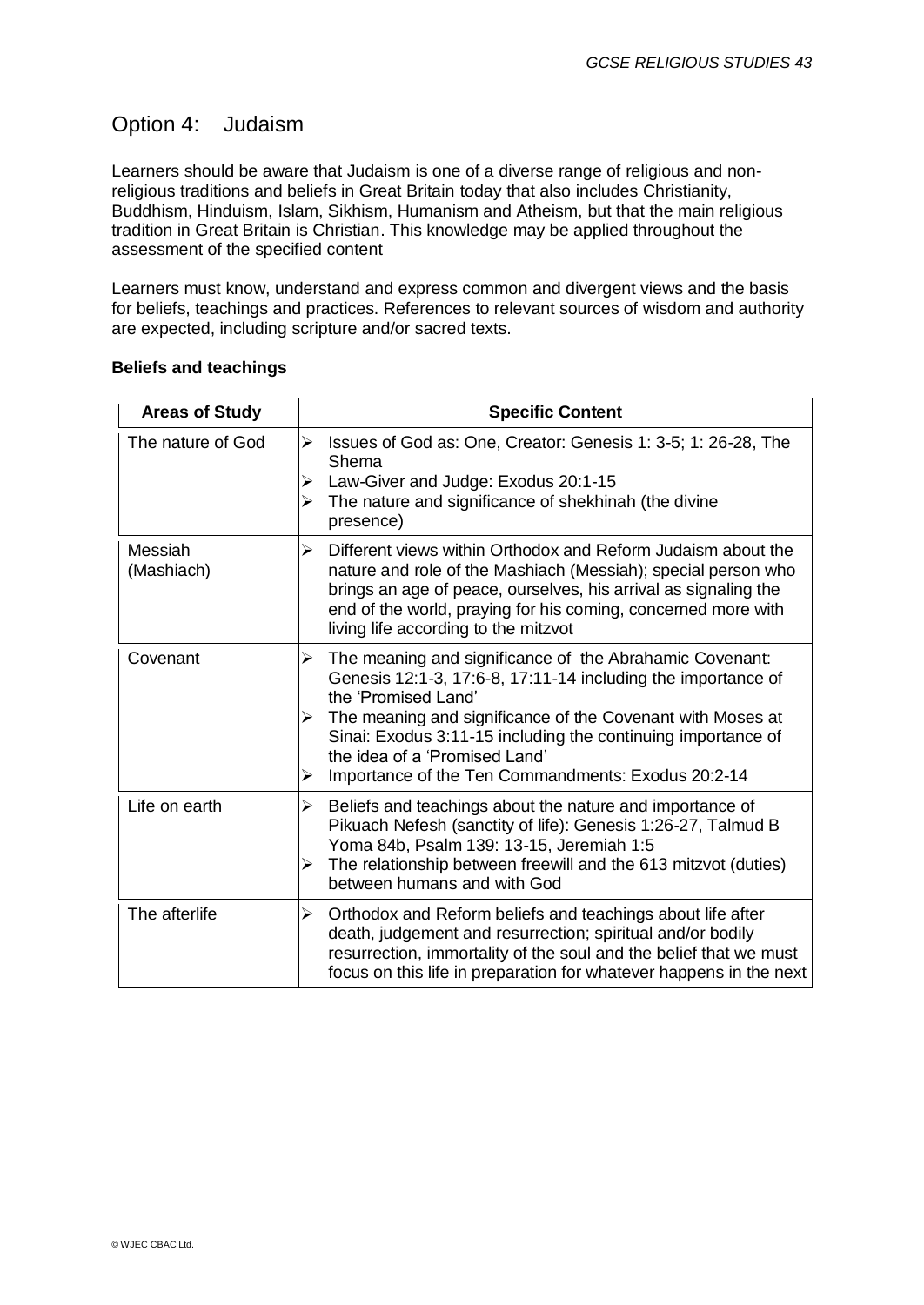## Option 4: Judaism

Learners should be aware that Judaism is one of a diverse range of religious and non-religious traditions and beliefs in Great Britain today that also includes Christianity, Buddhism, Hinduism, Islam, Sikhism, Humanism and Atheism, but that the main religious tradition in Great Britain is Christian. This knowledge may be applied throughout the assessment of the specified content

Learners must know, understand and express common and divergent views and the basis for beliefs, teachings and practices. References to relevant sources of wisdom and authority are expected, including scripture and/or sacred texts.

**Beliefs and teachings**

| Areas of Study | Specific Content |
|---|---|
| The nature of God | ➢ Issues of God as: One, Creator: Genesis 1: 3-5; 1: 26-28, The Shema<br>➢ Law-Giver and Judge: Exodus 20:1-15<br>➢ The nature and significance of shekhinah (the divine presence) |
| Messiah (Mashiach) | ➢ Different views within Orthodox and Reform Judaism about the nature and role of the Mashiach (Messiah); special person who brings an age of peace, ourselves, his arrival as signaling the end of the world, praying for his coming, concerned more with living life according to the mitzvot |
| Covenant | ➢ The meaning and significance of the Abrahamic Covenant: Genesis 12:1-3, 17:6-8, 17:11-14 including the importance of the 'Promised Land'<br>➢ The meaning and significance of the Covenant with Moses at Sinai: Exodus 3:11-15 including the continuing importance of the idea of a 'Promised Land'<br>➢ Importance of the Ten Commandments: Exodus 20:2-14 |
| Life on earth | ➢ Beliefs and teachings about the nature and importance of Pikuach Nefesh (sanctity of life): Genesis 1:26-27, Talmud B Yoma 84b, Psalm 139: 13-15, Jeremiah 1:5<br>➢ The relationship between freewill and the 613 mitzvot (duties) between humans and with God |
| The afterlife | ➢ Orthodox and Reform beliefs and teachings about life after death, judgement and resurrection; spiritual and/or bodily resurrection, immortality of the soul and the belief that we must focus on this life in preparation for whatever happens in the next |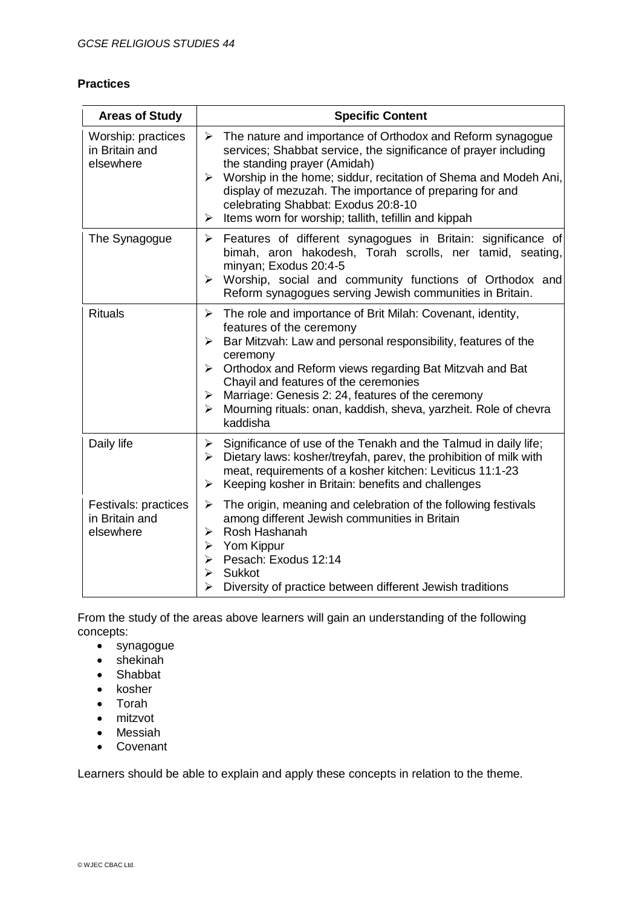**Practices**

| Areas of Study | Specific Content |
|---|---|
| Worship: practices in Britain and elsewhere | ➢ The nature and importance of Orthodox and Reform synagogue services; Shabbat service, the significance of prayer including the standing prayer (Amidah)<br>➢ Worship in the home; siddur, recitation of Shema and Modeh Ani, display of mezuzah. The importance of preparing for and celebrating Shabbat: Exodus 20:8-10<br>➢ Items worn for worship; tallith, tefillin and kippah |
| The Synagogue | ➢ Features of different synagogues in Britain: significance of bimah, aron hakodesh, Torah scrolls, ner tamid, seating, minyan; Exodus 20:4-5<br>➢ Worship, social and community functions of Orthodox and Reform synagogues serving Jewish communities in Britain. |
| Rituals | ➢ The role and importance of Brit Milah: Covenant, identity, features of the ceremony<br>➢ Bar Mitzvah: Law and personal responsibility, features of the ceremony<br>➢ Orthodox and Reform views regarding Bat Mitzvah and Bat Chayil and features of the ceremonies<br>➢ Marriage: Genesis 2: 24, features of the ceremony<br>➢ Mourning rituals: onan, kaddish, sheva, yarzheit. Role of chevra kaddisha |
| Daily life | ➢ Significance of use of the Tenakh and the Talmud in daily life;<br>➢ Dietary laws: kosher/treyfah, parev, the prohibition of milk with meat, requirements of a kosher kitchen: Leviticus 11:1-23<br>➢ Keeping kosher in Britain: benefits and challenges |
| Festivals: practices in Britain and elsewhere | ➢ The origin, meaning and celebration of the following festivals among different Jewish communities in Britain<br>➢ Rosh Hashanah<br>➢ Yom Kippur<br>➢ Pesach: Exodus 12:14<br>➢ Sukkot<br>➢ Diversity of practice between different Jewish traditions |

From the study of the areas above learners will gain an understanding of the following concepts:

- synagogue
- shekinah
- Shabbat
- kosher
- Torah
- mitzvot
- Messiah
- Covenant

Learners should be able to explain and apply these concepts in relation to the theme.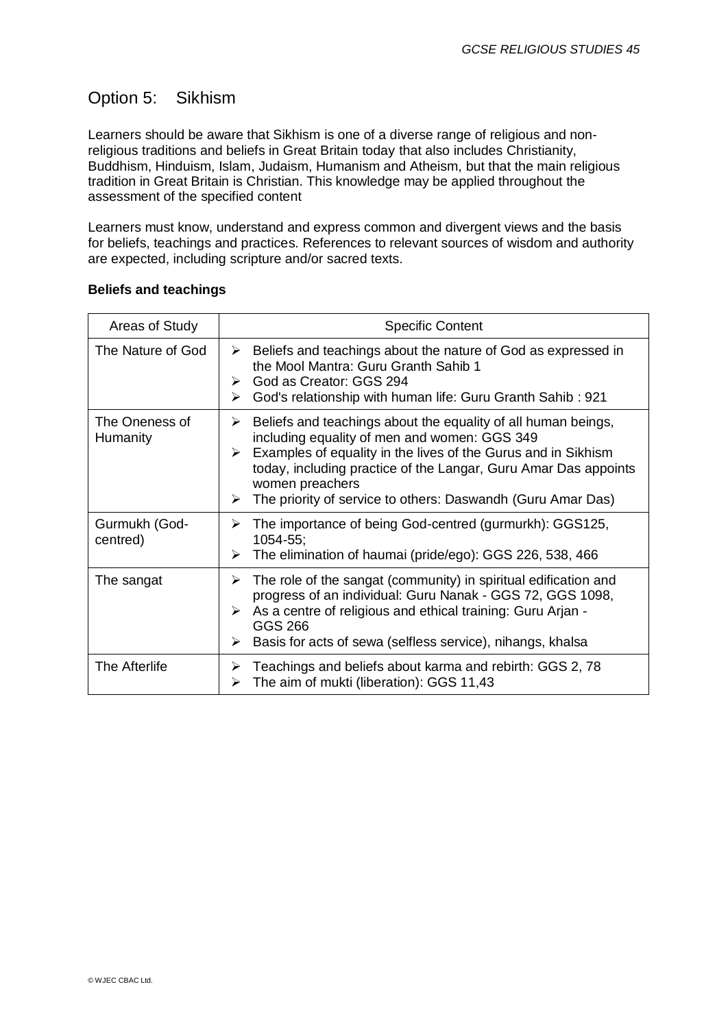## Option 5: Sikhism

Learners should be aware that Sikhism is one of a diverse range of religious and non-religious traditions and beliefs in Great Britain today that also includes Christianity, Buddhism, Hinduism, Islam, Judaism, Humanism and Atheism, but that the main religious tradition in Great Britain is Christian. This knowledge may be applied throughout the assessment of the specified content

Learners must know, understand and express common and divergent views and the basis for beliefs, teachings and practices. References to relevant sources of wisdom and authority are expected, including scripture and/or sacred texts.

**Beliefs and teachings**

| Areas of Study | Specific Content |
|---|---|
| The Nature of God | ➢ Beliefs and teachings about the nature of God as expressed in the Mool Mantra: Guru Granth Sahib 1<br>➢ God as Creator: GGS 294<br>➢ God's relationship with human life: Guru Granth Sahib : 921 |
| The Oneness of Humanity | ➢ Beliefs and teachings about the equality of all human beings, including equality of men and women: GGS 349<br>➢ Examples of equality in the lives of the Gurus and in Sikhism today, including practice of the Langar, Guru Amar Das appoints women preachers<br>➢ The priority of service to others: Daswandh (Guru Amar Das) |
| Gurmukh (God-centred) | ➢ The importance of being God-centred (gurmurkh): GGS125, 1054-55;<br>➢ The elimination of haumai (pride/ego): GGS 226, 538, 466 |
| The sangat | ➢ The role of the sangat (community) in spiritual edification and progress of an individual: Guru Nanak - GGS 72, GGS 1098,<br>➢ As a centre of religious and ethical training: Guru Arjan - GGS 266<br>➢ Basis for acts of sewa (selfless service), nihangs, khalsa |
| The Afterlife | ➢ Teachings and beliefs about karma and rebirth: GGS 2, 78<br>➢ The aim of mukti (liberation): GGS 11,43 |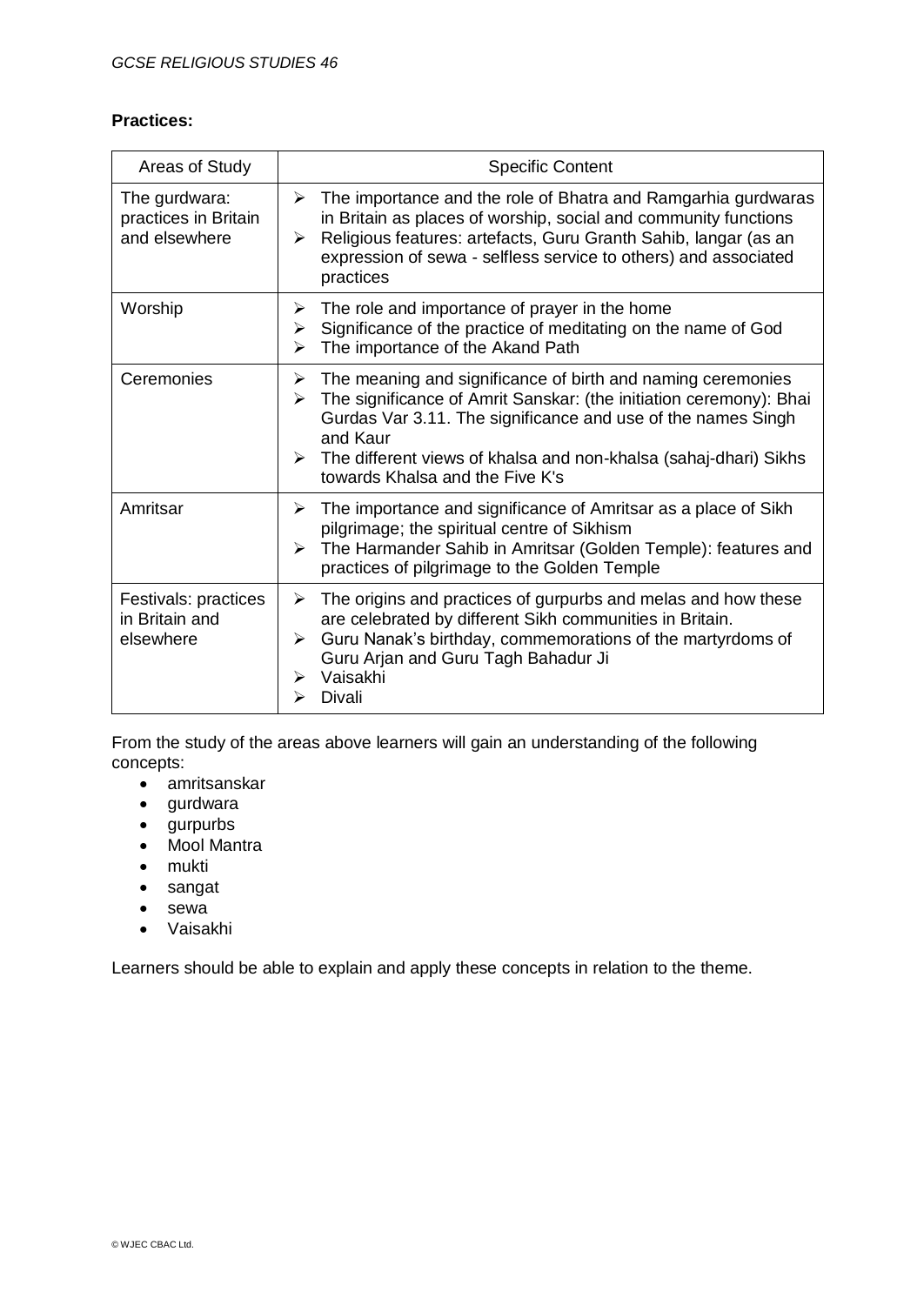**Practices:**

| Areas of Study | Specific Content |
|---|---|
| The gurdwara: practices in Britain and elsewhere | ➢ The importance and the role of Bhatra and Ramgarhia gurdwaras in Britain as places of worship, social and community functions<br>➢ Religious features: artefacts, Guru Granth Sahib, langar (as an expression of sewa - selfless service to others) and associated practices |
| Worship | ➢ The role and importance of prayer in the home<br>➢ Significance of the practice of meditating on the name of God<br>➢ The importance of the Akand Path |
| Ceremonies | ➢ The meaning and significance of birth and naming ceremonies<br>➢ The significance of Amrit Sanskar: (the initiation ceremony): Bhai Gurdas Var 3.11. The significance and use of the names Singh and Kaur<br>➢ The different views of khalsa and non-khalsa (sahaj-dhari) Sikhs towards Khalsa and the Five K's |
| Amritsar | ➢ The importance and significance of Amritsar as a place of Sikh pilgrimage; the spiritual centre of Sikhism<br>➢ The Harmander Sahib in Amritsar (Golden Temple): features and practices of pilgrimage to the Golden Temple |
| Festivals: practices in Britain and elsewhere | ➢ The origins and practices of gurpurbs and melas and how these are celebrated by different Sikh communities in Britain.<br>➢ Guru Nanak's birthday, commemorations of the martyrdoms of Guru Arjan and Guru Tagh Bahadur Ji<br>➢ Vaisakhi<br>➢ Divali |

From the study of the areas above learners will gain an understanding of the following concepts:

- amritsanskar
- gurdwara
- gurpurbs
- Mool Mantra
- mukti
- sangat
- sewa
- Vaisakhi

Learners should be able to explain and apply these concepts in relation to the theme.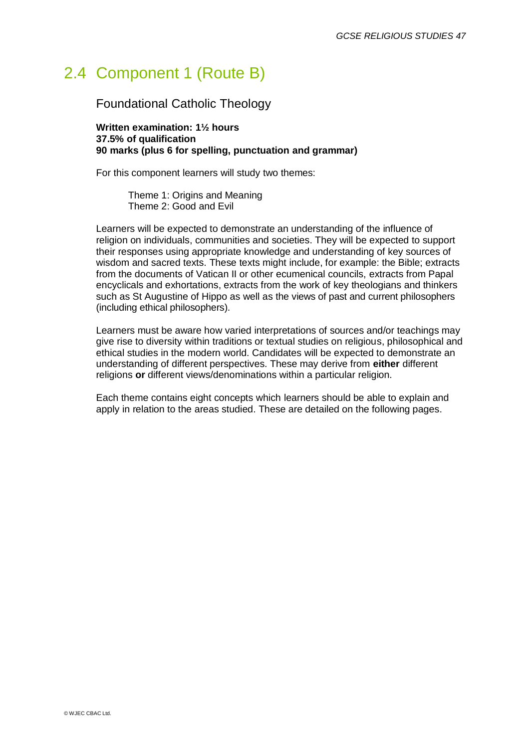## 2.4 Component 1 (Route B)

### Foundational Catholic Theology

**Written examination: 1½ hours**
**37.5% of qualification**
**90 marks (plus 6 for spelling, punctuation and grammar)**

For this component learners will study two themes:

Theme 1: Origins and Meaning
Theme 2: Good and Evil

Learners will be expected to demonstrate an understanding of the influence of religion on individuals, communities and societies. They will be expected to support their responses using appropriate knowledge and understanding of key sources of wisdom and sacred texts. These texts might include, for example: the Bible; extracts from the documents of Vatican II or other ecumenical councils, extracts from Papal encyclicals and exhortations, extracts from the work of key theologians and thinkers such as St Augustine of Hippo as well as the views of past and current philosophers (including ethical philosophers).

Learners must be aware how varied interpretations of sources and/or teachings may give rise to diversity within traditions or textual studies on religious, philosophical and ethical studies in the modern world. Candidates will be expected to demonstrate an understanding of different perspectives. These may derive from **either** different religions **or** different views/denominations within a particular religion.

Each theme contains eight concepts which learners should be able to explain and apply in relation to the areas studied. These are detailed on the following pages.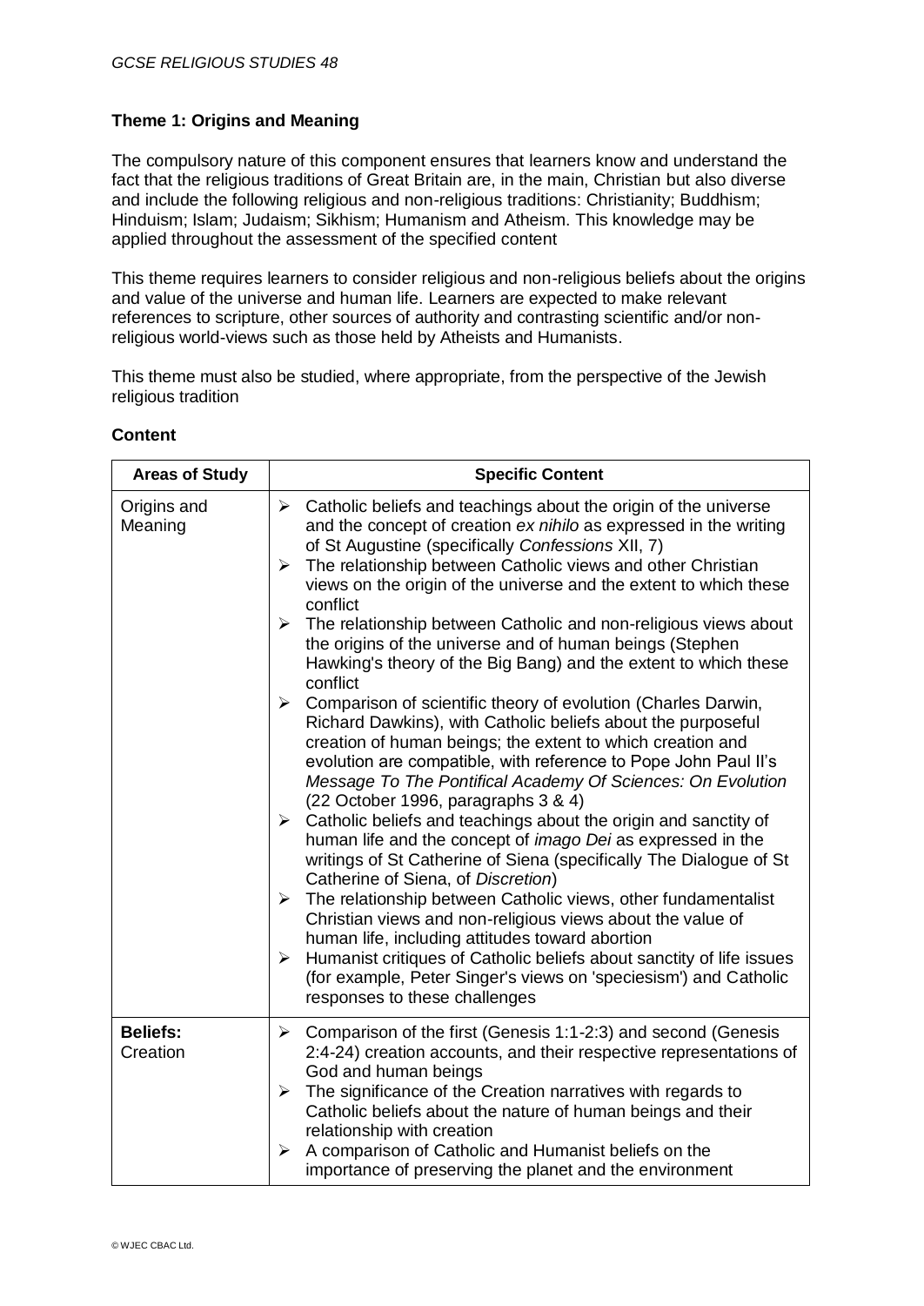### Theme 1: Origins and Meaning

The compulsory nature of this component ensures that learners know and understand the fact that the religious traditions of Great Britain are, in the main, Christian but also diverse and include the following religious and non-religious traditions: Christianity; Buddhism; Hinduism; Islam; Judaism; Sikhism; Humanism and Atheism. This knowledge may be applied throughout the assessment of the specified content

This theme requires learners to consider religious and non-religious beliefs about the origins and value of the universe and human life. Learners are expected to make relevant references to scripture, other sources of authority and contrasting scientific and/or non-religious world-views such as those held by Atheists and Humanists.

This theme must also be studied, where appropriate, from the perspective of the Jewish religious tradition

### Content

| Areas of Study | Specific Content |
| --- | --- |
| Origins and Meaning | ➢ Catholic beliefs and teachings about the origin of the universe and the concept of creation *ex nihilo* as expressed in the writing of St Augustine (specifically *Confessions* XII, 7)<br>➢ The relationship between Catholic views and other Christian views on the origin of the universe and the extent to which these conflict<br>➢ The relationship between Catholic and non-religious views about the origins of the universe and of human beings (Stephen Hawking's theory of the Big Bang) and the extent to which these conflict<br>➢ Comparison of scientific theory of evolution (Charles Darwin, Richard Dawkins), with Catholic beliefs about the purposeful creation of human beings; the extent to which creation and evolution are compatible, with reference to Pope John Paul II's *Message To The Pontifical Academy Of Sciences: On Evolution* (22 October 1996, paragraphs 3 & 4)<br>➢ Catholic beliefs and teachings about the origin and sanctity of human life and the concept of *imago Dei* as expressed in the writings of St Catherine of Siena (specifically The Dialogue of St Catherine of Siena, of *Discretion*)<br>➢ The relationship between Catholic views, other fundamentalist Christian views and non-religious views about the value of human life, including attitudes toward abortion<br>➢ Humanist critiques of Catholic beliefs about sanctity of life issues (for example, Peter Singer's views on 'speciesism') and Catholic responses to these challenges |
| **Beliefs:** Creation | ➢ Comparison of the first (Genesis 1:1-2:3) and second (Genesis 2:4-24) creation accounts, and their respective representations of God and human beings<br>➢ The significance of the Creation narratives with regards to Catholic beliefs about the nature of human beings and their relationship with creation<br>➢ A comparison of Catholic and Humanist beliefs on the importance of preserving the planet and the environment |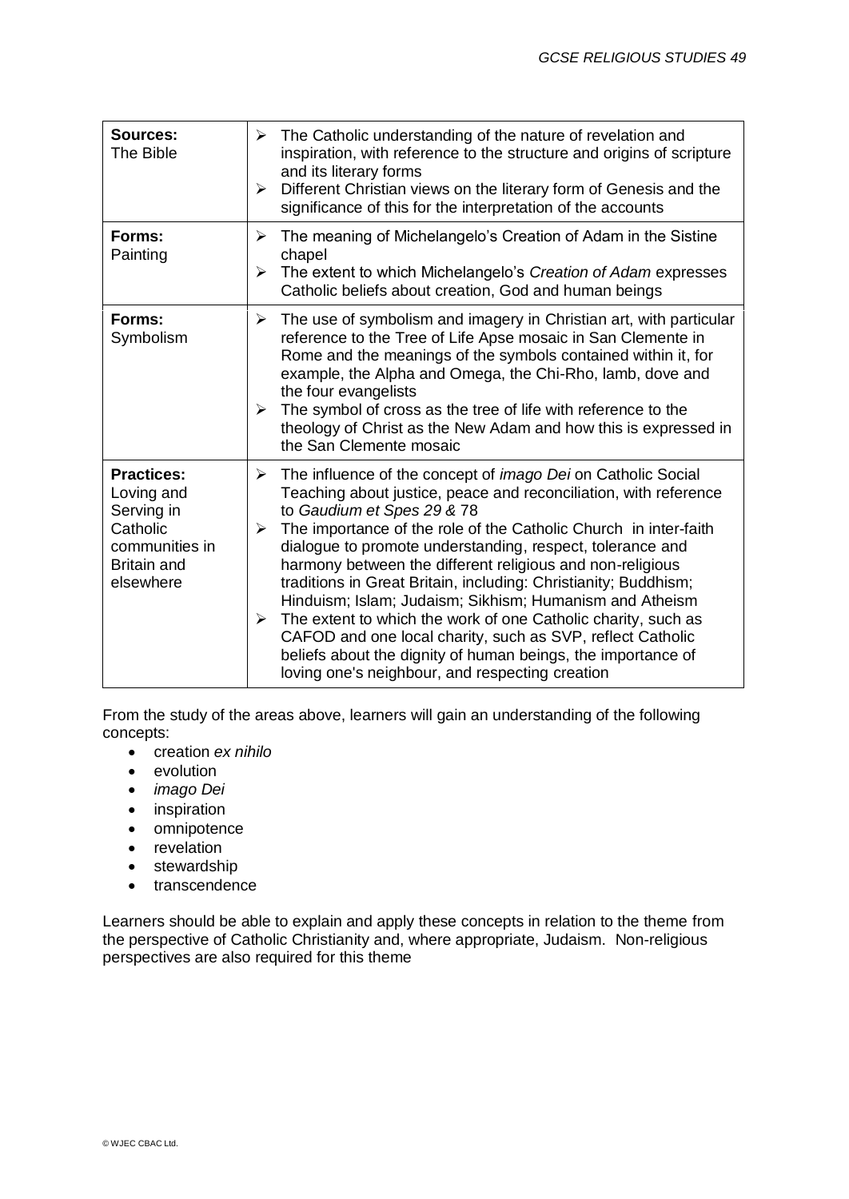| | |
|---|---|
| **Sources:**<br>The Bible | ➢ The Catholic understanding of the nature of revelation and inspiration, with reference to the structure and origins of scripture and its literary forms<br>➢ Different Christian views on the literary form of Genesis and the significance of this for the interpretation of the accounts |
| **Forms:**<br>Painting | ➢ The meaning of Michelangelo's Creation of Adam in the Sistine chapel<br>➢ The extent to which Michelangelo's *Creation of Adam* expresses Catholic beliefs about creation, God and human beings |
| **Forms:**<br>Symbolism | ➢ The use of symbolism and imagery in Christian art, with particular reference to the Tree of Life Apse mosaic in San Clemente in Rome and the meanings of the symbols contained within it, for example, the Alpha and Omega, the Chi-Rho, lamb, dove and the four evangelists<br>➢ The symbol of cross as the tree of life with reference to the theology of Christ as the New Adam and how this is expressed in the San Clemente mosaic |
| **Practices:**<br>Loving and Serving in Catholic communities in Britain and elsewhere | ➢ The influence of the concept of *imago Dei* on Catholic Social Teaching about justice, peace and reconciliation, with reference to *Gaudium et Spes 29 &* 78<br>➢ The importance of the role of the Catholic Church in inter-faith dialogue to promote understanding, respect, tolerance and harmony between the different religious and non-religious traditions in Great Britain, including: Christianity; Buddhism; Hinduism; Islam; Judaism; Sikhism; Humanism and Atheism<br>➢ The extent to which the work of one Catholic charity, such as CAFOD and one local charity, such as SVP, reflect Catholic beliefs about the dignity of human beings, the importance of loving one's neighbour, and respecting creation |

From the study of the areas above, learners will gain an understanding of the following concepts:

- creation *ex nihilo*
- evolution
- *imago Dei*
- inspiration
- omnipotence
- revelation
- stewardship
- transcendence

Learners should be able to explain and apply these concepts in relation to the theme from the perspective of Catholic Christianity and, where appropriate, Judaism. Non-religious perspectives are also required for this theme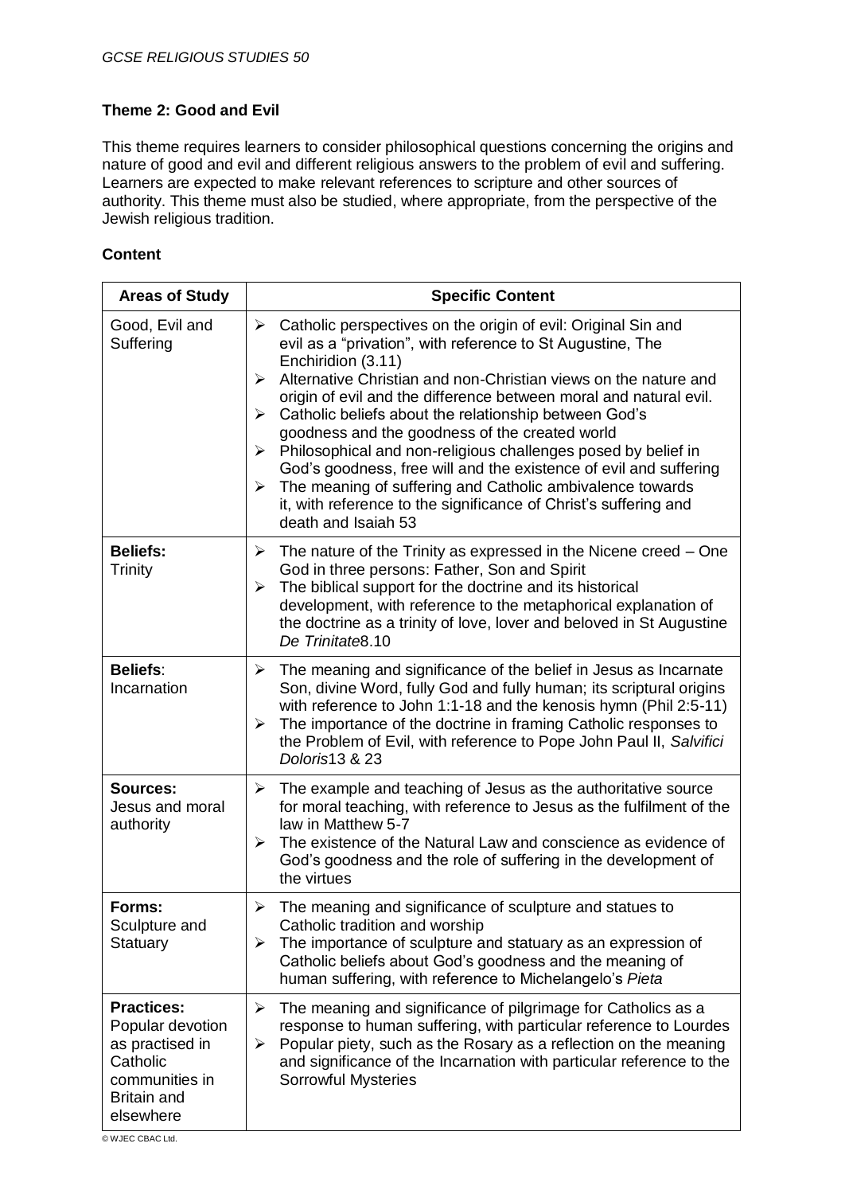**Theme 2: Good and Evil**

This theme requires learners to consider philosophical questions concerning the origins and nature of good and evil and different religious answers to the problem of evil and suffering. Learners are expected to make relevant references to scripture and other sources of authority. This theme must also be studied, where appropriate, from the perspective of the Jewish religious tradition.

**Content**

| Areas of Study | Specific Content |
|---|---|
| Good, Evil and Suffering | ➢ Catholic perspectives on the origin of evil: Original Sin and evil as a "privation", with reference to St Augustine, The Enchiridion (3.11)<br>➢ Alternative Christian and non-Christian views on the nature and origin of evil and the difference between moral and natural evil.<br>➢ Catholic beliefs about the relationship between God's goodness and the goodness of the created world<br>➢ Philosophical and non-religious challenges posed by belief in God's goodness, free will and the existence of evil and suffering<br>➢ The meaning of suffering and Catholic ambivalence towards it, with reference to the significance of Christ's suffering and death and Isaiah 53 |
| **Beliefs:** Trinity | ➢ The nature of the Trinity as expressed in the Nicene creed – One God in three persons: Father, Son and Spirit<br>➢ The biblical support for the doctrine and its historical development, with reference to the metaphorical explanation of the doctrine as a trinity of love, lover and beloved in St Augustine *De Trinitate*8.10 |
| **Beliefs**: Incarnation | ➢ The meaning and significance of the belief in Jesus as Incarnate Son, divine Word, fully God and fully human; its scriptural origins with reference to John 1:1-18 and the kenosis hymn (Phil 2:5-11)<br>➢ The importance of the doctrine in framing Catholic responses to the Problem of Evil, with reference to Pope John Paul II, *Salvifici Doloris*13 & 23 |
| **Sources:** Jesus and moral authority | ➢ The example and teaching of Jesus as the authoritative source for moral teaching, with reference to Jesus as the fulfilment of the law in Matthew 5-7<br>➢ The existence of the Natural Law and conscience as evidence of God's goodness and the role of suffering in the development of the virtues |
| **Forms:** Sculpture and Statuary | ➢ The meaning and significance of sculpture and statues to Catholic tradition and worship<br>➢ The importance of sculpture and statuary as an expression of Catholic beliefs about God's goodness and the meaning of human suffering, with reference to Michelangelo's *Pieta* |
| **Practices:** Popular devotion as practised in Catholic communities in Britain and elsewhere | ➢ The meaning and significance of pilgrimage for Catholics as a response to human suffering, with particular reference to Lourdes<br>➢ Popular piety, such as the Rosary as a reflection on the meaning and significance of the Incarnation with particular reference to the Sorrowful Mysteries |

© WJEC CBAC Ltd.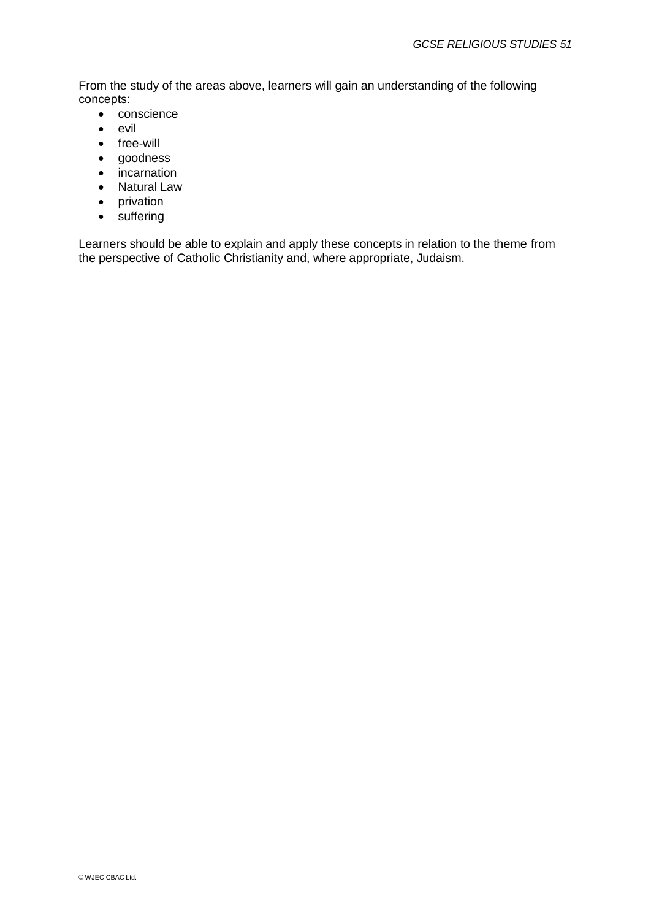From the study of the areas above, learners will gain an understanding of the following concepts:

- conscience
- evil
- free-will
- goodness
- incarnation
- Natural Law
- privation
- suffering

Learners should be able to explain and apply these concepts in relation to the theme from the perspective of Catholic Christianity and, where appropriate, Judaism.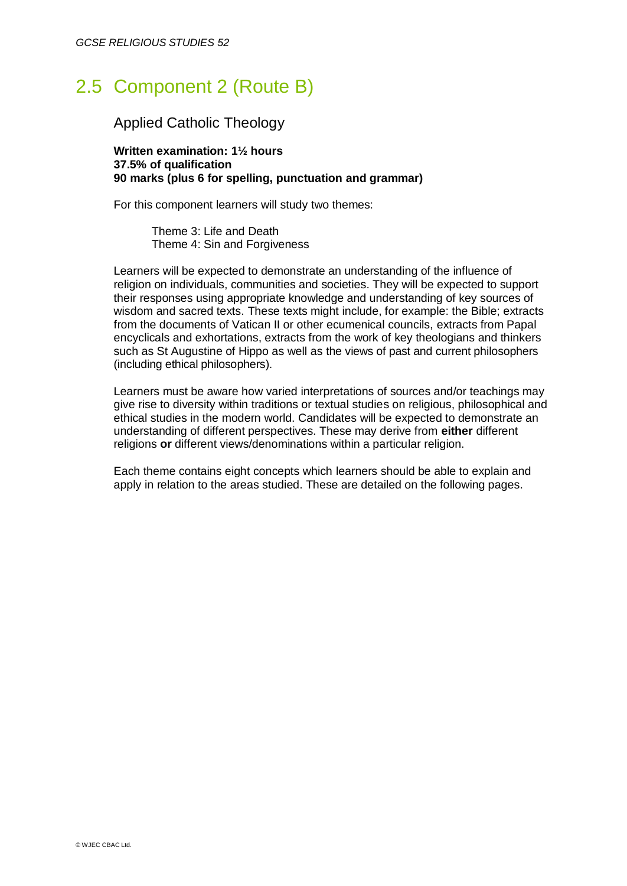## 2.5 Component 2 (Route B)

### Applied Catholic Theology

**Written examination: 1½ hours**
**37.5% of qualification**
**90 marks (plus 6 for spelling, punctuation and grammar)**

For this component learners will study two themes:

Theme 3: Life and Death
Theme 4: Sin and Forgiveness

Learners will be expected to demonstrate an understanding of the influence of religion on individuals, communities and societies. They will be expected to support their responses using appropriate knowledge and understanding of key sources of wisdom and sacred texts. These texts might include, for example: the Bible; extracts from the documents of Vatican II or other ecumenical councils, extracts from Papal encyclicals and exhortations, extracts from the work of key theologians and thinkers such as St Augustine of Hippo as well as the views of past and current philosophers (including ethical philosophers).

Learners must be aware how varied interpretations of sources and/or teachings may give rise to diversity within traditions or textual studies on religious, philosophical and ethical studies in the modern world. Candidates will be expected to demonstrate an understanding of different perspectives. These may derive from **either** different religions **or** different views/denominations within a particular religion.

Each theme contains eight concepts which learners should be able to explain and apply in relation to the areas studied. These are detailed on the following pages.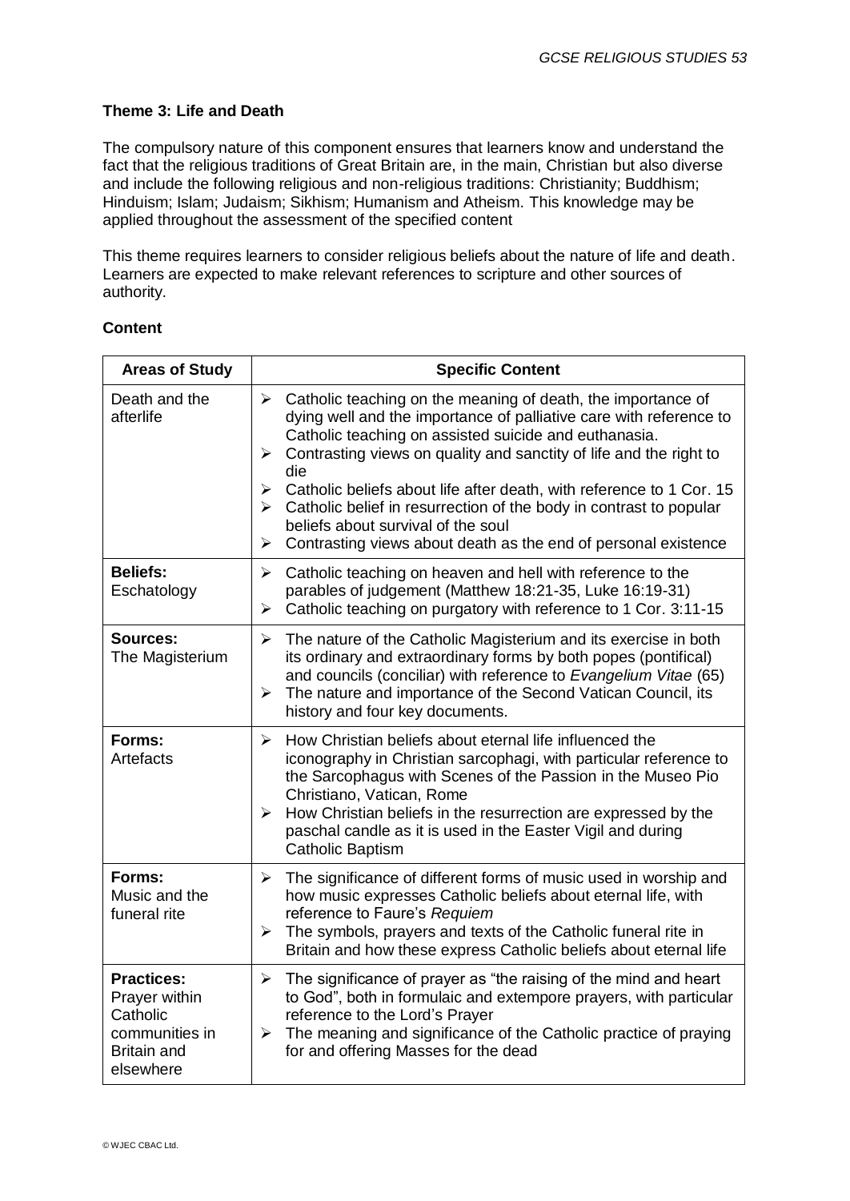**Theme 3: Life and Death**

The compulsory nature of this component ensures that learners know and understand the fact that the religious traditions of Great Britain are, in the main, Christian but also diverse and include the following religious and non-religious traditions: Christianity; Buddhism; Hinduism; Islam; Judaism; Sikhism; Humanism and Atheism. This knowledge may be applied throughout the assessment of the specified content

This theme requires learners to consider religious beliefs about the nature of life and death. Learners are expected to make relevant references to scripture and other sources of authority.

**Content**

| **Areas of Study** | **Specific Content** |
| --- | --- |
| Death and the afterlife | ➢ Catholic teaching on the meaning of death, the importance of dying well and the importance of palliative care with reference to Catholic teaching on assisted suicide and euthanasia.<br>➢ Contrasting views on quality and sanctity of life and the right to die<br>➢ Catholic beliefs about life after death, with reference to 1 Cor. 15<br>➢ Catholic belief in resurrection of the body in contrast to popular beliefs about survival of the soul<br>➢ Contrasting views about death as the end of personal existence |
| **Beliefs:** Eschatology | ➢ Catholic teaching on heaven and hell with reference to the parables of judgement (Matthew 18:21-35, Luke 16:19-31)<br>➢ Catholic teaching on purgatory with reference to 1 Cor. 3:11-15 |
| **Sources:** The Magisterium | ➢ The nature of the Catholic Magisterium and its exercise in both its ordinary and extraordinary forms by both popes (pontifical) and councils (conciliar) with reference to *Evangelium Vitae* (65)<br>➢ The nature and importance of the Second Vatican Council, its history and four key documents. |
| **Forms:** Artefacts | ➢ How Christian beliefs about eternal life influenced the iconography in Christian sarcophagi, with particular reference to the Sarcophagus with Scenes of the Passion in the Museo Pio Christiano, Vatican, Rome<br>➢ How Christian beliefs in the resurrection are expressed by the paschal candle as it is used in the Easter Vigil and during Catholic Baptism |
| **Forms:** Music and the funeral rite | ➢ The significance of different forms of music used in worship and how music expresses Catholic beliefs about eternal life, with reference to Faure's *Requiem*<br>➢ The symbols, prayers and texts of the Catholic funeral rite in Britain and how these express Catholic beliefs about eternal life |
| **Practices:** Prayer within Catholic communities in Britain and elsewhere | ➢ The significance of prayer as "the raising of the mind and heart to God", both in formulaic and extempore prayers, with particular reference to the Lord's Prayer<br>➢ The meaning and significance of the Catholic practice of praying for and offering Masses for the dead |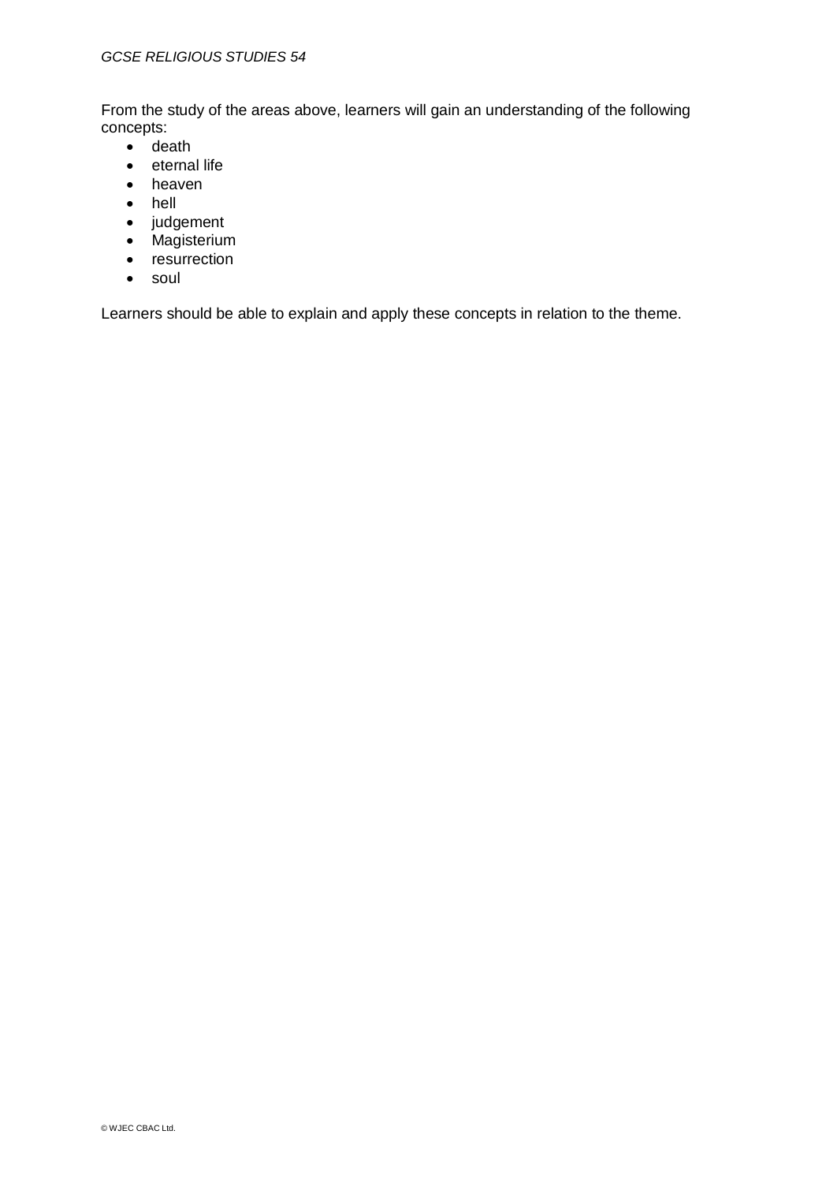From the study of the areas above, learners will gain an understanding of the following concepts:

- death
- eternal life
- heaven
- hell
- judgement
- Magisterium
- resurrection
- soul

Learners should be able to explain and apply these concepts in relation to the theme.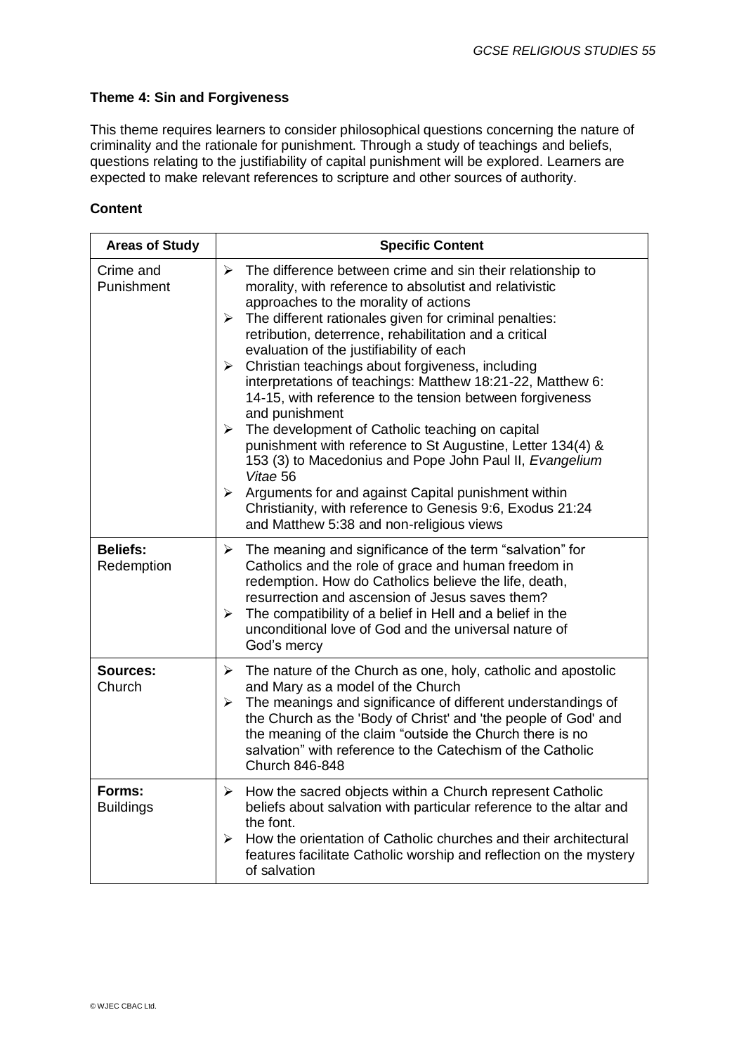**Theme 4: Sin and Forgiveness**

This theme requires learners to consider philosophical questions concerning the nature of criminality and the rationale for punishment. Through a study of teachings and beliefs, questions relating to the justifiability of capital punishment will be explored. Learners are expected to make relevant references to scripture and other sources of authority.

**Content**

| Areas of Study | Specific Content |
|---|---|
| Crime and Punishment | ➢ The difference between crime and sin their relationship to morality, with reference to absolutist and relativistic approaches to the morality of actions<br>➢ The different rationales given for criminal penalties: retribution, deterrence, rehabilitation and a critical evaluation of the justifiability of each<br>➢ Christian teachings about forgiveness, including interpretations of teachings: Matthew 18:21-22, Matthew 6: 14-15, with reference to the tension between forgiveness and punishment<br>➢ The development of Catholic teaching on capital punishment with reference to St Augustine, Letter 134(4) & 153 (3) to Macedonius and Pope John Paul II, *Evangelium Vitae* 56<br>➢ Arguments for and against Capital punishment within Christianity, with reference to Genesis 9:6, Exodus 21:24 and Matthew 5:38 and non-religious views |
| **Beliefs:** Redemption | ➢ The meaning and significance of the term "salvation" for Catholics and the role of grace and human freedom in redemption. How do Catholics believe the life, death, resurrection and ascension of Jesus saves them?<br>➢ The compatibility of a belief in Hell and a belief in the unconditional love of God and the universal nature of God's mercy |
| **Sources:** Church | ➢ The nature of the Church as one, holy, catholic and apostolic and Mary as a model of the Church<br>➢ The meanings and significance of different understandings of the Church as the 'Body of Christ' and 'the people of God' and the meaning of the claim "outside the Church there is no salvation" with reference to the Catechism of the Catholic Church 846-848 |
| **Forms:** Buildings | ➢ How the sacred objects within a Church represent Catholic beliefs about salvation with particular reference to the altar and the font.<br>➢ How the orientation of Catholic churches and their architectural features facilitate Catholic worship and reflection on the mystery of salvation |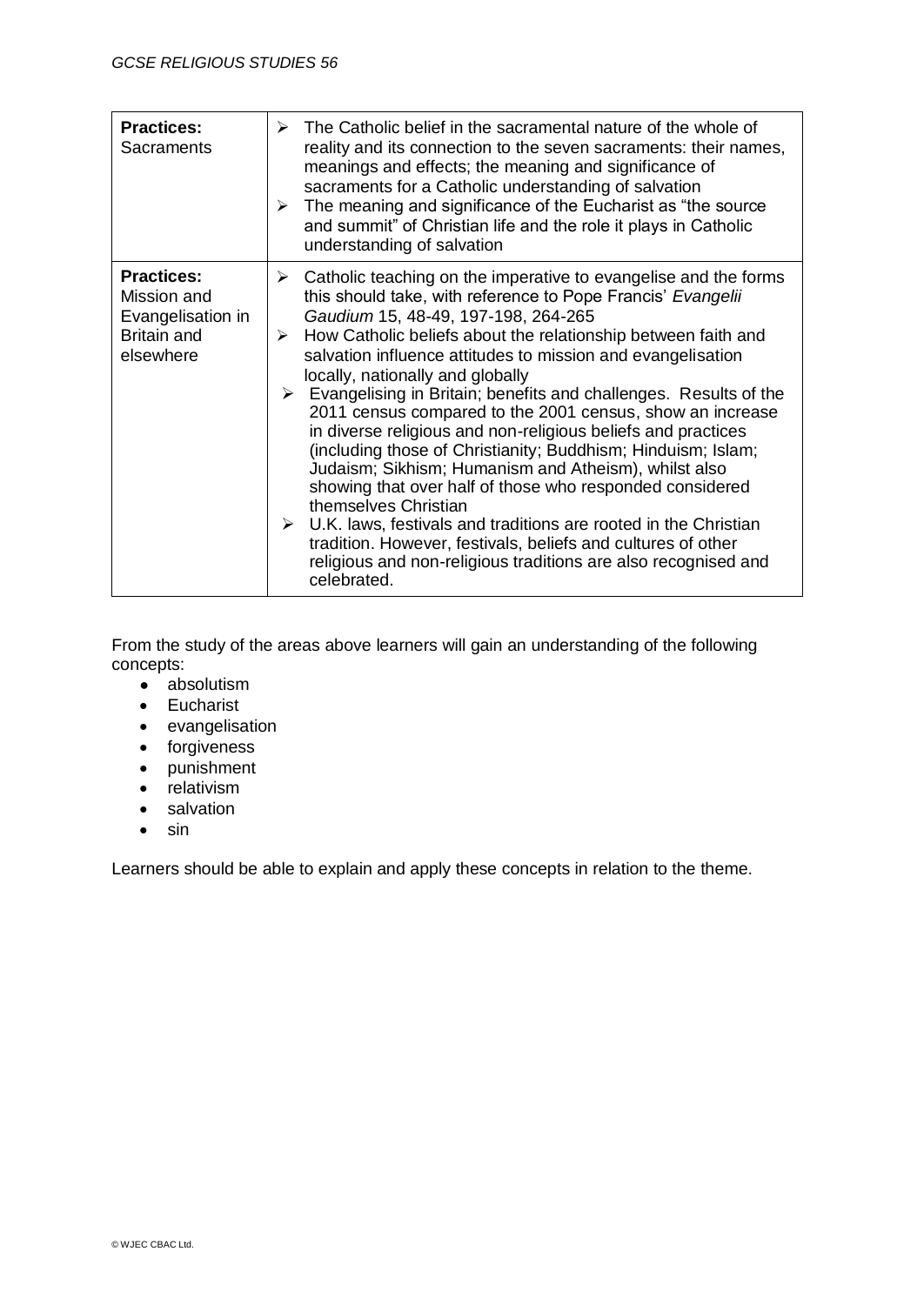| | |
|---|---|
| **Practices:** Sacraments | ➢ The Catholic belief in the sacramental nature of the whole of reality and its connection to the seven sacraments: their names, meanings and effects; the meaning and significance of sacraments for a Catholic understanding of salvation<br>➢ The meaning and significance of the Eucharist as "the source and summit" of Christian life and the role it plays in Catholic understanding of salvation |
| **Practices:** Mission and Evangelisation in Britain and elsewhere | ➢ Catholic teaching on the imperative to evangelise and the forms this should take, with reference to Pope Francis' *Evangelii Gaudium* 15, 48-49, 197-198, 264-265<br>➢ How Catholic beliefs about the relationship between faith and salvation influence attitudes to mission and evangelisation locally, nationally and globally<br>➢ Evangelising in Britain; benefits and challenges. Results of the 2011 census compared to the 2001 census, show an increase in diverse religious and non-religious beliefs and practices (including those of Christianity; Buddhism; Hinduism; Islam; Judaism; Sikhism; Humanism and Atheism), whilst also showing that over half of those who responded considered themselves Christian<br>➢ U.K. laws, festivals and traditions are rooted in the Christian tradition. However, festivals, beliefs and cultures of other religious and non-religious traditions are also recognised and celebrated. |

From the study of the areas above learners will gain an understanding of the following concepts:

- absolutism
- Eucharist
- evangelisation
- forgiveness
- punishment
- relativism
- salvation
- sin

Learners should be able to explain and apply these concepts in relation to the theme.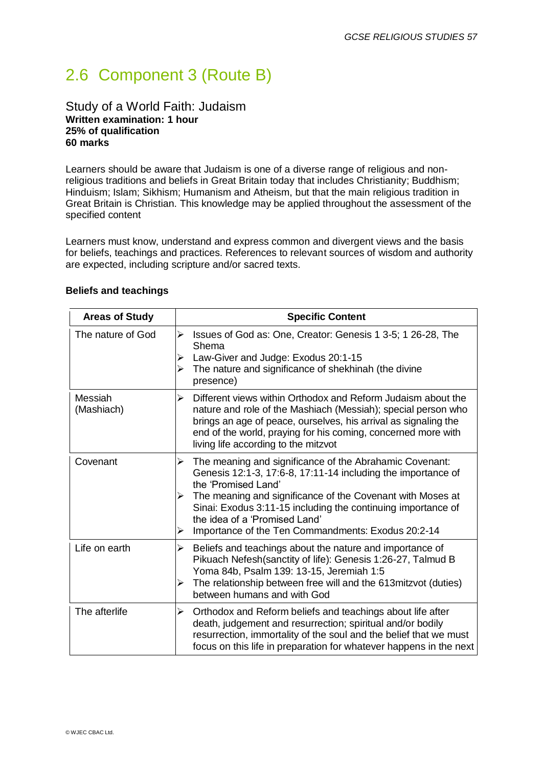## 2.6 Component 3 (Route B)

### Study of a World Faith: Judaism
**Written examination: 1 hour**
**25% of qualification**
**60 marks**

Learners should be aware that Judaism is one of a diverse range of religious and non-religious traditions and beliefs in Great Britain today that includes Christianity; Buddhism; Hinduism; Islam; Sikhism; Humanism and Atheism, but that the main religious tradition in Great Britain is Christian. This knowledge may be applied throughout the assessment of the specified content

Learners must know, understand and express common and divergent views and the basis for beliefs, teachings and practices. References to relevant sources of wisdom and authority are expected, including scripture and/or sacred texts.

**Beliefs and teachings**

| Areas of Study | Specific Content |
|---|---|
| The nature of God | ➢ Issues of God as: One, Creator: Genesis 1 3-5; 1 26-28, The Shema<br>➢ Law-Giver and Judge: Exodus 20:1-15<br>➢ The nature and significance of shekhinah (the divine presence) |
| Messiah (Mashiach) | ➢ Different views within Orthodox and Reform Judaism about the nature and role of the Mashiach (Messiah); special person who brings an age of peace, ourselves, his arrival as signaling the end of the world, praying for his coming, concerned more with living life according to the mitzvot |
| Covenant | ➢ The meaning and significance of the Abrahamic Covenant: Genesis 12:1-3, 17:6-8, 17:11-14 including the importance of the 'Promised Land'<br>➢ The meaning and significance of the Covenant with Moses at Sinai: Exodus 3:11-15 including the continuing importance of the idea of a 'Promised Land'<br>➢ Importance of the Ten Commandments: Exodus 20:2-14 |
| Life on earth | ➢ Beliefs and teachings about the nature and importance of Pikuach Nefesh(sanctity of life): Genesis 1:26-27, Talmud B Yoma 84b, Psalm 139: 13-15, Jeremiah 1:5<br>➢ The relationship between free will and the 613mitzvot (duties) between humans and with God |
| The afterlife | ➢ Orthodox and Reform beliefs and teachings about life after death, judgement and resurrection; spiritual and/or bodily resurrection, immortality of the soul and the belief that we must focus on this life in preparation for whatever happens in the next |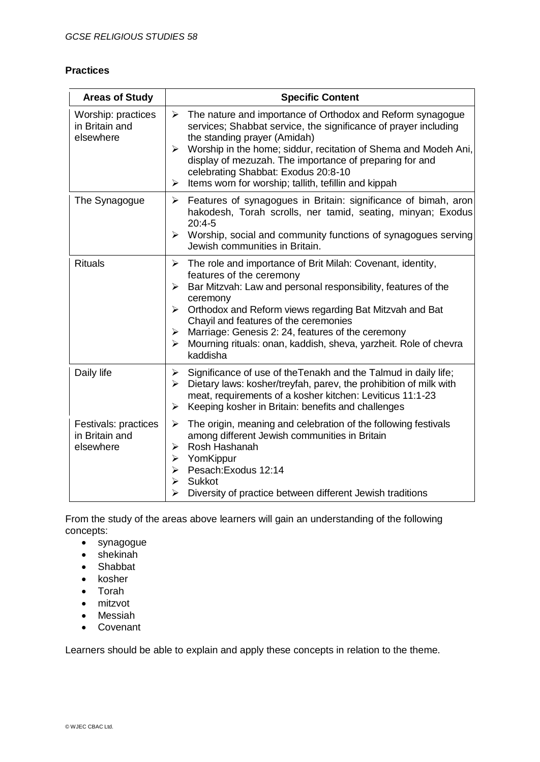**Practices**

| Areas of Study | Specific Content |
|---|---|
| Worship: practices in Britain and elsewhere | ➢ The nature and importance of Orthodox and Reform synagogue services; Shabbat service, the significance of prayer including the standing prayer (Amidah)<br>➢ Worship in the home; siddur, recitation of Shema and Modeh Ani, display of mezuzah. The importance of preparing for and celebrating Shabbat: Exodus 20:8-10<br>➢ Items worn for worship; tallith, tefillin and kippah |
| The Synagogue | ➢ Features of synagogues in Britain: significance of bimah, aron hakodesh, Torah scrolls, ner tamid, seating, minyan; Exodus 20:4-5<br>➢ Worship, social and community functions of synagogues serving Jewish communities in Britain. |
| Rituals | ➢ The role and importance of Brit Milah: Covenant, identity, features of the ceremony<br>➢ Bar Mitzvah: Law and personal responsibility, features of the ceremony<br>➢ Orthodox and Reform views regarding Bat Mitzvah and Bat Chayil and features of the ceremonies<br>➢ Marriage: Genesis 2: 24, features of the ceremony<br>➢ Mourning rituals: onan, kaddish, sheva, yarzheit. Role of chevra kaddisha |
| Daily life | ➢ Significance of use of theTenakh and the Talmud in daily life;<br>➢ Dietary laws: kosher/treyfah, parev, the prohibition of milk with meat, requirements of a kosher kitchen: Leviticus 11:1-23<br>➢ Keeping kosher in Britain: benefits and challenges |
| Festivals: practices in Britain and elsewhere | ➢ The origin, meaning and celebration of the following festivals among different Jewish communities in Britain<br>➢ Rosh Hashanah<br>➢ YomKippur<br>➢ Pesach:Exodus 12:14<br>➢ Sukkot<br>➢ Diversity of practice between different Jewish traditions |

From the study of the areas above learners will gain an understanding of the following concepts:

- synagogue
- shekinah
- Shabbat
- kosher
- Torah
- mitzvot
- Messiah
- Covenant

Learners should be able to explain and apply these concepts in relation to the theme.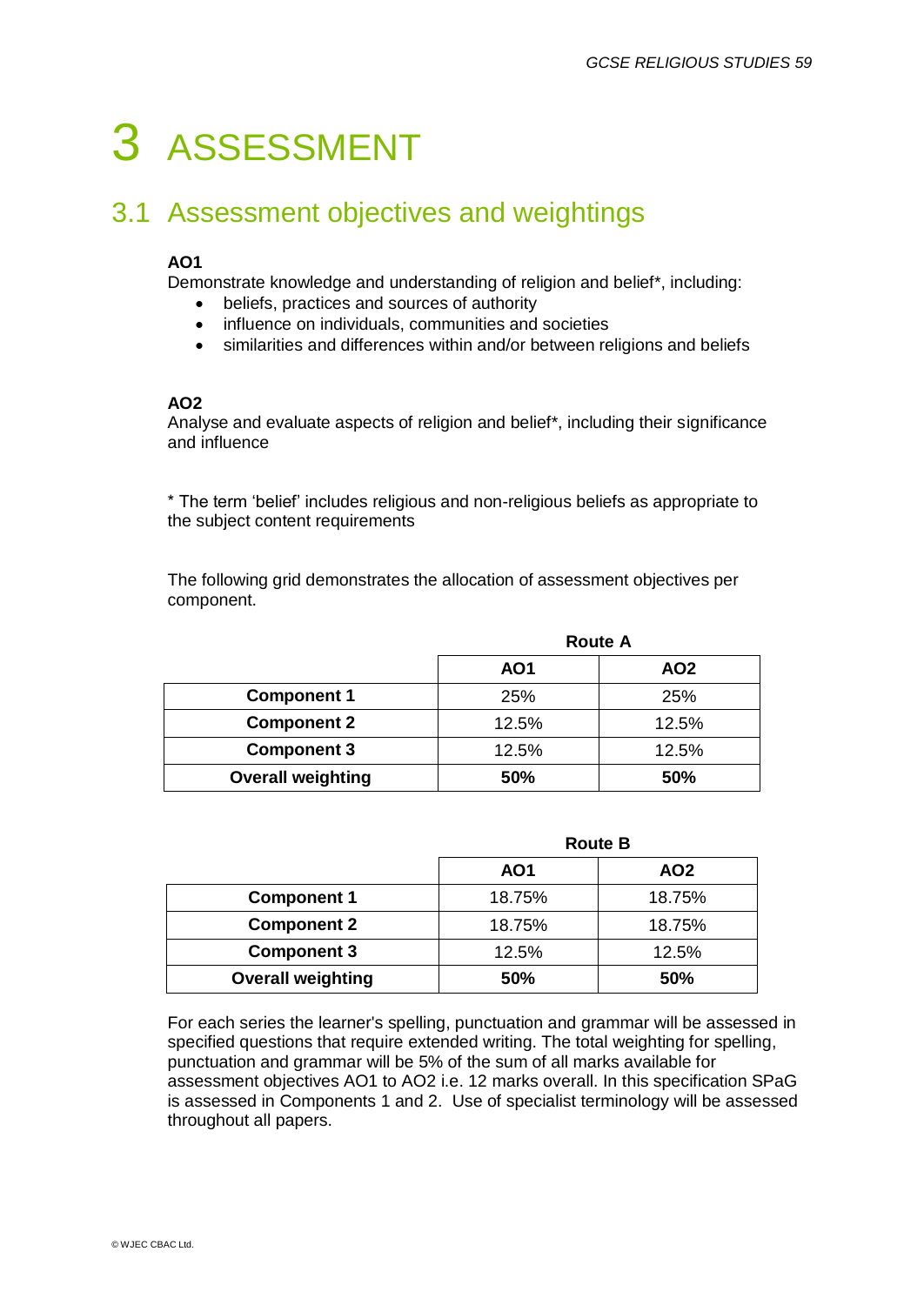# 3 ASSESSMENT

## 3.1 Assessment objectives and weightings

**AO1**
Demonstrate knowledge and understanding of religion and belief*, including:

- beliefs, practices and sources of authority
- influence on individuals, communities and societies
- similarities and differences within and/or between religions and beliefs

**AO2**
Analyse and evaluate aspects of religion and belief*, including their significance and influence

* The term 'belief' includes religious and non-religious beliefs as appropriate to the subject content requirements

The following grid demonstrates the allocation of assessment objectives per component.

**Route A**

| | AO1 | AO2 |
|---|---|---|
| **Component 1** | 25% | 25% |
| **Component 2** | 12.5% | 12.5% |
| **Component 3** | 12.5% | 12.5% |
| **Overall weighting** | **50%** | **50%** |

**Route B**

| | AO1 | AO2 |
|---|---|---|
| **Component 1** | 18.75% | 18.75% |
| **Component 2** | 18.75% | 18.75% |
| **Component 3** | 12.5% | 12.5% |
| **Overall weighting** | **50%** | **50%** |

For each series the learner's spelling, punctuation and grammar will be assessed in specified questions that require extended writing. The total weighting for spelling, punctuation and grammar will be 5% of the sum of all marks available for assessment objectives AO1 to AO2 i.e. 12 marks overall. In this specification SPaG is assessed in Components 1 and 2. Use of specialist terminology will be assessed throughout all papers.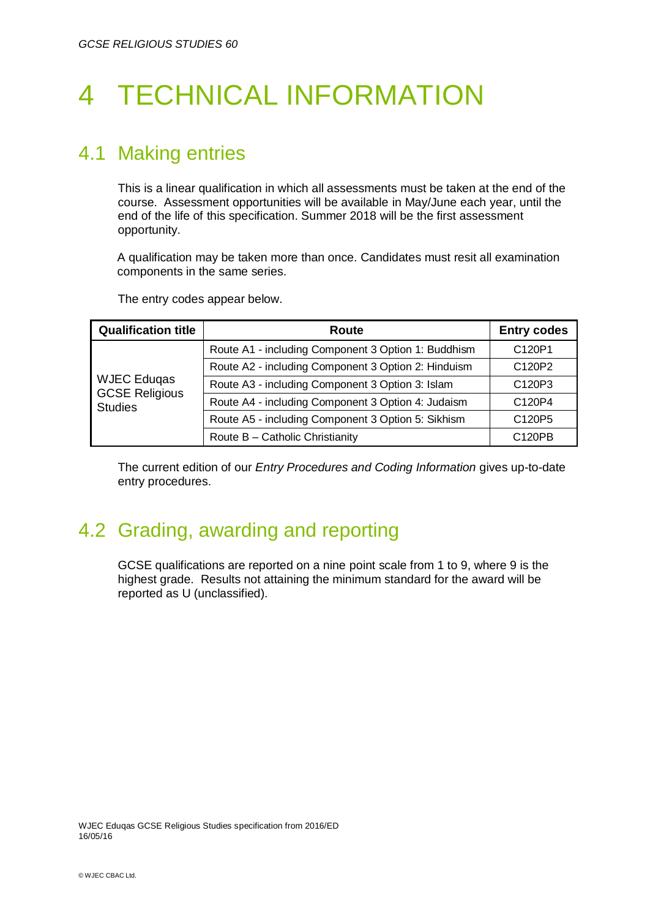# 4 TECHNICAL INFORMATION

## 4.1 Making entries

This is a linear qualification in which all assessments must be taken at the end of the course. Assessment opportunities will be available in May/June each year, until the end of the life of this specification. Summer 2018 will be the first assessment opportunity.

A qualification may be taken more than once. Candidates must resit all examination components in the same series.

The entry codes appear below.

| Qualification title | Route | Entry codes |
|---|---|---|
| WJEC Eduqas GCSE Religious Studies | Route A1 - including Component 3 Option 1: Buddhism | C120P1 |
| | Route A2 - including Component 3 Option 2: Hinduism | C120P2 |
| | Route A3 - including Component 3 Option 3: Islam | C120P3 |
| | Route A4 - including Component 3 Option 4: Judaism | C120P4 |
| | Route A5 - including Component 3 Option 5: Sikhism | C120P5 |
| | Route B – Catholic Christianity | C120PB |

The current edition of our *Entry Procedures and Coding Information* gives up-to-date entry procedures.

## 4.2 Grading, awarding and reporting

GCSE qualifications are reported on a nine point scale from 1 to 9, where 9 is the highest grade. Results not attaining the minimum standard for the award will be reported as U (unclassified).